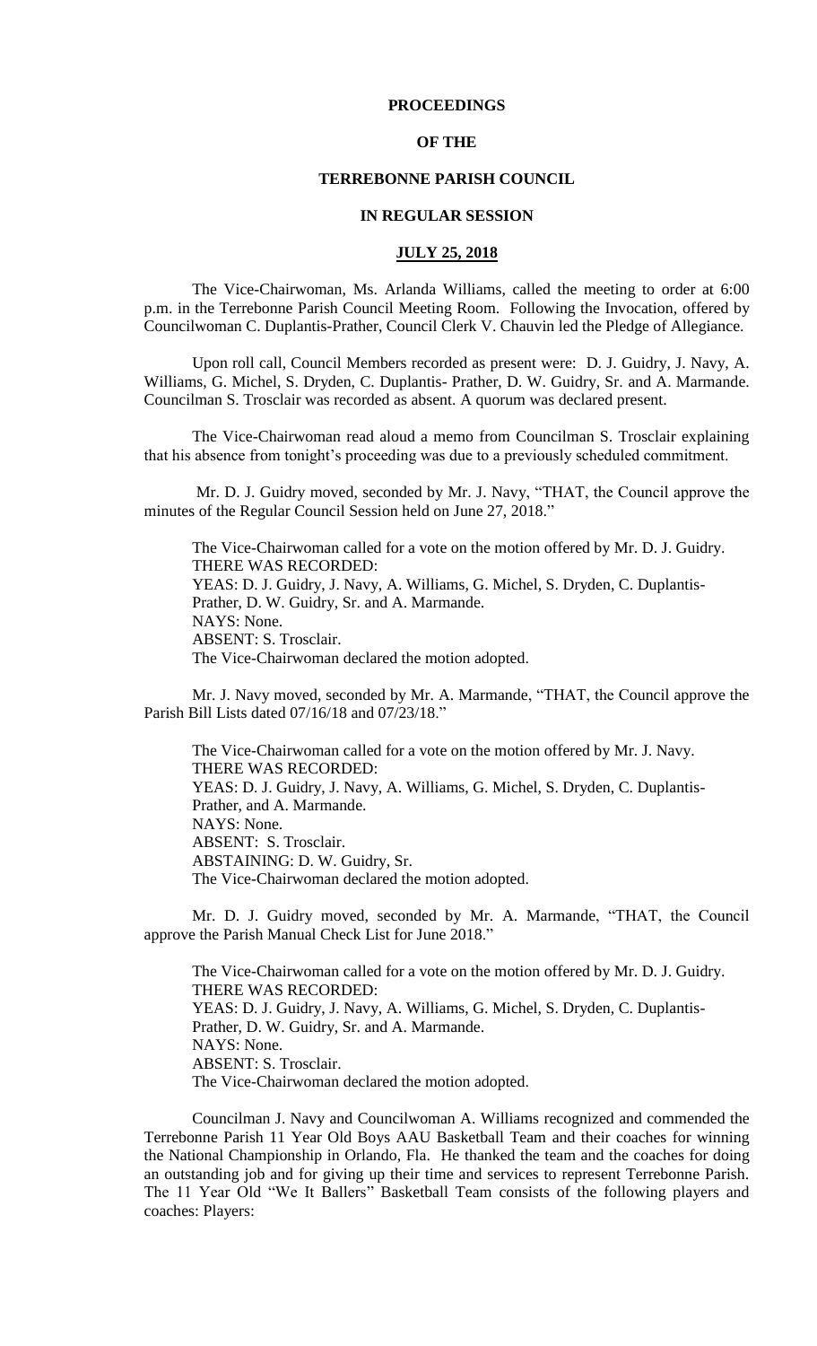# PROCEEDINGS

# OF THE

# TERREBONNE PARISH COUNCIL

# IN REGULAR SESSION

## JULY 25, 2018

The Vice-Chairwoman, Ms. Arlanda Williams, called the meeting to order at 6:00 p.m. in the Terrebonne Parish Council Meeting Room. Following the Invocation, offered by Councilwoman C. Duplantis-Prather, Council Clerk V. Chauvin led the Pledge of Allegiance.

Upon roll call, Council Members recorded as present were: D. J. Guidry, J. Navy, A. Williams, G. Michel, S. Dryden, C. Duplantis- Prather, D. W. Guidry, Sr. and A. Marmande. Councilman S. Trosclair was recorded as absent. A quorum was declared present.

The Vice-Chairwoman read aloud a memo from Councilman S. Trosclair explaining that his absence from tonight's proceeding was due to a previously scheduled commitment.

Mr. D. J. Guidry moved, seconded by Mr. J. Navy, "THAT, the Council approve the minutes of the Regular Council Session held on June 27, 2018."

The Vice-Chairwoman called for a vote on the motion offered by Mr. D. J. Guidry.
THERE WAS RECORDED:
YEAS: D. J. Guidry, J. Navy, A. Williams, G. Michel, S. Dryden, C. Duplantis-Prather, D. W. Guidry, Sr. and A. Marmande.
NAYS: None.
ABSENT: S. Trosclair.
The Vice-Chairwoman declared the motion adopted.

Mr. J. Navy moved, seconded by Mr. A. Marmande, "THAT, the Council approve the Parish Bill Lists dated 07/16/18 and 07/23/18."

The Vice-Chairwoman called for a vote on the motion offered by Mr. J. Navy.
THERE WAS RECORDED:
YEAS: D. J. Guidry, J. Navy, A. Williams, G. Michel, S. Dryden, C. Duplantis-Prather, and A. Marmande.
NAYS: None.
ABSENT: S. Trosclair.
ABSTAINING: D. W. Guidry, Sr.
The Vice-Chairwoman declared the motion adopted.

Mr. D. J. Guidry moved, seconded by Mr. A. Marmande, "THAT, the Council approve the Parish Manual Check List for June 2018."

The Vice-Chairwoman called for a vote on the motion offered by Mr. D. J. Guidry.
THERE WAS RECORDED:
YEAS: D. J. Guidry, J. Navy, A. Williams, G. Michel, S. Dryden, C. Duplantis-Prather, D. W. Guidry, Sr. and A. Marmande.
NAYS: None.
ABSENT: S. Trosclair.
The Vice-Chairwoman declared the motion adopted.

Councilman J. Navy and Councilwoman A. Williams recognized and commended the Terrebonne Parish 11 Year Old Boys AAU Basketball Team and their coaches for winning the National Championship in Orlando, Fla. He thanked the team and the coaches for doing an outstanding job and for giving up their time and services to represent Terrebonne Parish. The 11 Year Old "We It Ballers" Basketball Team consists of the following players and coaches: Players: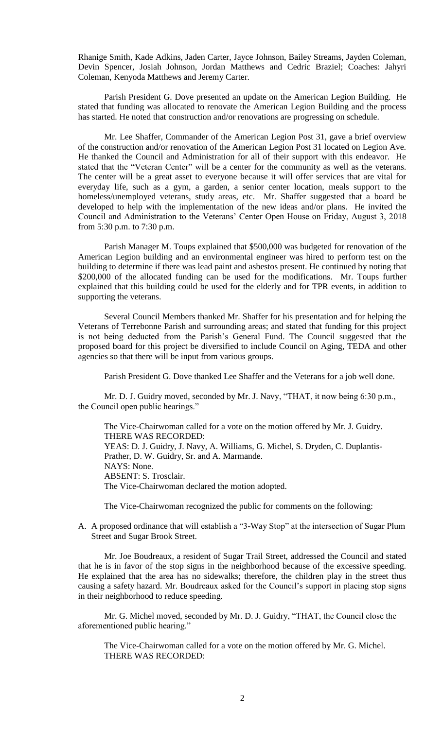Rhanige Smith, Kade Adkins, Jaden Carter, Jayce Johnson, Bailey Streams, Jayden Coleman, Devin Spencer, Josiah Johnson, Jordan Matthews and Cedric Braziel; Coaches: Jahyri Coleman, Kenyoda Matthews and Jeremy Carter.

Parish President G. Dove presented an update on the American Legion Building. He stated that funding was allocated to renovate the American Legion Building and the process has started. He noted that construction and/or renovations are progressing on schedule.

Mr. Lee Shaffer, Commander of the American Legion Post 31, gave a brief overview of the construction and/or renovation of the American Legion Post 31 located on Legion Ave. He thanked the Council and Administration for all of their support with this endeavor. He stated that the "Veteran Center" will be a center for the community as well as the veterans. The center will be a great asset to everyone because it will offer services that are vital for everyday life, such as a gym, a garden, a senior center location, meals support to the homeless/unemployed veterans, study areas, etc. Mr. Shaffer suggested that a board be developed to help with the implementation of the new ideas and/or plans. He invited the Council and Administration to the Veterans' Center Open House on Friday, August 3, 2018 from 5:30 p.m. to 7:30 p.m.

Parish Manager M. Toups explained that $500,000 was budgeted for renovation of the American Legion building and an environmental engineer was hired to perform test on the building to determine if there was lead paint and asbestos present. He continued by noting that $200,000 of the allocated funding can be used for the modifications. Mr. Toups further explained that this building could be used for the elderly and for TPR events, in addition to supporting the veterans.

Several Council Members thanked Mr. Shaffer for his presentation and for helping the Veterans of Terrebonne Parish and surrounding areas; and stated that funding for this project is not being deducted from the Parish's General Fund. The Council suggested that the proposed board for this project be diversified to include Council on Aging, TEDA and other agencies so that there will be input from various groups.

Parish President G. Dove thanked Lee Shaffer and the Veterans for a job well done.

Mr. D. J. Guidry moved, seconded by Mr. J. Navy, "THAT, it now being 6:30 p.m., the Council open public hearings."

The Vice-Chairwoman called for a vote on the motion offered by Mr. J. Guidry.
THERE WAS RECORDED:
YEAS: D. J. Guidry, J. Navy, A. Williams, G. Michel, S. Dryden, C. Duplantis-Prather, D. W. Guidry, Sr. and A. Marmande.
NAYS: None.
ABSENT: S. Trosclair.
The Vice-Chairwoman declared the motion adopted.

The Vice-Chairwoman recognized the public for comments on the following:

A. A proposed ordinance that will establish a "3-Way Stop" at the intersection of Sugar Plum Street and Sugar Brook Street.

Mr. Joe Boudreaux, a resident of Sugar Trail Street, addressed the Council and stated that he is in favor of the stop signs in the neighborhood because of the excessive speeding. He explained that the area has no sidewalks; therefore, the children play in the street thus causing a safety hazard. Mr. Boudreaux asked for the Council's support in placing stop signs in their neighborhood to reduce speeding.

Mr. G. Michel moved, seconded by Mr. D. J. Guidry, "THAT, the Council close the aforementioned public hearing."

The Vice-Chairwoman called for a vote on the motion offered by Mr. G. Michel.
THERE WAS RECORDED: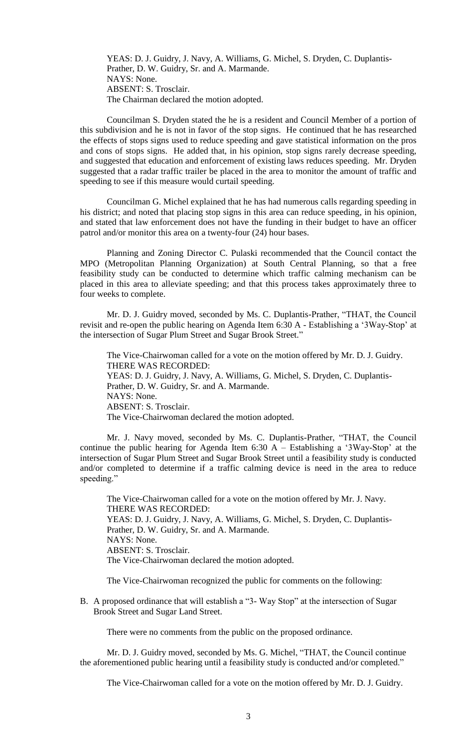YEAS: D. J. Guidry, J. Navy, A. Williams, G. Michel, S. Dryden, C. Duplantis-Prather, D. W. Guidry, Sr. and A. Marmande.
NAYS: None.
ABSENT: S. Trosclair.
The Chairman declared the motion adopted.

Councilman S. Dryden stated the he is a resident and Council Member of a portion of this subdivision and he is not in favor of the stop signs. He continued that he has researched the effects of stops signs used to reduce speeding and gave statistical information on the pros and cons of stops signs. He added that, in his opinion, stop signs rarely decrease speeding, and suggested that education and enforcement of existing laws reduces speeding. Mr. Dryden suggested that a radar traffic trailer be placed in the area to monitor the amount of traffic and speeding to see if this measure would curtail speeding.

Councilman G. Michel explained that he has had numerous calls regarding speeding in his district; and noted that placing stop signs in this area can reduce speeding, in his opinion, and stated that law enforcement does not have the funding in their budget to have an officer patrol and/or monitor this area on a twenty-four (24) hour bases.

Planning and Zoning Director C. Pulaski recommended that the Council contact the MPO (Metropolitan Planning Organization) at South Central Planning, so that a free feasibility study can be conducted to determine which traffic calming mechanism can be placed in this area to alleviate speeding; and that this process takes approximately three to four weeks to complete.

Mr. D. J. Guidry moved, seconded by Ms. C. Duplantis-Prather, "THAT, the Council revisit and re-open the public hearing on Agenda Item 6:30 A - Establishing a '3Way-Stop' at the intersection of Sugar Plum Street and Sugar Brook Street."

The Vice-Chairwoman called for a vote on the motion offered by Mr. D. J. Guidry.
THERE WAS RECORDED:
YEAS: D. J. Guidry, J. Navy, A. Williams, G. Michel, S. Dryden, C. Duplantis-Prather, D. W. Guidry, Sr. and A. Marmande.
NAYS: None.
ABSENT: S. Trosclair.
The Vice-Chairwoman declared the motion adopted.

Mr. J. Navy moved, seconded by Ms. C. Duplantis-Prather, "THAT, the Council continue the public hearing for Agenda Item 6:30 A – Establishing a '3Way-Stop' at the intersection of Sugar Plum Street and Sugar Brook Street until a feasibility study is conducted and/or completed to determine if a traffic calming device is need in the area to reduce speeding."

The Vice-Chairwoman called for a vote on the motion offered by Mr. J. Navy.
THERE WAS RECORDED:
YEAS: D. J. Guidry, J. Navy, A. Williams, G. Michel, S. Dryden, C. Duplantis-Prather, D. W. Guidry, Sr. and A. Marmande.
NAYS: None.
ABSENT: S. Trosclair.
The Vice-Chairwoman declared the motion adopted.

The Vice-Chairwoman recognized the public for comments on the following:

B. A proposed ordinance that will establish a "3- Way Stop" at the intersection of Sugar Brook Street and Sugar Land Street.

There were no comments from the public on the proposed ordinance.

Mr. D. J. Guidry moved, seconded by Ms. G. Michel, "THAT, the Council continue the aforementioned public hearing until a feasibility study is conducted and/or completed."

The Vice-Chairwoman called for a vote on the motion offered by Mr. D. J. Guidry.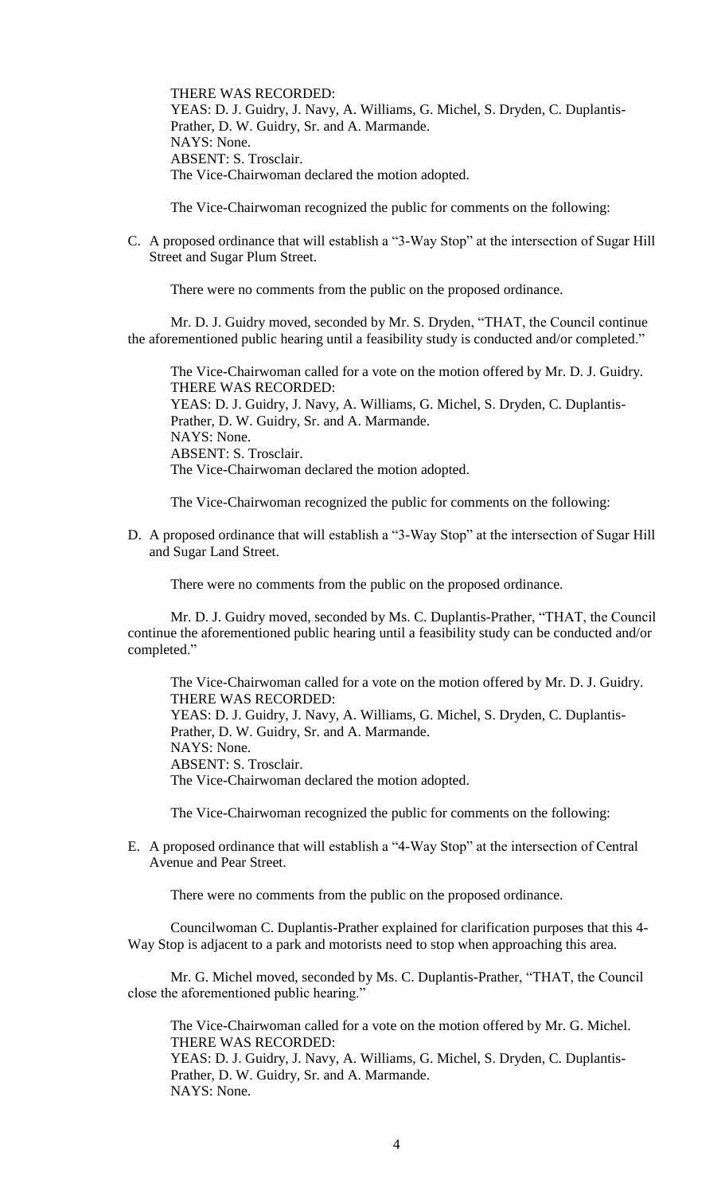THERE WAS RECORDED:
YEAS: D. J. Guidry, J. Navy, A. Williams, G. Michel, S. Dryden, C. Duplantis-Prather, D. W. Guidry, Sr. and A. Marmande.
NAYS: None.
ABSENT: S. Trosclair.
The Vice-Chairwoman declared the motion adopted.

The Vice-Chairwoman recognized the public for comments on the following:

C. A proposed ordinance that will establish a "3-Way Stop" at the intersection of Sugar Hill Street and Sugar Plum Street.

There were no comments from the public on the proposed ordinance.

Mr. D. J. Guidry moved, seconded by Mr. S. Dryden, "THAT, the Council continue the aforementioned public hearing until a feasibility study is conducted and/or completed."

The Vice-Chairwoman called for a vote on the motion offered by Mr. D. J. Guidry.
THERE WAS RECORDED:
YEAS: D. J. Guidry, J. Navy, A. Williams, G. Michel, S. Dryden, C. Duplantis-Prather, D. W. Guidry, Sr. and A. Marmande.
NAYS: None.
ABSENT: S. Trosclair.
The Vice-Chairwoman declared the motion adopted.

The Vice-Chairwoman recognized the public for comments on the following:

D. A proposed ordinance that will establish a "3-Way Stop" at the intersection of Sugar Hill and Sugar Land Street.

There were no comments from the public on the proposed ordinance.

Mr. D. J. Guidry moved, seconded by Ms. C. Duplantis-Prather, "THAT, the Council continue the aforementioned public hearing until a feasibility study can be conducted and/or completed."

The Vice-Chairwoman called for a vote on the motion offered by Mr. D. J. Guidry.
THERE WAS RECORDED:
YEAS: D. J. Guidry, J. Navy, A. Williams, G. Michel, S. Dryden, C. Duplantis-Prather, D. W. Guidry, Sr. and A. Marmande.
NAYS: None.
ABSENT: S. Trosclair.
The Vice-Chairwoman declared the motion adopted.

The Vice-Chairwoman recognized the public for comments on the following:

E. A proposed ordinance that will establish a "4-Way Stop" at the intersection of Central Avenue and Pear Street.

There were no comments from the public on the proposed ordinance.

Councilwoman C. Duplantis-Prather explained for clarification purposes that this 4-Way Stop is adjacent to a park and motorists need to stop when approaching this area.

Mr. G. Michel moved, seconded by Ms. C. Duplantis-Prather, "THAT, the Council close the aforementioned public hearing."

The Vice-Chairwoman called for a vote on the motion offered by Mr. G. Michel.
THERE WAS RECORDED:
YEAS: D. J. Guidry, J. Navy, A. Williams, G. Michel, S. Dryden, C. Duplantis-Prather, D. W. Guidry, Sr. and A. Marmande.
NAYS: None.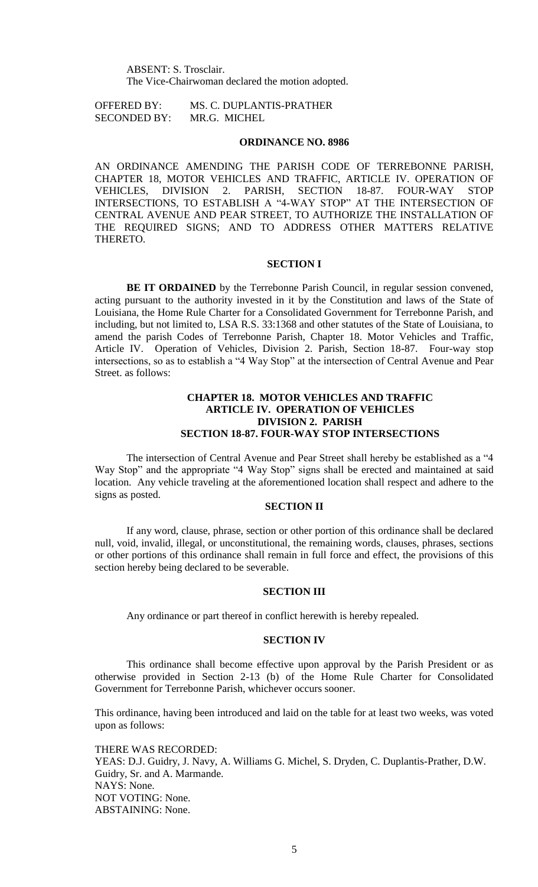ABSENT: S. Trosclair.
The Vice-Chairwoman declared the motion adopted.

OFFERED BY: MS. C. DUPLANTIS-PRATHER
SECONDED BY: MR.G. MICHEL

**ORDINANCE NO. 8986**

AN ORDINANCE AMENDING THE PARISH CODE OF TERREBONNE PARISH, CHAPTER 18, MOTOR VEHICLES AND TRAFFIC, ARTICLE IV. OPERATION OF VEHICLES, DIVISION 2. PARISH, SECTION 18-87. FOUR-WAY STOP INTERSECTIONS, TO ESTABLISH A "4-WAY STOP" AT THE INTERSECTION OF CENTRAL AVENUE AND PEAR STREET, TO AUTHORIZE THE INSTALLATION OF THE REQUIRED SIGNS; AND TO ADDRESS OTHER MATTERS RELATIVE THERETO.

**SECTION I**

**BE IT ORDAINED** by the Terrebonne Parish Council, in regular session convened, acting pursuant to the authority invested in it by the Constitution and laws of the State of Louisiana, the Home Rule Charter for a Consolidated Government for Terrebonne Parish, and including, but not limited to, LSA R.S. 33:1368 and other statutes of the State of Louisiana, to amend the parish Codes of Terrebonne Parish, Chapter 18. Motor Vehicles and Traffic, Article IV. Operation of Vehicles, Division 2. Parish, Section 18-87. Four-way stop intersections, so as to establish a "4 Way Stop" at the intersection of Central Avenue and Pear Street. as follows:

**CHAPTER 18. MOTOR VEHICLES AND TRAFFIC**
**ARTICLE IV. OPERATION OF VEHICLES**
**DIVISION 2. PARISH**
**SECTION 18-87. FOUR-WAY STOP INTERSECTIONS**

The intersection of Central Avenue and Pear Street shall hereby be established as a "4 Way Stop" and the appropriate "4 Way Stop" signs shall be erected and maintained at said location. Any vehicle traveling at the aforementioned location shall respect and adhere to the signs as posted.

**SECTION II**

If any word, clause, phrase, section or other portion of this ordinance shall be declared null, void, invalid, illegal, or unconstitutional, the remaining words, clauses, phrases, sections or other portions of this ordinance shall remain in full force and effect, the provisions of this section hereby being declared to be severable.

**SECTION III**

Any ordinance or part thereof in conflict herewith is hereby repealed.

**SECTION IV**

This ordinance shall become effective upon approval by the Parish President or as otherwise provided in Section 2-13 (b) of the Home Rule Charter for Consolidated Government for Terrebonne Parish, whichever occurs sooner.

This ordinance, having been introduced and laid on the table for at least two weeks, was voted upon as follows:

THERE WAS RECORDED:
YEAS: D.J. Guidry, J. Navy, A. Williams G. Michel, S. Dryden, C. Duplantis-Prather, D.W. Guidry, Sr. and A. Marmande.
NAYS: None.
NOT VOTING: None.
ABSTAINING: None.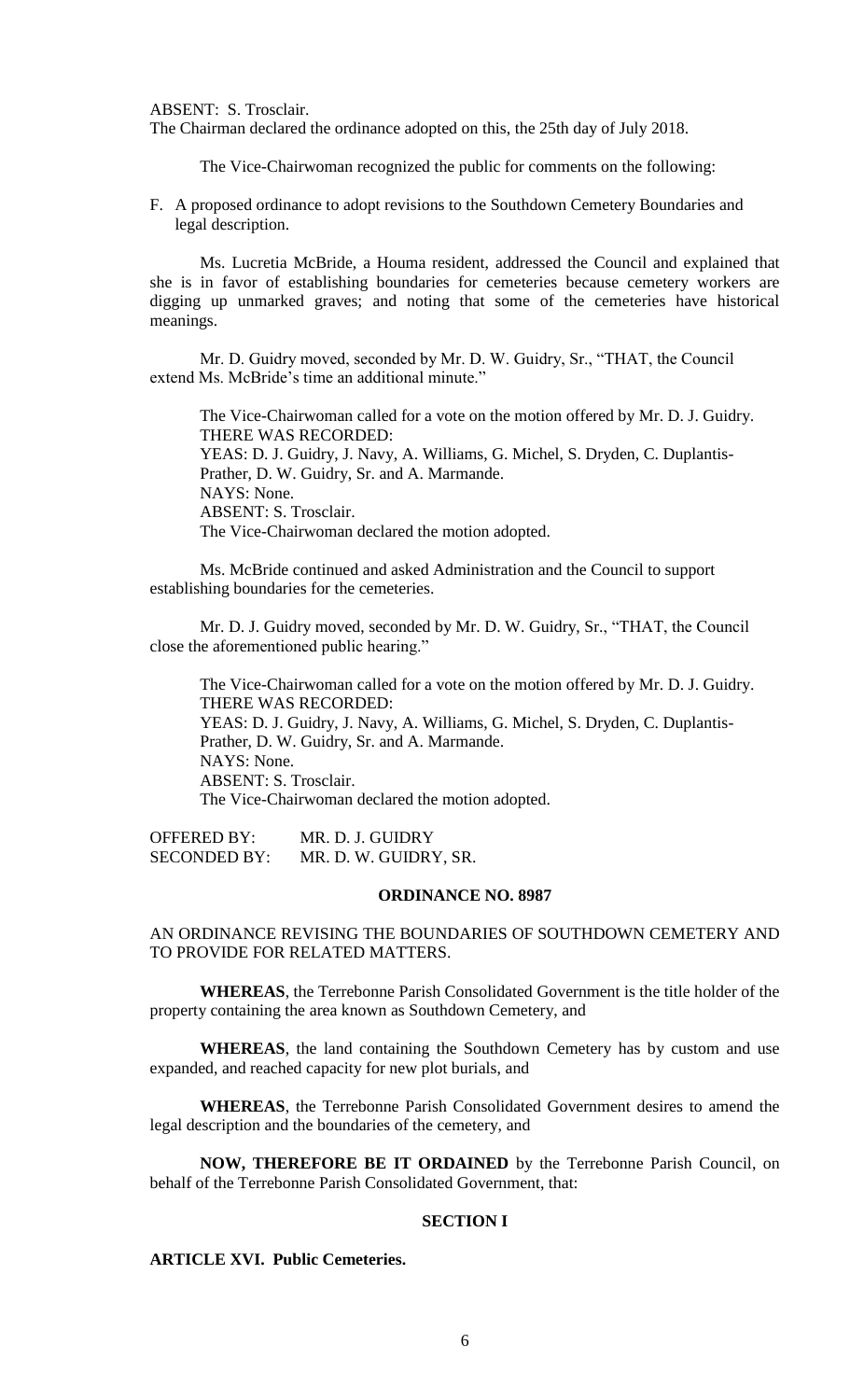ABSENT: S. Trosclair.
The Chairman declared the ordinance adopted on this, the 25th day of July 2018.

The Vice-Chairwoman recognized the public for comments on the following:

F. A proposed ordinance to adopt revisions to the Southdown Cemetery Boundaries and legal description.

Ms. Lucretia McBride, a Houma resident, addressed the Council and explained that she is in favor of establishing boundaries for cemeteries because cemetery workers are digging up unmarked graves; and noting that some of the cemeteries have historical meanings.

Mr. D. Guidry moved, seconded by Mr. D. W. Guidry, Sr., "THAT, the Council extend Ms. McBride's time an additional minute."

The Vice-Chairwoman called for a vote on the motion offered by Mr. D. J. Guidry.
THERE WAS RECORDED:
YEAS: D. J. Guidry, J. Navy, A. Williams, G. Michel, S. Dryden, C. Duplantis-Prather, D. W. Guidry, Sr. and A. Marmande.
NAYS: None.
ABSENT: S. Trosclair.
The Vice-Chairwoman declared the motion adopted.

Ms. McBride continued and asked Administration and the Council to support establishing boundaries for the cemeteries.

Mr. D. J. Guidry moved, seconded by Mr. D. W. Guidry, Sr., "THAT, the Council close the aforementioned public hearing."

The Vice-Chairwoman called for a vote on the motion offered by Mr. D. J. Guidry.
THERE WAS RECORDED:
YEAS: D. J. Guidry, J. Navy, A. Williams, G. Michel, S. Dryden, C. Duplantis-Prather, D. W. Guidry, Sr. and A. Marmande.
NAYS: None.
ABSENT: S. Trosclair.
The Vice-Chairwoman declared the motion adopted.

OFFERED BY: MR. D. J. GUIDRY
SECONDED BY: MR. D. W. GUIDRY, SR.

**ORDINANCE NO. 8987**

AN ORDINANCE REVISING THE BOUNDARIES OF SOUTHDOWN CEMETERY AND TO PROVIDE FOR RELATED MATTERS.

**WHEREAS**, the Terrebonne Parish Consolidated Government is the title holder of the property containing the area known as Southdown Cemetery, and

**WHEREAS**, the land containing the Southdown Cemetery has by custom and use expanded, and reached capacity for new plot burials, and

**WHEREAS**, the Terrebonne Parish Consolidated Government desires to amend the legal description and the boundaries of the cemetery, and

**NOW, THEREFORE BE IT ORDAINED** by the Terrebonne Parish Council, on behalf of the Terrebonne Parish Consolidated Government, that:

**SECTION I**

**ARTICLE XVI. Public Cemeteries.**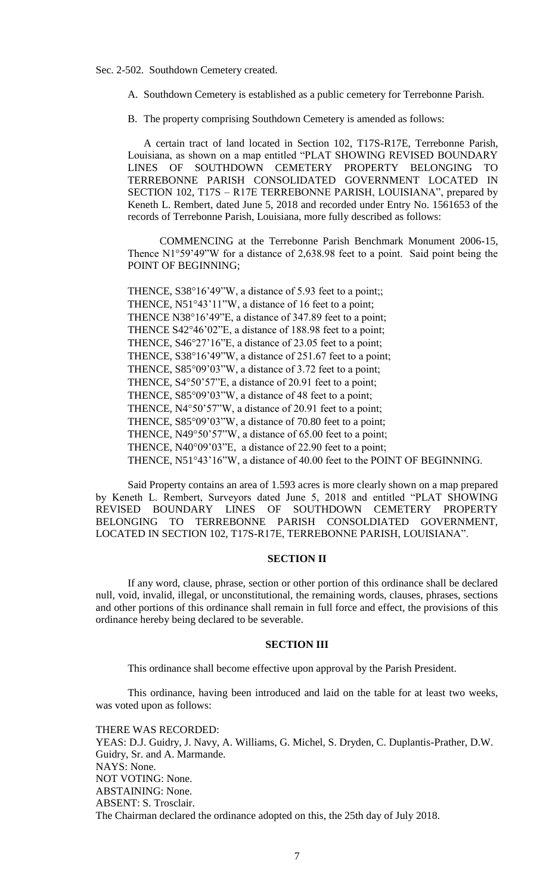Sec. 2-502. Southdown Cemetery created.

A. Southdown Cemetery is established as a public cemetery for Terrebonne Parish.

B. The property comprising Southdown Cemetery is amended as follows:

A certain tract of land located in Section 102, T17S-R17E, Terrebonne Parish, Louisiana, as shown on a map entitled "PLAT SHOWING REVISED BOUNDARY LINES OF SOUTHDOWN CEMETERY PROPERTY BELONGING TO TERREBONNE PARISH CONSOLIDATED GOVERNMENT LOCATED IN SECTION 102, T17S – R17E TERREBONNE PARISH, LOUISIANA", prepared by Keneth L. Rembert, dated June 5, 2018 and recorded under Entry No. 1561653 of the records of Terrebonne Parish, Louisiana, more fully described as follows:

COMMENCING at the Terrebonne Parish Benchmark Monument 2006-15, Thence N1°59'49"W for a distance of 2,638.98 feet to a point. Said point being the POINT OF BEGINNING;

THENCE, S38°16'49"W, a distance of 5.93 feet to a point;;
THENCE, N51°43'11"W, a distance of 16 feet to a point;
THENCE N38°16'49"E, a distance of 347.89 feet to a point;
THENCE S42°46'02"E, a distance of 188.98 feet to a point;
THENCE, S46°27'16"E, a distance of 23.05 feet to a point;
THENCE, S38°16'49"W, a distance of 251.67 feet to a point;
THENCE, S85°09'03"W, a distance of 3.72 feet to a point;
THENCE, S4°50'57"E, a distance of 20.91 feet to a point;
THENCE, S85°09'03"W, a distance of 48 feet to a point;
THENCE, N4°50'57"W, a distance of 20.91 feet to a point;
THENCE, S85°09'03"W, a distance of 70.80 feet to a point;
THENCE, N49°50'57"W, a distance of 65.00 feet to a point;
THENCE, N40°09'03"E, a distance of 22.90 feet to a point;
THENCE, N51°43'16"W, a distance of 40.00 feet to the POINT OF BEGINNING.

Said Property contains an area of 1.593 acres is more clearly shown on a map prepared by Keneth L. Rembert, Surveyors dated June 5, 2018 and entitled "PLAT SHOWING REVISED BOUNDARY LINES OF SOUTHDOWN CEMETERY PROPERTY BELONGING TO TERREBONNE PARISH CONSOLDIATED GOVERNMENT, LOCATED IN SECTION 102, T17S-R17E, TERREBONNE PARISH, LOUISIANA".

## SECTION II

If any word, clause, phrase, section or other portion of this ordinance shall be declared null, void, invalid, illegal, or unconstitutional, the remaining words, clauses, phrases, sections and other portions of this ordinance shall remain in full force and effect, the provisions of this ordinance hereby being declared to be severable.

## SECTION III

This ordinance shall become effective upon approval by the Parish President.

This ordinance, having been introduced and laid on the table for at least two weeks, was voted upon as follows:

THERE WAS RECORDED:
YEAS: D.J. Guidry, J. Navy, A. Williams, G. Michel, S. Dryden, C. Duplantis-Prather, D.W. Guidry, Sr. and A. Marmande.
NAYS: None.
NOT VOTING: None.
ABSTAINING: None.
ABSENT: S. Trosclair.
The Chairman declared the ordinance adopted on this, the 25th day of July 2018.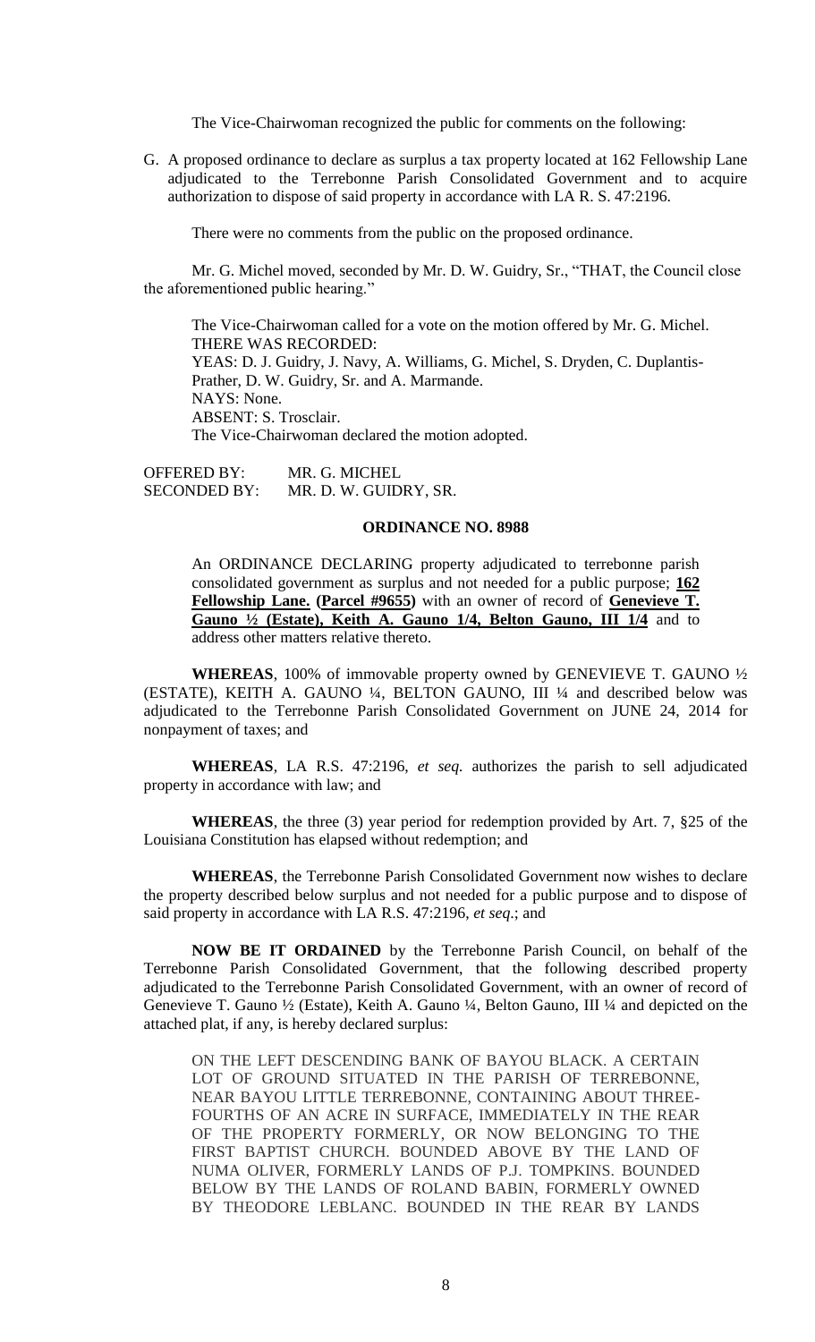The Vice-Chairwoman recognized the public for comments on the following:

G. A proposed ordinance to declare as surplus a tax property located at 162 Fellowship Lane adjudicated to the Terrebonne Parish Consolidated Government and to acquire authorization to dispose of said property in accordance with LA R. S. 47:2196.

There were no comments from the public on the proposed ordinance.

Mr. G. Michel moved, seconded by Mr. D. W. Guidry, Sr., "THAT, the Council close the aforementioned public hearing."

The Vice-Chairwoman called for a vote on the motion offered by Mr. G. Michel.
THERE WAS RECORDED:
YEAS: D. J. Guidry, J. Navy, A. Williams, G. Michel, S. Dryden, C. Duplantis-Prather, D. W. Guidry, Sr. and A. Marmande.
NAYS: None.
ABSENT: S. Trosclair.
The Vice-Chairwoman declared the motion adopted.

OFFERED BY: MR. G. MICHEL
SECONDED BY: MR. D. W. GUIDRY, SR.

**ORDINANCE NO. 8988**

An ORDINANCE DECLARING property adjudicated to terrebonne parish consolidated government as surplus and not needed for a public purpose; **162 Fellowship Lane. (Parcel #9655)** with an owner of record of **Genevieve T. Gauno ½ (Estate), Keith A. Gauno 1/4, Belton Gauno, III 1/4** and to address other matters relative thereto.

**WHEREAS**, 100% of immovable property owned by GENEVIEVE T. GAUNO ½ (ESTATE), KEITH A. GAUNO ¼, BELTON GAUNO, III ¼ and described below was adjudicated to the Terrebonne Parish Consolidated Government on JUNE 24, 2014 for nonpayment of taxes; and

**WHEREAS**, LA R.S. 47:2196, *et seq.* authorizes the parish to sell adjudicated property in accordance with law; and

**WHEREAS**, the three (3) year period for redemption provided by Art. 7, §25 of the Louisiana Constitution has elapsed without redemption; and

**WHEREAS**, the Terrebonne Parish Consolidated Government now wishes to declare the property described below surplus and not needed for a public purpose and to dispose of said property in accordance with LA R.S. 47:2196, *et seq*.; and

**NOW BE IT ORDAINED** by the Terrebonne Parish Council, on behalf of the Terrebonne Parish Consolidated Government, that the following described property adjudicated to the Terrebonne Parish Consolidated Government, with an owner of record of Genevieve T. Gauno ½ (Estate), Keith A. Gauno ¼, Belton Gauno, III ¼ and depicted on the attached plat, if any, is hereby declared surplus:

ON THE LEFT DESCENDING BANK OF BAYOU BLACK. A CERTAIN LOT OF GROUND SITUATED IN THE PARISH OF TERREBONNE, NEAR BAYOU LITTLE TERREBONNE, CONTAINING ABOUT THREE-FOURTHS OF AN ACRE IN SURFACE, IMMEDIATELY IN THE REAR OF THE PROPERTY FORMERLY, OR NOW BELONGING TO THE FIRST BAPTIST CHURCH. BOUNDED ABOVE BY THE LAND OF NUMA OLIVER, FORMERLY LANDS OF P.J. TOMPKINS. BOUNDED BELOW BY THE LANDS OF ROLAND BABIN, FORMERLY OWNED BY THEODORE LEBLANC. BOUNDED IN THE REAR BY LANDS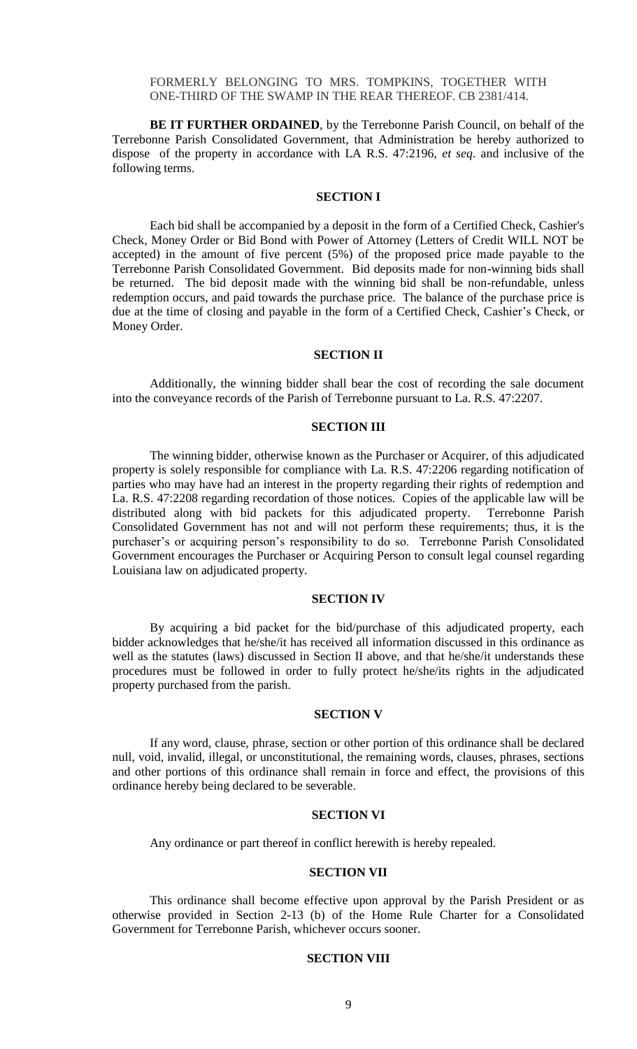FORMERLY BELONGING TO MRS. TOMPKINS, TOGETHER WITH ONE-THIRD OF THE SWAMP IN THE REAR THEREOF. CB 2381/414.

**BE IT FURTHER ORDAINED**, by the Terrebonne Parish Council, on behalf of the Terrebonne Parish Consolidated Government, that Administration be hereby authorized to dispose of the property in accordance with LA R.S. 47:2196, *et seq.* and inclusive of the following terms.

**SECTION I**

Each bid shall be accompanied by a deposit in the form of a Certified Check, Cashier's Check, Money Order or Bid Bond with Power of Attorney (Letters of Credit WILL NOT be accepted) in the amount of five percent (5%) of the proposed price made payable to the Terrebonne Parish Consolidated Government. Bid deposits made for non-winning bids shall be returned. The bid deposit made with the winning bid shall be non-refundable, unless redemption occurs, and paid towards the purchase price. The balance of the purchase price is due at the time of closing and payable in the form of a Certified Check, Cashier's Check, or Money Order.

**SECTION II**

Additionally, the winning bidder shall bear the cost of recording the sale document into the conveyance records of the Parish of Terrebonne pursuant to La. R.S. 47:2207.

**SECTION III**

The winning bidder, otherwise known as the Purchaser or Acquirer, of this adjudicated property is solely responsible for compliance with La. R.S. 47:2206 regarding notification of parties who may have had an interest in the property regarding their rights of redemption and La. R.S. 47:2208 regarding recordation of those notices. Copies of the applicable law will be distributed along with bid packets for this adjudicated property. Terrebonne Parish Consolidated Government has not and will not perform these requirements; thus, it is the purchaser's or acquiring person's responsibility to do so. Terrebonne Parish Consolidated Government encourages the Purchaser or Acquiring Person to consult legal counsel regarding Louisiana law on adjudicated property.

**SECTION IV**

By acquiring a bid packet for the bid/purchase of this adjudicated property, each bidder acknowledges that he/she/it has received all information discussed in this ordinance as well as the statutes (laws) discussed in Section II above, and that he/she/it understands these procedures must be followed in order to fully protect he/she/its rights in the adjudicated property purchased from the parish.

**SECTION V**

If any word, clause, phrase, section or other portion of this ordinance shall be declared null, void, invalid, illegal, or unconstitutional, the remaining words, clauses, phrases, sections and other portions of this ordinance shall remain in force and effect, the provisions of this ordinance hereby being declared to be severable.

**SECTION VI**

Any ordinance or part thereof in conflict herewith is hereby repealed.

**SECTION VII**

This ordinance shall become effective upon approval by the Parish President or as otherwise provided in Section 2-13 (b) of the Home Rule Charter for a Consolidated Government for Terrebonne Parish, whichever occurs sooner.

**SECTION VIII**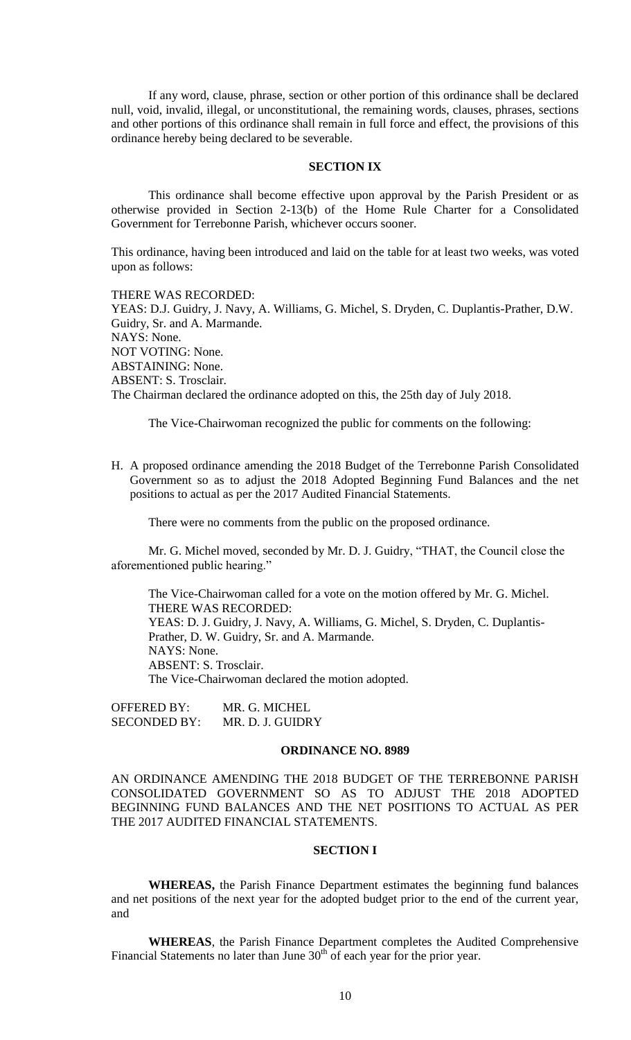If any word, clause, phrase, section or other portion of this ordinance shall be declared null, void, invalid, illegal, or unconstitutional, the remaining words, clauses, phrases, sections and other portions of this ordinance shall remain in full force and effect, the provisions of this ordinance hereby being declared to be severable.

**SECTION IX**

This ordinance shall become effective upon approval by the Parish President or as otherwise provided in Section 2-13(b) of the Home Rule Charter for a Consolidated Government for Terrebonne Parish, whichever occurs sooner.

This ordinance, having been introduced and laid on the table for at least two weeks, was voted upon as follows:

THERE WAS RECORDED:
YEAS: D.J. Guidry, J. Navy, A. Williams, G. Michel, S. Dryden, C. Duplantis-Prather, D.W. Guidry, Sr. and A. Marmande.
NAYS: None.
NOT VOTING: None.
ABSTAINING: None.
ABSENT: S. Trosclair.
The Chairman declared the ordinance adopted on this, the 25th day of July 2018.

The Vice-Chairwoman recognized the public for comments on the following:

H. A proposed ordinance amending the 2018 Budget of the Terrebonne Parish Consolidated Government so as to adjust the 2018 Adopted Beginning Fund Balances and the net positions to actual as per the 2017 Audited Financial Statements.

There were no comments from the public on the proposed ordinance.

Mr. G. Michel moved, seconded by Mr. D. J. Guidry, "THAT, the Council close the aforementioned public hearing."

The Vice-Chairwoman called for a vote on the motion offered by Mr. G. Michel.
THERE WAS RECORDED:
YEAS: D. J. Guidry, J. Navy, A. Williams, G. Michel, S. Dryden, C. Duplantis-Prather, D. W. Guidry, Sr. and A. Marmande.
NAYS: None.
ABSENT: S. Trosclair.
The Vice-Chairwoman declared the motion adopted.

OFFERED BY: MR. G. MICHEL
SECONDED BY: MR. D. J. GUIDRY

**ORDINANCE NO. 8989**

AN ORDINANCE AMENDING THE 2018 BUDGET OF THE TERREBONNE PARISH CONSOLIDATED GOVERNMENT SO AS TO ADJUST THE 2018 ADOPTED BEGINNING FUND BALANCES AND THE NET POSITIONS TO ACTUAL AS PER THE 2017 AUDITED FINANCIAL STATEMENTS.

**SECTION I**

**WHEREAS,** the Parish Finance Department estimates the beginning fund balances and net positions of the next year for the adopted budget prior to the end of the current year, and

**WHEREAS**, the Parish Finance Department completes the Audited Comprehensive Financial Statements no later than June 30th of each year for the prior year.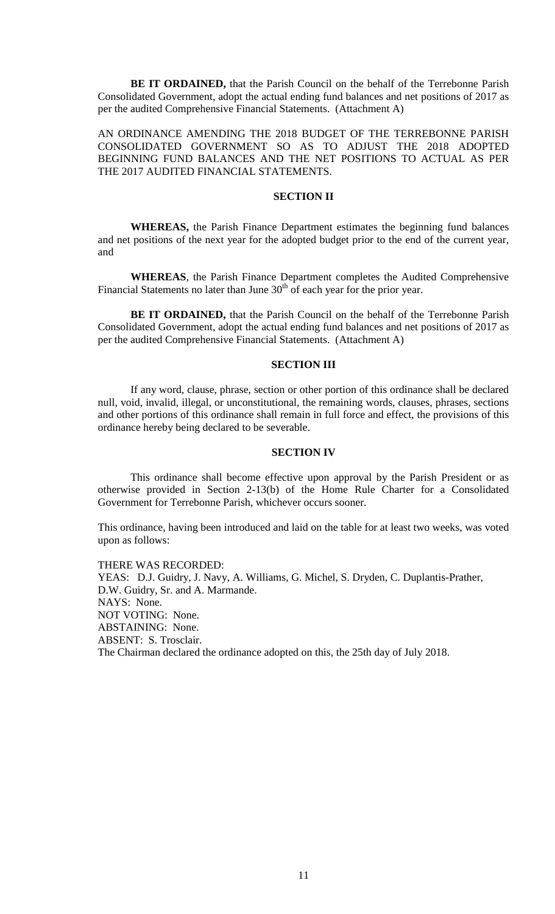**BE IT ORDAINED,** that the Parish Council on the behalf of the Terrebonne Parish Consolidated Government, adopt the actual ending fund balances and net positions of 2017 as per the audited Comprehensive Financial Statements. (Attachment A)

AN ORDINANCE AMENDING THE 2018 BUDGET OF THE TERREBONNE PARISH CONSOLIDATED GOVERNMENT SO AS TO ADJUST THE 2018 ADOPTED BEGINNING FUND BALANCES AND THE NET POSITIONS TO ACTUAL AS PER THE 2017 AUDITED FINANCIAL STATEMENTS.

**SECTION II**

**WHEREAS,** the Parish Finance Department estimates the beginning fund balances and net positions of the next year for the adopted budget prior to the end of the current year, and

**WHEREAS**, the Parish Finance Department completes the Audited Comprehensive Financial Statements no later than June 30th of each year for the prior year.

**BE IT ORDAINED,** that the Parish Council on the behalf of the Terrebonne Parish Consolidated Government, adopt the actual ending fund balances and net positions of 2017 as per the audited Comprehensive Financial Statements. (Attachment A)

**SECTION III**

If any word, clause, phrase, section or other portion of this ordinance shall be declared null, void, invalid, illegal, or unconstitutional, the remaining words, clauses, phrases, sections and other portions of this ordinance shall remain in full force and effect, the provisions of this ordinance hereby being declared to be severable.

**SECTION IV**

This ordinance shall become effective upon approval by the Parish President or as otherwise provided in Section 2-13(b) of the Home Rule Charter for a Consolidated Government for Terrebonne Parish, whichever occurs sooner.

This ordinance, having been introduced and laid on the table for at least two weeks, was voted upon as follows:

THERE WAS RECORDED:
YEAS: D.J. Guidry, J. Navy, A. Williams, G. Michel, S. Dryden, C. Duplantis-Prather, D.W. Guidry, Sr. and A. Marmande.
NAYS: None.
NOT VOTING: None.
ABSTAINING: None.
ABSENT: S. Trosclair.
The Chairman declared the ordinance adopted on this, the 25th day of July 2018.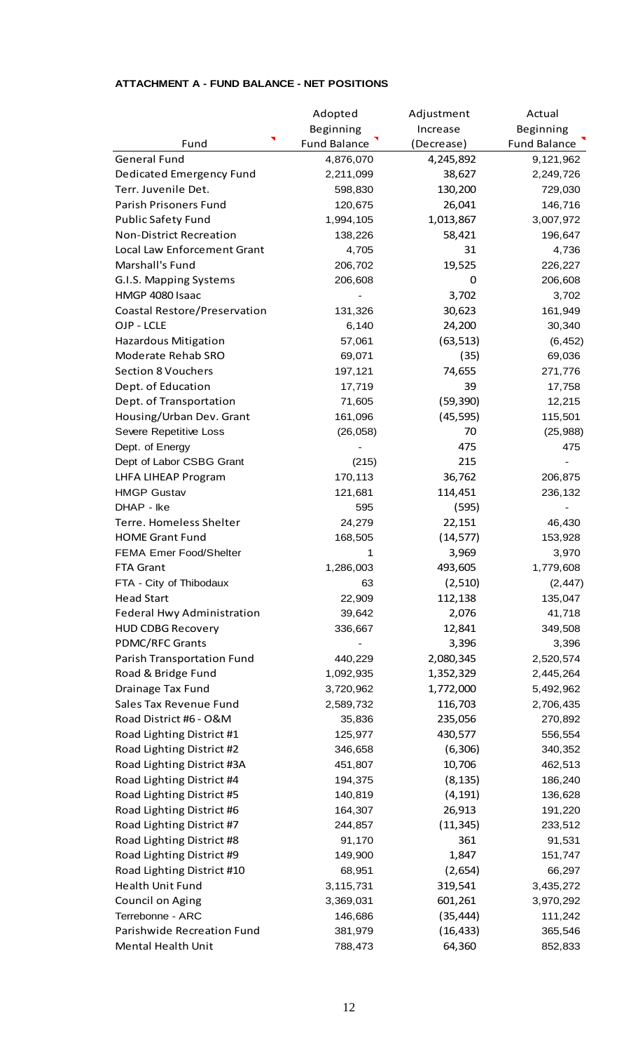**ATTACHMENT A - FUND BALANCE - NET POSITIONS**

| Fund | Adopted Beginning Fund Balance | Adjustment Increase (Decrease) | Actual Beginning Fund Balance |
|---|---|---|---|
| General Fund | 4,876,070 | 4,245,892 | 9,121,962 |
| Dedicated Emergency Fund | 2,211,099 | 38,627 | 2,249,726 |
| Terr. Juvenile Det. | 598,830 | 130,200 | 729,030 |
| Parish Prisoners Fund | 120,675 | 26,041 | 146,716 |
| Public Safety Fund | 1,994,105 | 1,013,867 | 3,007,972 |
| Non-District Recreation | 138,226 | 58,421 | 196,647 |
| Local Law Enforcement Grant | 4,705 | 31 | 4,736 |
| Marshall's Fund | 206,702 | 19,525 | 226,227 |
| G.I.S. Mapping Systems | 206,608 | 0 | 206,608 |
| HMGP 4080 Isaac | - | 3,702 | 3,702 |
| Coastal Restore/Preservation | 131,326 | 30,623 | 161,949 |
| OJP - LCLE | 6,140 | 24,200 | 30,340 |
| Hazardous Mitigation | 57,061 | (63,513) | (6,452) |
| Moderate Rehab SRO | 69,071 | (35) | 69,036 |
| Section 8 Vouchers | 197,121 | 74,655 | 271,776 |
| Dept. of Education | 17,719 | 39 | 17,758 |
| Dept. of Transportation | 71,605 | (59,390) | 12,215 |
| Housing/Urban Dev. Grant | 161,096 | (45,595) | 115,501 |
| Severe Repetitive Loss | (26,058) | 70 | (25,988) |
| Dept. of Energy | - | 475 | 475 |
| Dept of Labor CSBG Grant | (215) | 215 | - |
| LHFA LIHEAP Program | 170,113 | 36,762 | 206,875 |
| HMGP Gustav | 121,681 | 114,451 | 236,132 |
| DHAP - Ike | 595 | (595) | - |
| Terre. Homeless Shelter | 24,279 | 22,151 | 46,430 |
| HOME Grant Fund | 168,505 | (14,577) | 153,928 |
| FEMA Emer Food/Shelter | 1 | 3,969 | 3,970 |
| FTA Grant | 1,286,003 | 493,605 | 1,779,608 |
| FTA - City of Thibodaux | 63 | (2,510) | (2,447) |
| Head Start | 22,909 | 112,138 | 135,047 |
| Federal Hwy Administration | 39,642 | 2,076 | 41,718 |
| HUD CDBG Recovery | 336,667 | 12,841 | 349,508 |
| PDMC/RFC Grants | - | 3,396 | 3,396 |
| Parish Transportation Fund | 440,229 | 2,080,345 | 2,520,574 |
| Road & Bridge Fund | 1,092,935 | 1,352,329 | 2,445,264 |
| Drainage Tax Fund | 3,720,962 | 1,772,000 | 5,492,962 |
| Sales Tax Revenue Fund | 2,589,732 | 116,703 | 2,706,435 |
| Road District #6 - O&M | 35,836 | 235,056 | 270,892 |
| Road Lighting District #1 | 125,977 | 430,577 | 556,554 |
| Road Lighting District #2 | 346,658 | (6,306) | 340,352 |
| Road Lighting District #3A | 451,807 | 10,706 | 462,513 |
| Road Lighting District #4 | 194,375 | (8,135) | 186,240 |
| Road Lighting District #5 | 140,819 | (4,191) | 136,628 |
| Road Lighting District #6 | 164,307 | 26,913 | 191,220 |
| Road Lighting District #7 | 244,857 | (11,345) | 233,512 |
| Road Lighting District #8 | 91,170 | 361 | 91,531 |
| Road Lighting District #9 | 149,900 | 1,847 | 151,747 |
| Road Lighting District #10 | 68,951 | (2,654) | 66,297 |
| Health Unit Fund | 3,115,731 | 319,541 | 3,435,272 |
| Council on Aging | 3,369,031 | 601,261 | 3,970,292 |
| Terrebonne - ARC | 146,686 | (35,444) | 111,242 |
| Parishwide Recreation Fund | 381,979 | (16,433) | 365,546 |
| Mental Health Unit | 788,473 | 64,360 | 852,833 |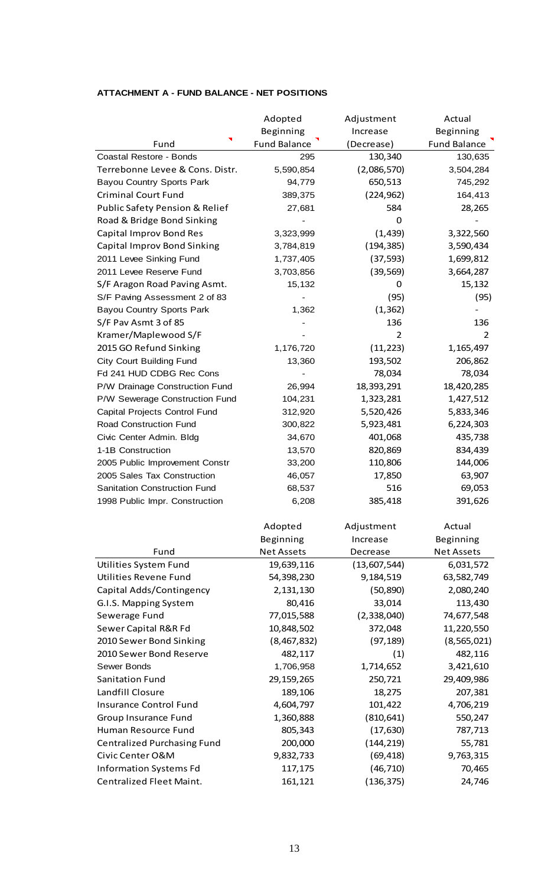**ATTACHMENT A - FUND BALANCE - NET POSITIONS**

| Fund | Adopted Beginning Fund Balance | Adjustment Increase (Decrease) | Actual Beginning Fund Balance |
|---|---|---|---|
| Coastal Restore - Bonds | 295 | 130,340 | 130,635 |
| Terrebonne Levee & Cons. Distr. | 5,590,854 | (2,086,570) | 3,504,284 |
| Bayou Country Sports Park | 94,779 | 650,513 | 745,292 |
| Criminal Court Fund | 389,375 | (224,962) | 164,413 |
| Public Safety Pension & Relief | 27,681 | 584 | 28,265 |
| Road & Bridge Bond Sinking | - | 0 | - |
| Capital Improv Bond Res | 3,323,999 | (1,439) | 3,322,560 |
| Capital Improv Bond Sinking | 3,784,819 | (194,385) | 3,590,434 |
| 2011 Levee Sinking Fund | 1,737,405 | (37,593) | 1,699,812 |
| 2011 Levee Reserve Fund | 3,703,856 | (39,569) | 3,664,287 |
| S/F Aragon Road Paving Asmt. | 15,132 | 0 | 15,132 |
| S/F Paving Assessment 2 of 83 | - | (95) | (95) |
| Bayou Country Sports Park | 1,362 | (1,362) | - |
| S/F Pav Asmt 3 of 85 | - | 136 | 136 |
| Kramer/Maplewood S/F | - | 2 | 2 |
| 2015 GO Refund Sinking | 1,176,720 | (11,223) | 1,165,497 |
| City Court Building Fund | 13,360 | 193,502 | 206,862 |
| Fd 241 HUD CDBG Rec Cons | - | 78,034 | 78,034 |
| P/W Drainage Construction Fund | 26,994 | 18,393,291 | 18,420,285 |
| P/W Sewerage Construction Fund | 104,231 | 1,323,281 | 1,427,512 |
| Capital Projects Control Fund | 312,920 | 5,520,426 | 5,833,346 |
| Road Construction Fund | 300,822 | 5,923,481 | 6,224,303 |
| Civic Center Admin. Bldg | 34,670 | 401,068 | 435,738 |
| 1-1B Construction | 13,570 | 820,869 | 834,439 |
| 2005 Public Improvement Constr | 33,200 | 110,806 | 144,006 |
| 2005 Sales Tax Construction | 46,057 | 17,850 | 63,907 |
| Sanitation Construction Fund | 68,537 | 516 | 69,053 |
| 1998 Public Impr. Construction | 6,208 | 385,418 | 391,626 |

| Fund | Adopted Beginning Net Assets | Adjustment Increase Decrease | Actual Beginning Net Assets |
|---|---|---|---|
| Utilities System Fund | 19,639,116 | (13,607,544) | 6,031,572 |
| Utilities Revene Fund | 54,398,230 | 9,184,519 | 63,582,749 |
| Capital Adds/Contingency | 2,131,130 | (50,890) | 2,080,240 |
| G.I.S. Mapping System | 80,416 | 33,014 | 113,430 |
| Sewerage Fund | 77,015,588 | (2,338,040) | 74,677,548 |
| Sewer Capital R&R Fd | 10,848,502 | 372,048 | 11,220,550 |
| 2010 Sewer Bond Sinking | (8,467,832) | (97,189) | (8,565,021) |
| 2010 Sewer Bond Reserve | 482,117 | (1) | 482,116 |
| Sewer Bonds | 1,706,958 | 1,714,652 | 3,421,610 |
| Sanitation Fund | 29,159,265 | 250,721 | 29,409,986 |
| Landfill Closure | 189,106 | 18,275 | 207,381 |
| Insurance Control Fund | 4,604,797 | 101,422 | 4,706,219 |
| Group Insurance Fund | 1,360,888 | (810,641) | 550,247 |
| Human Resource Fund | 805,343 | (17,630) | 787,713 |
| Centralized Purchasing Fund | 200,000 | (144,219) | 55,781 |
| Civic Center O&M | 9,832,733 | (69,418) | 9,763,315 |
| Information Systems Fd | 117,175 | (46,710) | 70,465 |
| Centralized Fleet Maint. | 161,121 | (136,375) | 24,746 |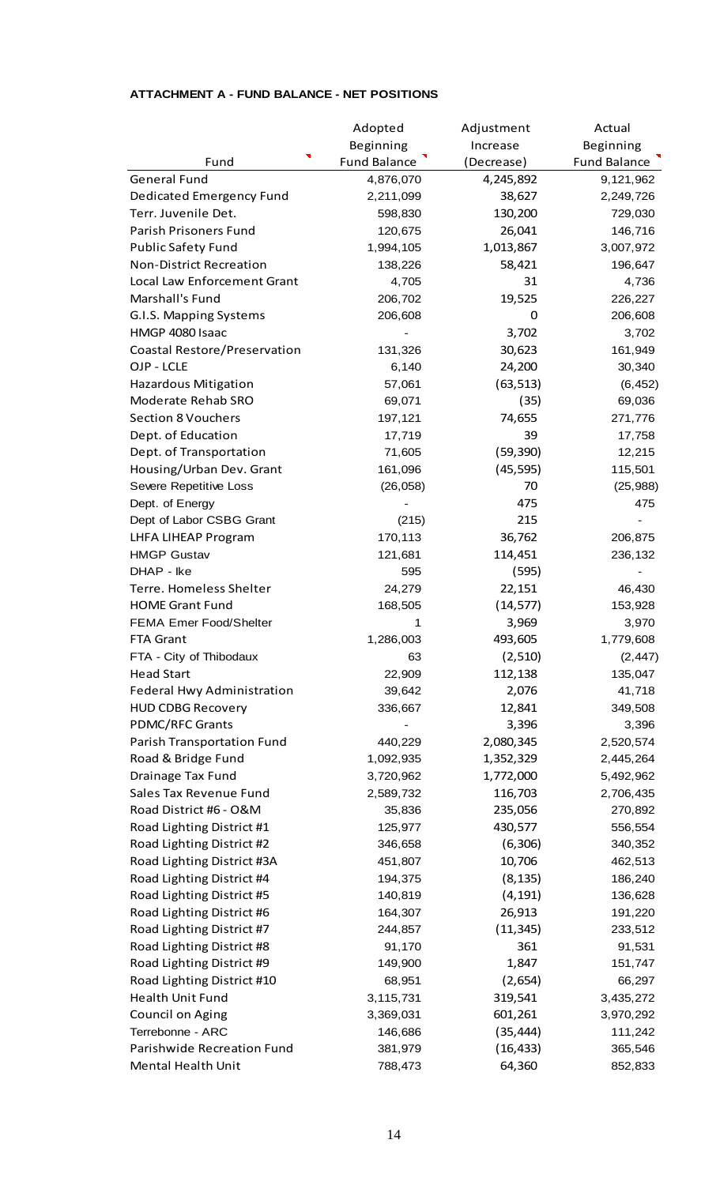**ATTACHMENT A - FUND BALANCE - NET POSITIONS**

| Fund | Adopted Beginning Fund Balance | Adjustment Increase (Decrease) | Actual Beginning Fund Balance |
|---|---|---|---|
| General Fund | 4,876,070 | 4,245,892 | 9,121,962 |
| Dedicated Emergency Fund | 2,211,099 | 38,627 | 2,249,726 |
| Terr. Juvenile Det. | 598,830 | 130,200 | 729,030 |
| Parish Prisoners Fund | 120,675 | 26,041 | 146,716 |
| Public Safety Fund | 1,994,105 | 1,013,867 | 3,007,972 |
| Non-District Recreation | 138,226 | 58,421 | 196,647 |
| Local Law Enforcement Grant | 4,705 | 31 | 4,736 |
| Marshall's Fund | 206,702 | 19,525 | 226,227 |
| G.I.S. Mapping Systems | 206,608 | 0 | 206,608 |
| HMGP 4080 Isaac | - | 3,702 | 3,702 |
| Coastal Restore/Preservation | 131,326 | 30,623 | 161,949 |
| OJP - LCLE | 6,140 | 24,200 | 30,340 |
| Hazardous Mitigation | 57,061 | (63,513) | (6,452) |
| Moderate Rehab SRO | 69,071 | (35) | 69,036 |
| Section 8 Vouchers | 197,121 | 74,655 | 271,776 |
| Dept. of Education | 17,719 | 39 | 17,758 |
| Dept. of Transportation | 71,605 | (59,390) | 12,215 |
| Housing/Urban Dev. Grant | 161,096 | (45,595) | 115,501 |
| Severe Repetitive Loss | (26,058) | 70 | (25,988) |
| Dept. of Energy | - | 475 | 475 |
| Dept of Labor CSBG Grant | (215) | 215 | - |
| LHFA LIHEAP Program | 170,113 | 36,762 | 206,875 |
| HMGP Gustav | 121,681 | 114,451 | 236,132 |
| DHAP - Ike | 595 | (595) | - |
| Terre. Homeless Shelter | 24,279 | 22,151 | 46,430 |
| HOME Grant Fund | 168,505 | (14,577) | 153,928 |
| FEMA Emer Food/Shelter | 1 | 3,969 | 3,970 |
| FTA Grant | 1,286,003 | 493,605 | 1,779,608 |
| FTA - City of Thibodaux | 63 | (2,510) | (2,447) |
| Head Start | 22,909 | 112,138 | 135,047 |
| Federal Hwy Administration | 39,642 | 2,076 | 41,718 |
| HUD CDBG Recovery | 336,667 | 12,841 | 349,508 |
| PDMC/RFC Grants | - | 3,396 | 3,396 |
| Parish Transportation Fund | 440,229 | 2,080,345 | 2,520,574 |
| Road & Bridge Fund | 1,092,935 | 1,352,329 | 2,445,264 |
| Drainage Tax Fund | 3,720,962 | 1,772,000 | 5,492,962 |
| Sales Tax Revenue Fund | 2,589,732 | 116,703 | 2,706,435 |
| Road District #6 - O&M | 35,836 | 235,056 | 270,892 |
| Road Lighting District #1 | 125,977 | 430,577 | 556,554 |
| Road Lighting District #2 | 346,658 | (6,306) | 340,352 |
| Road Lighting District #3A | 451,807 | 10,706 | 462,513 |
| Road Lighting District #4 | 194,375 | (8,135) | 186,240 |
| Road Lighting District #5 | 140,819 | (4,191) | 136,628 |
| Road Lighting District #6 | 164,307 | 26,913 | 191,220 |
| Road Lighting District #7 | 244,857 | (11,345) | 233,512 |
| Road Lighting District #8 | 91,170 | 361 | 91,531 |
| Road Lighting District #9 | 149,900 | 1,847 | 151,747 |
| Road Lighting District #10 | 68,951 | (2,654) | 66,297 |
| Health Unit Fund | 3,115,731 | 319,541 | 3,435,272 |
| Council on Aging | 3,369,031 | 601,261 | 3,970,292 |
| Terrebonne - ARC | 146,686 | (35,444) | 111,242 |
| Parishwide Recreation Fund | 381,979 | (16,433) | 365,546 |
| Mental Health Unit | 788,473 | 64,360 | 852,833 |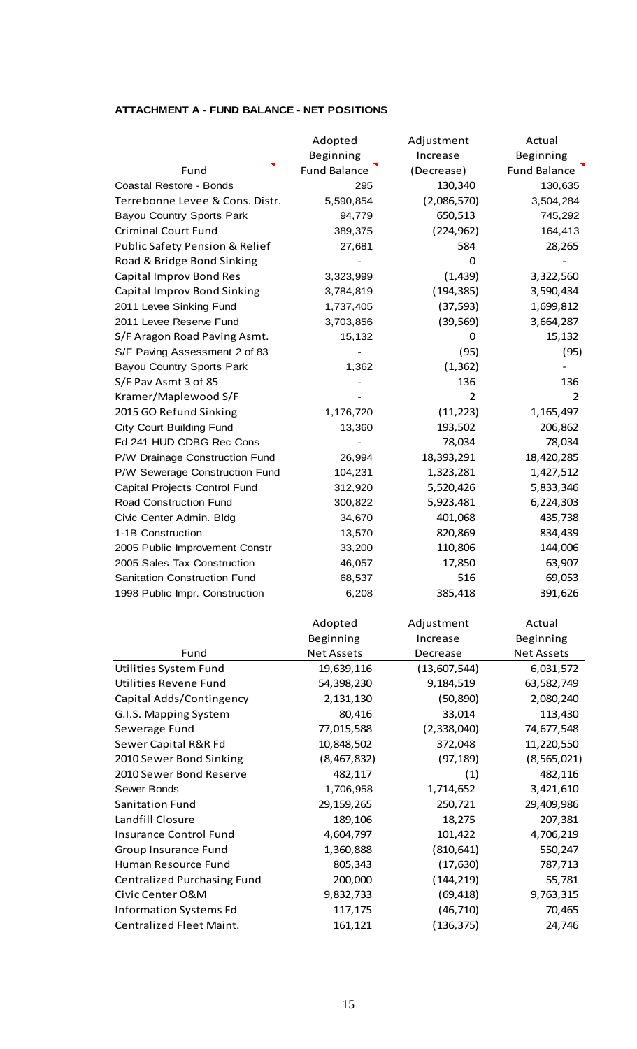**ATTACHMENT A - FUND BALANCE - NET POSITIONS**

| Fund | Adopted Beginning Fund Balance | Adjustment Increase (Decrease) | Actual Beginning Fund Balance |
|---|---|---|---|
| Coastal Restore - Bonds | 295 | 130,340 | 130,635 |
| Terrebonne Levee & Cons. Distr. | 5,590,854 | (2,086,570) | 3,504,284 |
| Bayou Country Sports Park | 94,779 | 650,513 | 745,292 |
| Criminal Court Fund | 389,375 | (224,962) | 164,413 |
| Public Safety Pension & Relief | 27,681 | 584 | 28,265 |
| Road & Bridge Bond Sinking | - | 0 | - |
| Capital Improv Bond Res | 3,323,999 | (1,439) | 3,322,560 |
| Capital Improv Bond Sinking | 3,784,819 | (194,385) | 3,590,434 |
| 2011 Levee Sinking Fund | 1,737,405 | (37,593) | 1,699,812 |
| 2011 Levee Reserve Fund | 3,703,856 | (39,569) | 3,664,287 |
| S/F Aragon Road Paving Asmt. | 15,132 | 0 | 15,132 |
| S/F Paving Assessment 2 of 83 | - | (95) | (95) |
| Bayou Country Sports Park | 1,362 | (1,362) | - |
| S/F Pav Asmt 3 of 85 | - | 136 | 136 |
| Kramer/Maplewood S/F | - | 2 | 2 |
| 2015 GO Refund Sinking | 1,176,720 | (11,223) | 1,165,497 |
| City Court Building Fund | 13,360 | 193,502 | 206,862 |
| Fd 241 HUD CDBG Rec Cons | - | 78,034 | 78,034 |
| P/W Drainage Construction Fund | 26,994 | 18,393,291 | 18,420,285 |
| P/W Sewerage Construction Fund | 104,231 | 1,323,281 | 1,427,512 |
| Capital Projects Control Fund | 312,920 | 5,520,426 | 5,833,346 |
| Road Construction Fund | 300,822 | 5,923,481 | 6,224,303 |
| Civic Center Admin. Bldg | 34,670 | 401,068 | 435,738 |
| 1-1B Construction | 13,570 | 820,869 | 834,439 |
| 2005 Public Improvement Constr | 33,200 | 110,806 | 144,006 |
| 2005 Sales Tax Construction | 46,057 | 17,850 | 63,907 |
| Sanitation Construction Fund | 68,537 | 516 | 69,053 |
| 1998 Public Impr. Construction | 6,208 | 385,418 | 391,626 |

| Fund | Adopted Beginning Net Assets | Adjustment Increase Decrease | Actual Beginning Net Assets |
|---|---|---|---|
| Utilities System Fund | 19,639,116 | (13,607,544) | 6,031,572 |
| Utilities Revene Fund | 54,398,230 | 9,184,519 | 63,582,749 |
| Capital Adds/Contingency | 2,131,130 | (50,890) | 2,080,240 |
| G.I.S. Mapping System | 80,416 | 33,014 | 113,430 |
| Sewerage Fund | 77,015,588 | (2,338,040) | 74,677,548 |
| Sewer Capital R&R Fd | 10,848,502 | 372,048 | 11,220,550 |
| 2010 Sewer Bond Sinking | (8,467,832) | (97,189) | (8,565,021) |
| 2010 Sewer Bond Reserve | 482,117 | (1) | 482,116 |
| Sewer Bonds | 1,706,958 | 1,714,652 | 3,421,610 |
| Sanitation Fund | 29,159,265 | 250,721 | 29,409,986 |
| Landfill Closure | 189,106 | 18,275 | 207,381 |
| Insurance Control Fund | 4,604,797 | 101,422 | 4,706,219 |
| Group Insurance Fund | 1,360,888 | (810,641) | 550,247 |
| Human Resource Fund | 805,343 | (17,630) | 787,713 |
| Centralized Purchasing Fund | 200,000 | (144,219) | 55,781 |
| Civic Center O&M | 9,832,733 | (69,418) | 9,763,315 |
| Information Systems Fd | 117,175 | (46,710) | 70,465 |
| Centralized Fleet Maint. | 161,121 | (136,375) | 24,746 |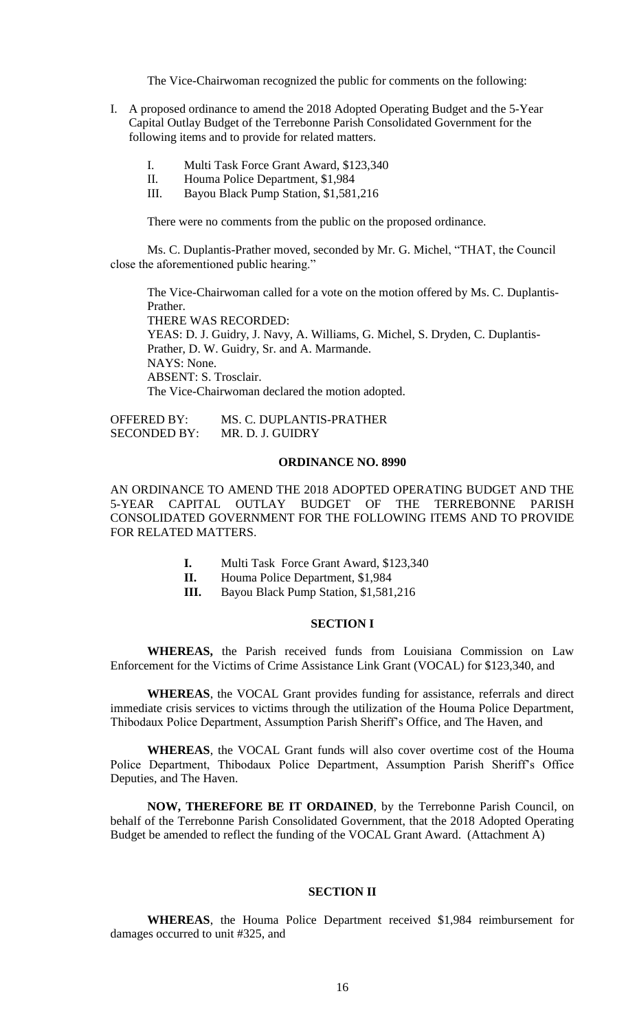The Vice-Chairwoman recognized the public for comments on the following:

I. A proposed ordinance to amend the 2018 Adopted Operating Budget and the 5-Year Capital Outlay Budget of the Terrebonne Parish Consolidated Government for the following items and to provide for related matters.

   I. Multi Task Force Grant Award, $123,340
   II. Houma Police Department, $1,984
   III. Bayou Black Pump Station, $1,581,216

   There were no comments from the public on the proposed ordinance.

   Ms. C. Duplantis-Prather moved, seconded by Mr. G. Michel, "THAT, the Council close the aforementioned public hearing."

   The Vice-Chairwoman called for a vote on the motion offered by Ms. C. Duplantis-Prather.
   THERE WAS RECORDED:
   YEAS: D. J. Guidry, J. Navy, A. Williams, G. Michel, S. Dryden, C. Duplantis-Prather, D. W. Guidry, Sr. and A. Marmande.
   NAYS: None.
   ABSENT: S. Trosclair.
   The Vice-Chairwoman declared the motion adopted.

OFFERED BY: MS. C. DUPLANTIS-PRATHER
SECONDED BY: MR. D. J. GUIDRY

**ORDINANCE NO. 8990**

AN ORDINANCE TO AMEND THE 2018 ADOPTED OPERATING BUDGET AND THE 5-YEAR CAPITAL OUTLAY BUDGET OF THE TERREBONNE PARISH CONSOLIDATED GOVERNMENT FOR THE FOLLOWING ITEMS AND TO PROVIDE FOR RELATED MATTERS.

**I.** Multi Task Force Grant Award, $123,340
**II.** Houma Police Department, $1,984
**III.** Bayou Black Pump Station, $1,581,216

**SECTION I**

**WHEREAS,** the Parish received funds from Louisiana Commission on Law Enforcement for the Victims of Crime Assistance Link Grant (VOCAL) for $123,340, and

**WHEREAS**, the VOCAL Grant provides funding for assistance, referrals and direct immediate crisis services to victims through the utilization of the Houma Police Department, Thibodaux Police Department, Assumption Parish Sheriff's Office, and The Haven, and

**WHEREAS**, the VOCAL Grant funds will also cover overtime cost of the Houma Police Department, Thibodaux Police Department, Assumption Parish Sheriff's Office Deputies, and The Haven.

**NOW, THEREFORE BE IT ORDAINED**, by the Terrebonne Parish Council, on behalf of the Terrebonne Parish Consolidated Government, that the 2018 Adopted Operating Budget be amended to reflect the funding of the VOCAL Grant Award. (Attachment A)

**SECTION II**

**WHEREAS**, the Houma Police Department received $1,984 reimbursement for damages occurred to unit #325, and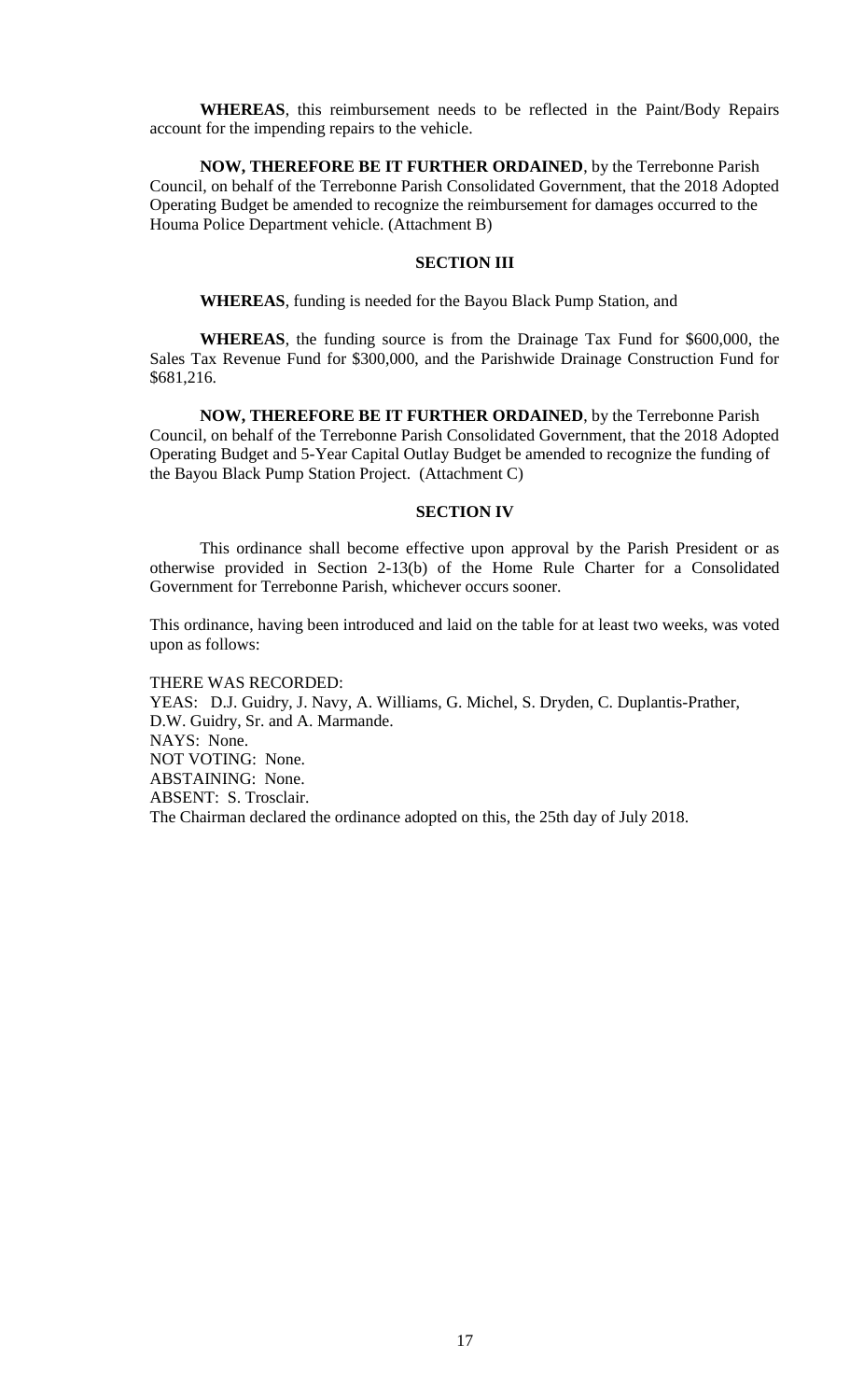**WHEREAS**, this reimbursement needs to be reflected in the Paint/Body Repairs account for the impending repairs to the vehicle.

**NOW, THEREFORE BE IT FURTHER ORDAINED**, by the Terrebonne Parish Council, on behalf of the Terrebonne Parish Consolidated Government, that the 2018 Adopted Operating Budget be amended to recognize the reimbursement for damages occurred to the Houma Police Department vehicle. (Attachment B)

**SECTION III**

**WHEREAS**, funding is needed for the Bayou Black Pump Station, and

**WHEREAS**, the funding source is from the Drainage Tax Fund for $600,000, the Sales Tax Revenue Fund for $300,000, and the Parishwide Drainage Construction Fund for $681,216.

**NOW, THEREFORE BE IT FURTHER ORDAINED**, by the Terrebonne Parish Council, on behalf of the Terrebonne Parish Consolidated Government, that the 2018 Adopted Operating Budget and 5-Year Capital Outlay Budget be amended to recognize the funding of the Bayou Black Pump Station Project. (Attachment C)

**SECTION IV**

This ordinance shall become effective upon approval by the Parish President or as otherwise provided in Section 2-13(b) of the Home Rule Charter for a Consolidated Government for Terrebonne Parish, whichever occurs sooner.

This ordinance, having been introduced and laid on the table for at least two weeks, was voted upon as follows:

THERE WAS RECORDED:
YEAS: D.J. Guidry, J. Navy, A. Williams, G. Michel, S. Dryden, C. Duplantis-Prather, D.W. Guidry, Sr. and A. Marmande.
NAYS: None.
NOT VOTING: None.
ABSTAINING: None.
ABSENT: S. Trosclair.
The Chairman declared the ordinance adopted on this, the 25th day of July 2018.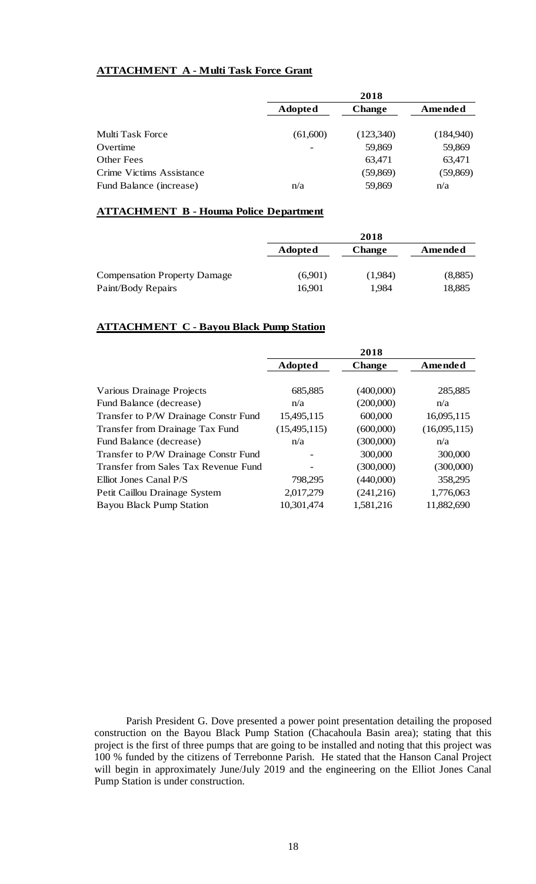**ATTACHMENT A - Multi Task Force Grant**

| | 2018 | | |
|---|---|---|---|
| | **Adopted** | **Change** | **Amended** |
| Multi Task Force | (61,600) | (123,340) | (184,940) |
| Overtime | - | 59,869 | 59,869 |
| Other Fees | | 63,471 | 63,471 |
| Crime Victims Assistance | | (59,869) | (59,869) |
| Fund Balance (increase) | n/a | 59,869 | n/a |

**ATTACHMENT B - Houma Police Department**

| | 2018 | | |
|---|---|---|---|
| | **Adopted** | **Change** | **Amended** |
| Compensation Property Damage | (6,901) | (1,984) | (8,885) |
| Paint/Body Repairs | 16,901 | 1,984 | 18,885 |

**ATTACHMENT C - Bayou Black Pump Station**

| | 2018 | | |
|---|---|---|---|
| | **Adopted** | **Change** | **Amended** |
| Various Drainage Projects | 685,885 | (400,000) | 285,885 |
| Fund Balance (decrease) | n/a | (200,000) | n/a |
| Transfer to P/W Drainage Constr Fund | 15,495,115 | 600,000 | 16,095,115 |
| Transfer from Drainage Tax Fund | (15,495,115) | (600,000) | (16,095,115) |
| Fund Balance (decrease) | n/a | (300,000) | n/a |
| Transfer to P/W Drainage Constr Fund | - | 300,000 | 300,000 |
| Transfer from Sales Tax Revenue Fund | - | (300,000) | (300,000) |
| Elliot Jones Canal P/S | 798,295 | (440,000) | 358,295 |
| Petit Caillou Drainage System | 2,017,279 | (241,216) | 1,776,063 |
| Bayou Black Pump Station | 10,301,474 | 1,581,216 | 11,882,690 |

Parish President G. Dove presented a power point presentation detailing the proposed construction on the Bayou Black Pump Station (Chacahoula Basin area); stating that this project is the first of three pumps that are going to be installed and noting that this project was 100 % funded by the citizens of Terrebonne Parish. He stated that the Hanson Canal Project will begin in approximately June/July 2019 and the engineering on the Elliot Jones Canal Pump Station is under construction.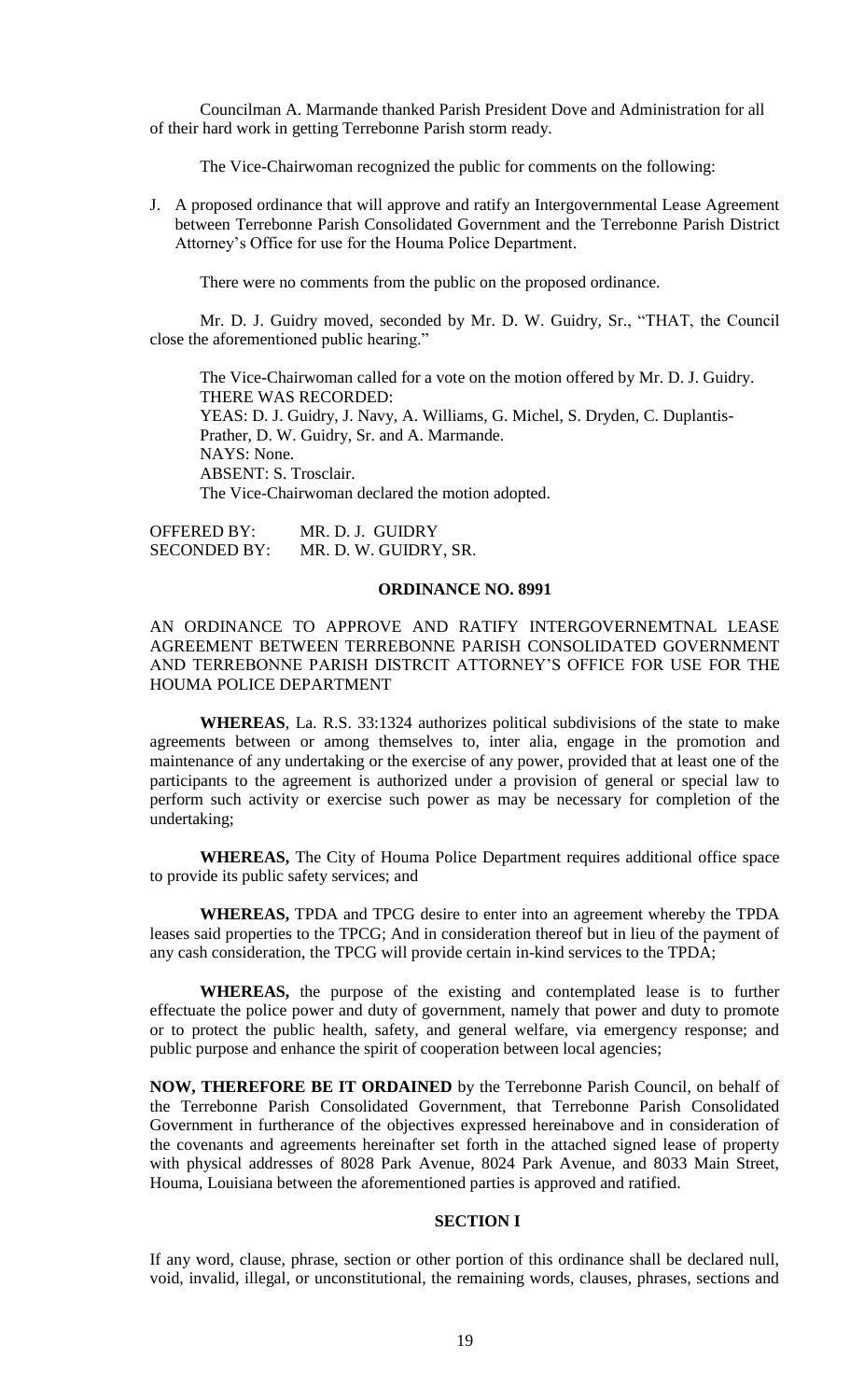Councilman A. Marmande thanked Parish President Dove and Administration for all of their hard work in getting Terrebonne Parish storm ready.

The Vice-Chairwoman recognized the public for comments on the following:

J. A proposed ordinance that will approve and ratify an Intergovernmental Lease Agreement between Terrebonne Parish Consolidated Government and the Terrebonne Parish District Attorney's Office for use for the Houma Police Department.

There were no comments from the public on the proposed ordinance.

Mr. D. J. Guidry moved, seconded by Mr. D. W. Guidry, Sr., "THAT, the Council close the aforementioned public hearing."

The Vice-Chairwoman called for a vote on the motion offered by Mr. D. J. Guidry.
THERE WAS RECORDED:
YEAS: D. J. Guidry, J. Navy, A. Williams, G. Michel, S. Dryden, C. Duplantis-Prather, D. W. Guidry, Sr. and A. Marmande.
NAYS: None.
ABSENT: S. Trosclair.
The Vice-Chairwoman declared the motion adopted.

OFFERED BY: MR. D. J. GUIDRY
SECONDED BY: MR. D. W. GUIDRY, SR.

**ORDINANCE NO. 8991**

AN ORDINANCE TO APPROVE AND RATIFY INTERGOVERNEMTNAL LEASE AGREEMENT BETWEEN TERREBONNE PARISH CONSOLIDATED GOVERNMENT AND TERREBONNE PARISH DISTRCIT ATTORNEY'S OFFICE FOR USE FOR THE HOUMA POLICE DEPARTMENT

**WHEREAS**, La. R.S. 33:1324 authorizes political subdivisions of the state to make agreements between or among themselves to, inter alia, engage in the promotion and maintenance of any undertaking or the exercise of any power, provided that at least one of the participants to the agreement is authorized under a provision of general or special law to perform such activity or exercise such power as may be necessary for completion of the undertaking;

**WHEREAS,** The City of Houma Police Department requires additional office space to provide its public safety services; and

**WHEREAS,** TPDA and TPCG desire to enter into an agreement whereby the TPDA leases said properties to the TPCG; And in consideration thereof but in lieu of the payment of any cash consideration, the TPCG will provide certain in-kind services to the TPDA;

**WHEREAS,** the purpose of the existing and contemplated lease is to further effectuate the police power and duty of government, namely that power and duty to promote or to protect the public health, safety, and general welfare, via emergency response; and public purpose and enhance the spirit of cooperation between local agencies;

**NOW, THEREFORE BE IT ORDAINED** by the Terrebonne Parish Council, on behalf of the Terrebonne Parish Consolidated Government, that Terrebonne Parish Consolidated Government in furtherance of the objectives expressed hereinabove and in consideration of the covenants and agreements hereinafter set forth in the attached signed lease of property with physical addresses of 8028 Park Avenue, 8024 Park Avenue, and 8033 Main Street, Houma, Louisiana between the aforementioned parties is approved and ratified.

**SECTION I**

If any word, clause, phrase, section or other portion of this ordinance shall be declared null, void, invalid, illegal, or unconstitutional, the remaining words, clauses, phrases, sections and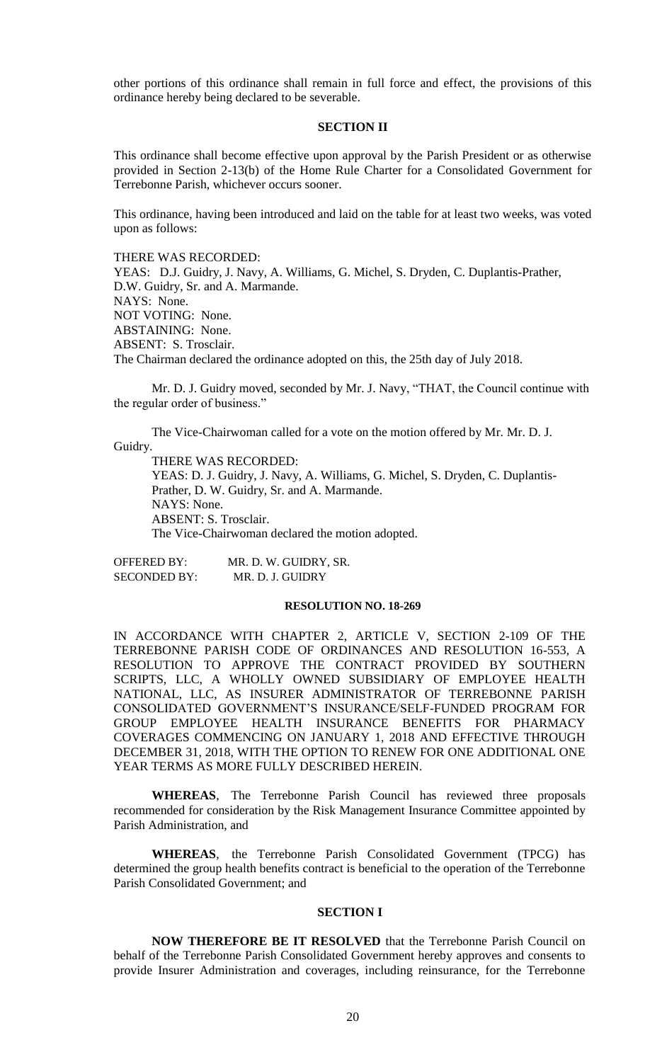other portions of this ordinance shall remain in full force and effect, the provisions of this ordinance hereby being declared to be severable.

**SECTION II**

This ordinance shall become effective upon approval by the Parish President or as otherwise provided in Section 2-13(b) of the Home Rule Charter for a Consolidated Government for Terrebonne Parish, whichever occurs sooner.

This ordinance, having been introduced and laid on the table for at least two weeks, was voted upon as follows:

THERE WAS RECORDED:
YEAS: D.J. Guidry, J. Navy, A. Williams, G. Michel, S. Dryden, C. Duplantis-Prather, D.W. Guidry, Sr. and A. Marmande.
NAYS: None.
NOT VOTING: None.
ABSTAINING: None.
ABSENT: S. Trosclair.
The Chairman declared the ordinance adopted on this, the 25th day of July 2018.

Mr. D. J. Guidry moved, seconded by Mr. J. Navy, "THAT, the Council continue with the regular order of business."

The Vice-Chairwoman called for a vote on the motion offered by Mr. Mr. D. J. Guidry.

THERE WAS RECORDED:
YEAS: D. J. Guidry, J. Navy, A. Williams, G. Michel, S. Dryden, C. Duplantis-Prather, D. W. Guidry, Sr. and A. Marmande.
NAYS: None.
ABSENT: S. Trosclair.
The Vice-Chairwoman declared the motion adopted.

OFFERED BY: MR. D. W. GUIDRY, SR.
SECONDED BY: MR. D. J. GUIDRY

**RESOLUTION NO. 18-269**

IN ACCORDANCE WITH CHAPTER 2, ARTICLE V, SECTION 2-109 OF THE TERREBONNE PARISH CODE OF ORDINANCES AND RESOLUTION 16-553, A RESOLUTION TO APPROVE THE CONTRACT PROVIDED BY SOUTHERN SCRIPTS, LLC, A WHOLLY OWNED SUBSIDIARY OF EMPLOYEE HEALTH NATIONAL, LLC, AS INSURER ADMINISTRATOR OF TERREBONNE PARISH CONSOLIDATED GOVERNMENT'S INSURANCE/SELF-FUNDED PROGRAM FOR GROUP EMPLOYEE HEALTH INSURANCE BENEFITS FOR PHARMACY COVERAGES COMMENCING ON JANUARY 1, 2018 AND EFFECTIVE THROUGH DECEMBER 31, 2018, WITH THE OPTION TO RENEW FOR ONE ADDITIONAL ONE YEAR TERMS AS MORE FULLY DESCRIBED HEREIN.

**WHEREAS**, The Terrebonne Parish Council has reviewed three proposals recommended for consideration by the Risk Management Insurance Committee appointed by Parish Administration, and

**WHEREAS**, the Terrebonne Parish Consolidated Government (TPCG) has determined the group health benefits contract is beneficial to the operation of the Terrebonne Parish Consolidated Government; and

**SECTION I**

**NOW THEREFORE BE IT RESOLVED** that the Terrebonne Parish Council on behalf of the Terrebonne Parish Consolidated Government hereby approves and consents to provide Insurer Administration and coverages, including reinsurance, for the Terrebonne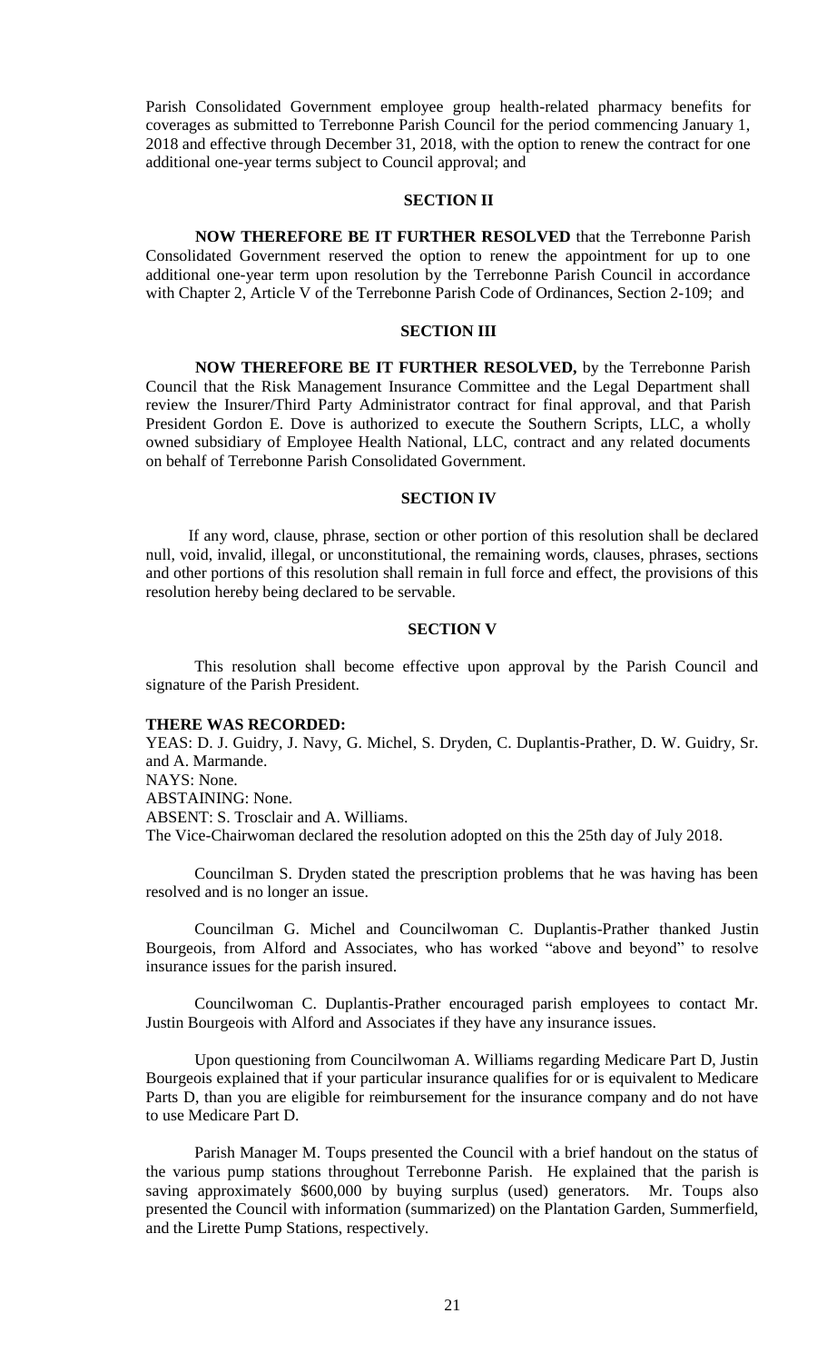Parish Consolidated Government employee group health-related pharmacy benefits for coverages as submitted to Terrebonne Parish Council for the period commencing January 1, 2018 and effective through December 31, 2018, with the option to renew the contract for one additional one-year terms subject to Council approval; and

**SECTION II**

**NOW THEREFORE BE IT FURTHER RESOLVED** that the Terrebonne Parish Consolidated Government reserved the option to renew the appointment for up to one additional one-year term upon resolution by the Terrebonne Parish Council in accordance with Chapter 2, Article V of the Terrebonne Parish Code of Ordinances, Section 2-109; and

**SECTION III**

**NOW THEREFORE BE IT FURTHER RESOLVED,** by the Terrebonne Parish Council that the Risk Management Insurance Committee and the Legal Department shall review the Insurer/Third Party Administrator contract for final approval, and that Parish President Gordon E. Dove is authorized to execute the Southern Scripts, LLC, a wholly owned subsidiary of Employee Health National, LLC, contract and any related documents on behalf of Terrebonne Parish Consolidated Government.

**SECTION IV**

If any word, clause, phrase, section or other portion of this resolution shall be declared null, void, invalid, illegal, or unconstitutional, the remaining words, clauses, phrases, sections and other portions of this resolution shall remain in full force and effect, the provisions of this resolution hereby being declared to be servable.

**SECTION V**

This resolution shall become effective upon approval by the Parish Council and signature of the Parish President.

**THERE WAS RECORDED:**

YEAS: D. J. Guidry, J. Navy, G. Michel, S. Dryden, C. Duplantis-Prather, D. W. Guidry, Sr. and A. Marmande.

NAYS: None.

ABSTAINING: None.

ABSENT: S. Trosclair and A. Williams.

The Vice-Chairwoman declared the resolution adopted on this the 25th day of July 2018.

Councilman S. Dryden stated the prescription problems that he was having has been resolved and is no longer an issue.

Councilman G. Michel and Councilwoman C. Duplantis-Prather thanked Justin Bourgeois, from Alford and Associates, who has worked "above and beyond" to resolve insurance issues for the parish insured.

Councilwoman C. Duplantis-Prather encouraged parish employees to contact Mr. Justin Bourgeois with Alford and Associates if they have any insurance issues.

Upon questioning from Councilwoman A. Williams regarding Medicare Part D, Justin Bourgeois explained that if your particular insurance qualifies for or is equivalent to Medicare Parts D, than you are eligible for reimbursement for the insurance company and do not have to use Medicare Part D.

Parish Manager M. Toups presented the Council with a brief handout on the status of the various pump stations throughout Terrebonne Parish. He explained that the parish is saving approximately $600,000 by buying surplus (used) generators. Mr. Toups also presented the Council with information (summarized) on the Plantation Garden, Summerfield, and the Lirette Pump Stations, respectively.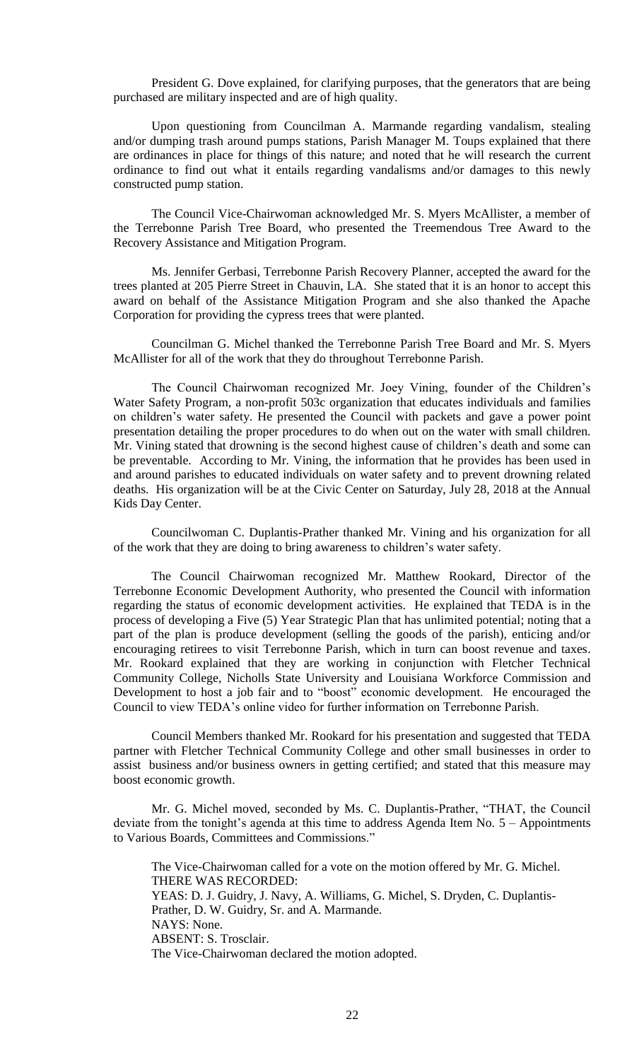President G. Dove explained, for clarifying purposes, that the generators that are being purchased are military inspected and are of high quality.

Upon questioning from Councilman A. Marmande regarding vandalism, stealing and/or dumping trash around pumps stations, Parish Manager M. Toups explained that there are ordinances in place for things of this nature; and noted that he will research the current ordinance to find out what it entails regarding vandalisms and/or damages to this newly constructed pump station.

The Council Vice-Chairwoman acknowledged Mr. S. Myers McAllister, a member of the Terrebonne Parish Tree Board, who presented the Treemendous Tree Award to the Recovery Assistance and Mitigation Program.

Ms. Jennifer Gerbasi, Terrebonne Parish Recovery Planner, accepted the award for the trees planted at 205 Pierre Street in Chauvin, LA. She stated that it is an honor to accept this award on behalf of the Assistance Mitigation Program and she also thanked the Apache Corporation for providing the cypress trees that were planted.

Councilman G. Michel thanked the Terrebonne Parish Tree Board and Mr. S. Myers McAllister for all of the work that they do throughout Terrebonne Parish.

The Council Chairwoman recognized Mr. Joey Vining, founder of the Children's Water Safety Program, a non-profit 503c organization that educates individuals and families on children's water safety. He presented the Council with packets and gave a power point presentation detailing the proper procedures to do when out on the water with small children. Mr. Vining stated that drowning is the second highest cause of children's death and some can be preventable. According to Mr. Vining, the information that he provides has been used in and around parishes to educated individuals on water safety and to prevent drowning related deaths. His organization will be at the Civic Center on Saturday, July 28, 2018 at the Annual Kids Day Center.

Councilwoman C. Duplantis-Prather thanked Mr. Vining and his organization for all of the work that they are doing to bring awareness to children's water safety.

The Council Chairwoman recognized Mr. Matthew Rookard, Director of the Terrebonne Economic Development Authority, who presented the Council with information regarding the status of economic development activities. He explained that TEDA is in the process of developing a Five (5) Year Strategic Plan that has unlimited potential; noting that a part of the plan is produce development (selling the goods of the parish), enticing and/or encouraging retirees to visit Terrebonne Parish, which in turn can boost revenue and taxes. Mr. Rookard explained that they are working in conjunction with Fletcher Technical Community College, Nicholls State University and Louisiana Workforce Commission and Development to host a job fair and to "boost" economic development. He encouraged the Council to view TEDA's online video for further information on Terrebonne Parish.

Council Members thanked Mr. Rookard for his presentation and suggested that TEDA partner with Fletcher Technical Community College and other small businesses in order to assist business and/or business owners in getting certified; and stated that this measure may boost economic growth.

Mr. G. Michel moved, seconded by Ms. C. Duplantis-Prather, "THAT, the Council deviate from the tonight's agenda at this time to address Agenda Item No. 5 – Appointments to Various Boards, Committees and Commissions."

The Vice-Chairwoman called for a vote on the motion offered by Mr. G. Michel.
THERE WAS RECORDED:
YEAS: D. J. Guidry, J. Navy, A. Williams, G. Michel, S. Dryden, C. Duplantis-Prather, D. W. Guidry, Sr. and A. Marmande.
NAYS: None.
ABSENT: S. Trosclair.
The Vice-Chairwoman declared the motion adopted.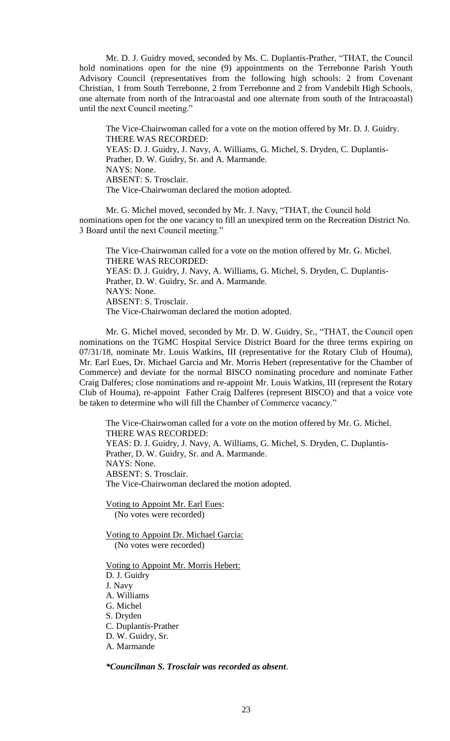Mr. D. J. Guidry moved, seconded by Ms. C. Duplantis-Prather, "THAT, the Council hold nominations open for the nine (9) appointments on the Terrebonne Parish Youth Advisory Council (representatives from the following high schools: 2 from Covenant Christian, 1 from South Terrebonne, 2 from Terrebonne and 2 from Vandebilt High Schools, one alternate from north of the Intracoastal and one alternate from south of the Intracoastal) until the next Council meeting."

The Vice-Chairwoman called for a vote on the motion offered by Mr. D. J. Guidry.
THERE WAS RECORDED:
YEAS: D. J. Guidry, J. Navy, A. Williams, G. Michel, S. Dryden, C. Duplantis-Prather, D. W. Guidry, Sr. and A. Marmande.
NAYS: None.
ABSENT: S. Trosclair.
The Vice-Chairwoman declared the motion adopted.

Mr. G. Michel moved, seconded by Mr. J. Navy, "THAT, the Council hold nominations open for the one vacancy to fill an unexpired term on the Recreation District No. 3 Board until the next Council meeting."

The Vice-Chairwoman called for a vote on the motion offered by Mr. G. Michel.
THERE WAS RECORDED:
YEAS: D. J. Guidry, J. Navy, A. Williams, G. Michel, S. Dryden, C. Duplantis-Prather, D. W. Guidry, Sr. and A. Marmande.
NAYS: None.
ABSENT: S. Trosclair.
The Vice-Chairwoman declared the motion adopted.

Mr. G. Michel moved, seconded by Mr. D. W. Guidry, Sr., "THAT, the Council open nominations on the TGMC Hospital Service District Board for the three terms expiring on 07/31/18, nominate Mr. Louis Watkins, III (representative for the Rotary Club of Houma), Mr. Earl Eues, Dr. Michael Garcia and Mr. Morris Hebert (representative for the Chamber of Commerce) and deviate for the normal BISCO nominating procedure and nominate Father Craig Dalferes; close nominations and re-appoint Mr. Louis Watkins, III (represent the Rotary Club of Houma), re-appoint Father Craig Dalferes (represent BISCO) and that a voice vote be taken to determine who will fill the Chamber of Commerce vacancy."

The Vice-Chairwoman called for a vote on the motion offered by Mr. G. Michel.
THERE WAS RECORDED:
YEAS: D. J. Guidry, J. Navy, A. Williams, G. Michel, S. Dryden, C. Duplantis-Prather, D. W. Guidry, Sr. and A. Marmande.
NAYS: None.
ABSENT: S. Trosclair.
The Vice-Chairwoman declared the motion adopted.

Voting to Appoint Mr. Earl Eues:
(No votes were recorded)

Voting to Appoint Dr. Michael Garcia:
(No votes were recorded)

Voting to Appoint Mr. Morris Hebert:
D. J. Guidry
J. Navy
A. Williams
G. Michel
S. Dryden
C. Duplantis-Prather
D. W. Guidry, Sr.
A. Marmande

***Councilman S. Trosclair was recorded as absent**.*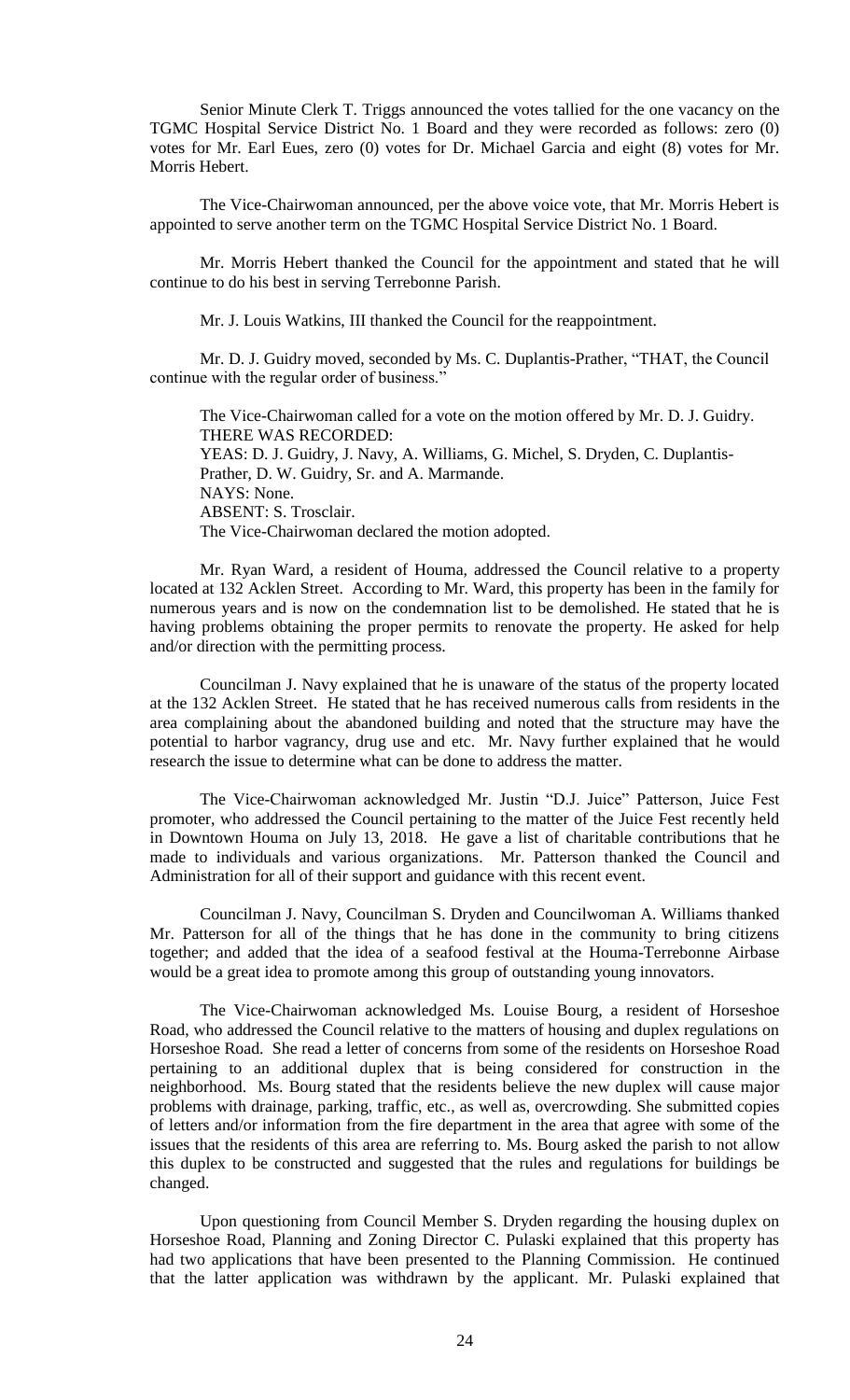Senior Minute Clerk T. Triggs announced the votes tallied for the one vacancy on the TGMC Hospital Service District No. 1 Board and they were recorded as follows: zero (0) votes for Mr. Earl Eues, zero (0) votes for Dr. Michael Garcia and eight (8) votes for Mr. Morris Hebert.

The Vice-Chairwoman announced, per the above voice vote, that Mr. Morris Hebert is appointed to serve another term on the TGMC Hospital Service District No. 1 Board.

Mr. Morris Hebert thanked the Council for the appointment and stated that he will continue to do his best in serving Terrebonne Parish.

Mr. J. Louis Watkins, III thanked the Council for the reappointment.

Mr. D. J. Guidry moved, seconded by Ms. C. Duplantis-Prather, "THAT, the Council continue with the regular order of business."

The Vice-Chairwoman called for a vote on the motion offered by Mr. D. J. Guidry.
THERE WAS RECORDED:
YEAS: D. J. Guidry, J. Navy, A. Williams, G. Michel, S. Dryden, C. Duplantis-Prather, D. W. Guidry, Sr. and A. Marmande.
NAYS: None.
ABSENT: S. Trosclair.
The Vice-Chairwoman declared the motion adopted.

Mr. Ryan Ward, a resident of Houma, addressed the Council relative to a property located at 132 Acklen Street. According to Mr. Ward, this property has been in the family for numerous years and is now on the condemnation list to be demolished. He stated that he is having problems obtaining the proper permits to renovate the property. He asked for help and/or direction with the permitting process.

Councilman J. Navy explained that he is unaware of the status of the property located at the 132 Acklen Street. He stated that he has received numerous calls from residents in the area complaining about the abandoned building and noted that the structure may have the potential to harbor vagrancy, drug use and etc. Mr. Navy further explained that he would research the issue to determine what can be done to address the matter.

The Vice-Chairwoman acknowledged Mr. Justin "D.J. Juice" Patterson, Juice Fest promoter, who addressed the Council pertaining to the matter of the Juice Fest recently held in Downtown Houma on July 13, 2018. He gave a list of charitable contributions that he made to individuals and various organizations. Mr. Patterson thanked the Council and Administration for all of their support and guidance with this recent event.

Councilman J. Navy, Councilman S. Dryden and Councilwoman A. Williams thanked Mr. Patterson for all of the things that he has done in the community to bring citizens together; and added that the idea of a seafood festival at the Houma-Terrebonne Airbase would be a great idea to promote among this group of outstanding young innovators.

The Vice-Chairwoman acknowledged Ms. Louise Bourg, a resident of Horseshoe Road, who addressed the Council relative to the matters of housing and duplex regulations on Horseshoe Road. She read a letter of concerns from some of the residents on Horseshoe Road pertaining to an additional duplex that is being considered for construction in the neighborhood. Ms. Bourg stated that the residents believe the new duplex will cause major problems with drainage, parking, traffic, etc., as well as, overcrowding. She submitted copies of letters and/or information from the fire department in the area that agree with some of the issues that the residents of this area are referring to. Ms. Bourg asked the parish to not allow this duplex to be constructed and suggested that the rules and regulations for buildings be changed.

Upon questioning from Council Member S. Dryden regarding the housing duplex on Horseshoe Road, Planning and Zoning Director C. Pulaski explained that this property has had two applications that have been presented to the Planning Commission. He continued that the latter application was withdrawn by the applicant. Mr. Pulaski explained that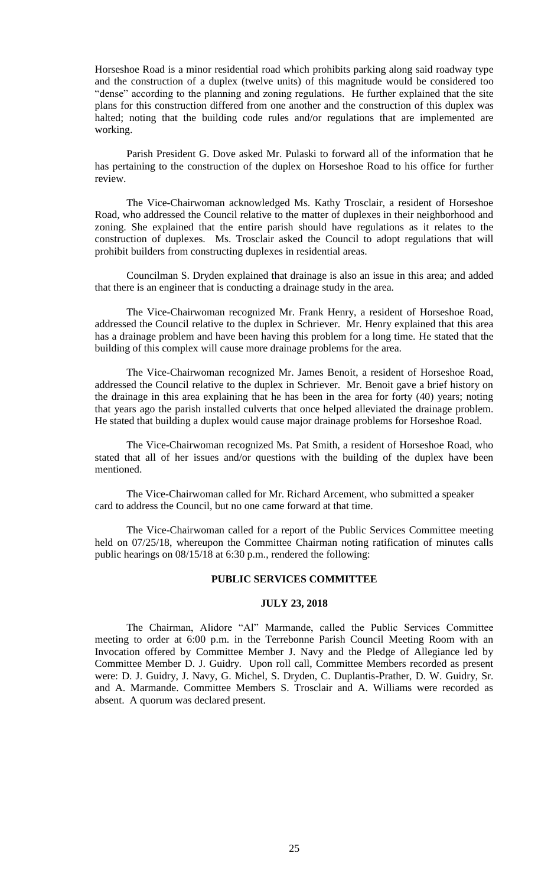Horseshoe Road is a minor residential road which prohibits parking along said roadway type and the construction of a duplex (twelve units) of this magnitude would be considered too "dense" according to the planning and zoning regulations. He further explained that the site plans for this construction differed from one another and the construction of this duplex was halted; noting that the building code rules and/or regulations that are implemented are working.

Parish President G. Dove asked Mr. Pulaski to forward all of the information that he has pertaining to the construction of the duplex on Horseshoe Road to his office for further review.

The Vice-Chairwoman acknowledged Ms. Kathy Trosclair, a resident of Horseshoe Road, who addressed the Council relative to the matter of duplexes in their neighborhood and zoning. She explained that the entire parish should have regulations as it relates to the construction of duplexes. Ms. Trosclair asked the Council to adopt regulations that will prohibit builders from constructing duplexes in residential areas.

Councilman S. Dryden explained that drainage is also an issue in this area; and added that there is an engineer that is conducting a drainage study in the area.

The Vice-Chairwoman recognized Mr. Frank Henry, a resident of Horseshoe Road, addressed the Council relative to the duplex in Schriever. Mr. Henry explained that this area has a drainage problem and have been having this problem for a long time. He stated that the building of this complex will cause more drainage problems for the area.

The Vice-Chairwoman recognized Mr. James Benoit, a resident of Horseshoe Road, addressed the Council relative to the duplex in Schriever. Mr. Benoit gave a brief history on the drainage in this area explaining that he has been in the area for forty (40) years; noting that years ago the parish installed culverts that once helped alleviated the drainage problem. He stated that building a duplex would cause major drainage problems for Horseshoe Road.

The Vice-Chairwoman recognized Ms. Pat Smith, a resident of Horseshoe Road, who stated that all of her issues and/or questions with the building of the duplex have been mentioned.

The Vice-Chairwoman called for Mr. Richard Arcement, who submitted a speaker card to address the Council, but no one came forward at that time.

The Vice-Chairwoman called for a report of the Public Services Committee meeting held on 07/25/18, whereupon the Committee Chairman noting ratification of minutes calls public hearings on 08/15/18 at 6:30 p.m., rendered the following:

**PUBLIC SERVICES COMMITTEE**

**JULY 23, 2018**

The Chairman, Alidore "Al" Marmande, called the Public Services Committee meeting to order at 6:00 p.m. in the Terrebonne Parish Council Meeting Room with an Invocation offered by Committee Member J. Navy and the Pledge of Allegiance led by Committee Member D. J. Guidry. Upon roll call, Committee Members recorded as present were: D. J. Guidry, J. Navy, G. Michel, S. Dryden, C. Duplantis-Prather, D. W. Guidry, Sr. and A. Marmande. Committee Members S. Trosclair and A. Williams were recorded as absent. A quorum was declared present.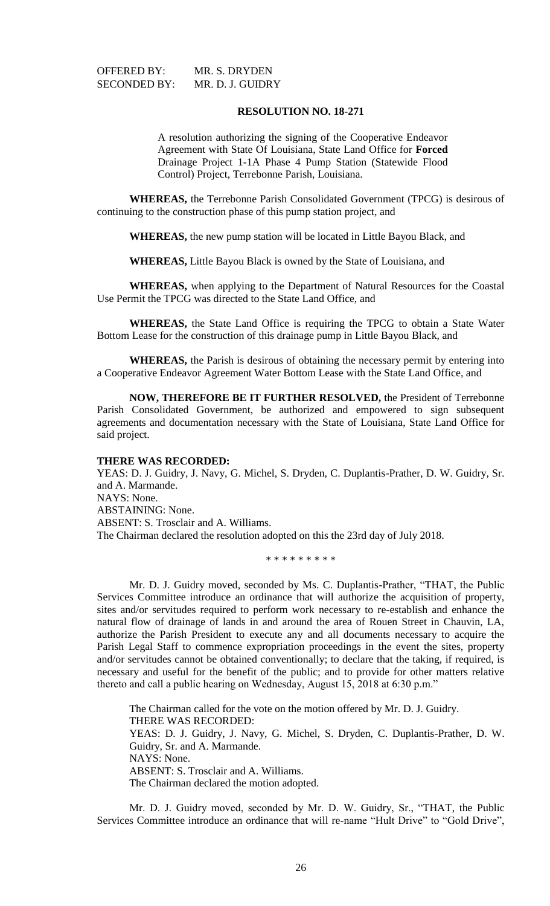OFFERED BY: MR. S. DRYDEN
SECONDED BY: MR. D. J. GUIDRY

**RESOLUTION NO. 18-271**

A resolution authorizing the signing of the Cooperative Endeavor Agreement with State Of Louisiana, State Land Office for **Forced** Drainage Project 1-1A Phase 4 Pump Station (Statewide Flood Control) Project, Terrebonne Parish, Louisiana.

**WHEREAS,** the Terrebonne Parish Consolidated Government (TPCG) is desirous of continuing to the construction phase of this pump station project, and

**WHEREAS,** the new pump station will be located in Little Bayou Black, and

**WHEREAS,** Little Bayou Black is owned by the State of Louisiana, and

**WHEREAS,** when applying to the Department of Natural Resources for the Coastal Use Permit the TPCG was directed to the State Land Office, and

**WHEREAS,** the State Land Office is requiring the TPCG to obtain a State Water Bottom Lease for the construction of this drainage pump in Little Bayou Black, and

**WHEREAS,** the Parish is desirous of obtaining the necessary permit by entering into a Cooperative Endeavor Agreement Water Bottom Lease with the State Land Office, and

**NOW, THEREFORE BE IT FURTHER RESOLVED,** the President of Terrebonne Parish Consolidated Government, be authorized and empowered to sign subsequent agreements and documentation necessary with the State of Louisiana, State Land Office for said project.

**THERE WAS RECORDED:**
YEAS: D. J. Guidry, J. Navy, G. Michel, S. Dryden, C. Duplantis-Prather, D. W. Guidry, Sr. and A. Marmande.
NAYS: None.
ABSTAINING: None.
ABSENT: S. Trosclair and A. Williams.
The Chairman declared the resolution adopted on this the 23rd day of July 2018.

\* \* \* \* \* \* \* \* \*

Mr. D. J. Guidry moved, seconded by Ms. C. Duplantis-Prather, "THAT, the Public Services Committee introduce an ordinance that will authorize the acquisition of property, sites and/or servitudes required to perform work necessary to re-establish and enhance the natural flow of drainage of lands in and around the area of Rouen Street in Chauvin, LA, authorize the Parish President to execute any and all documents necessary to acquire the Parish Legal Staff to commence expropriation proceedings in the event the sites, property and/or servitudes cannot be obtained conventionally; to declare that the taking, if required, is necessary and useful for the benefit of the public; and to provide for other matters relative thereto and call a public hearing on Wednesday, August 15, 2018 at 6:30 p.m."

The Chairman called for the vote on the motion offered by Mr. D. J. Guidry.
THERE WAS RECORDED:
YEAS: D. J. Guidry, J. Navy, G. Michel, S. Dryden, C. Duplantis-Prather, D. W. Guidry, Sr. and A. Marmande.
NAYS: None.
ABSENT: S. Trosclair and A. Williams.
The Chairman declared the motion adopted.

Mr. D. J. Guidry moved, seconded by Mr. D. W. Guidry, Sr., "THAT, the Public Services Committee introduce an ordinance that will re-name "Hult Drive" to "Gold Drive",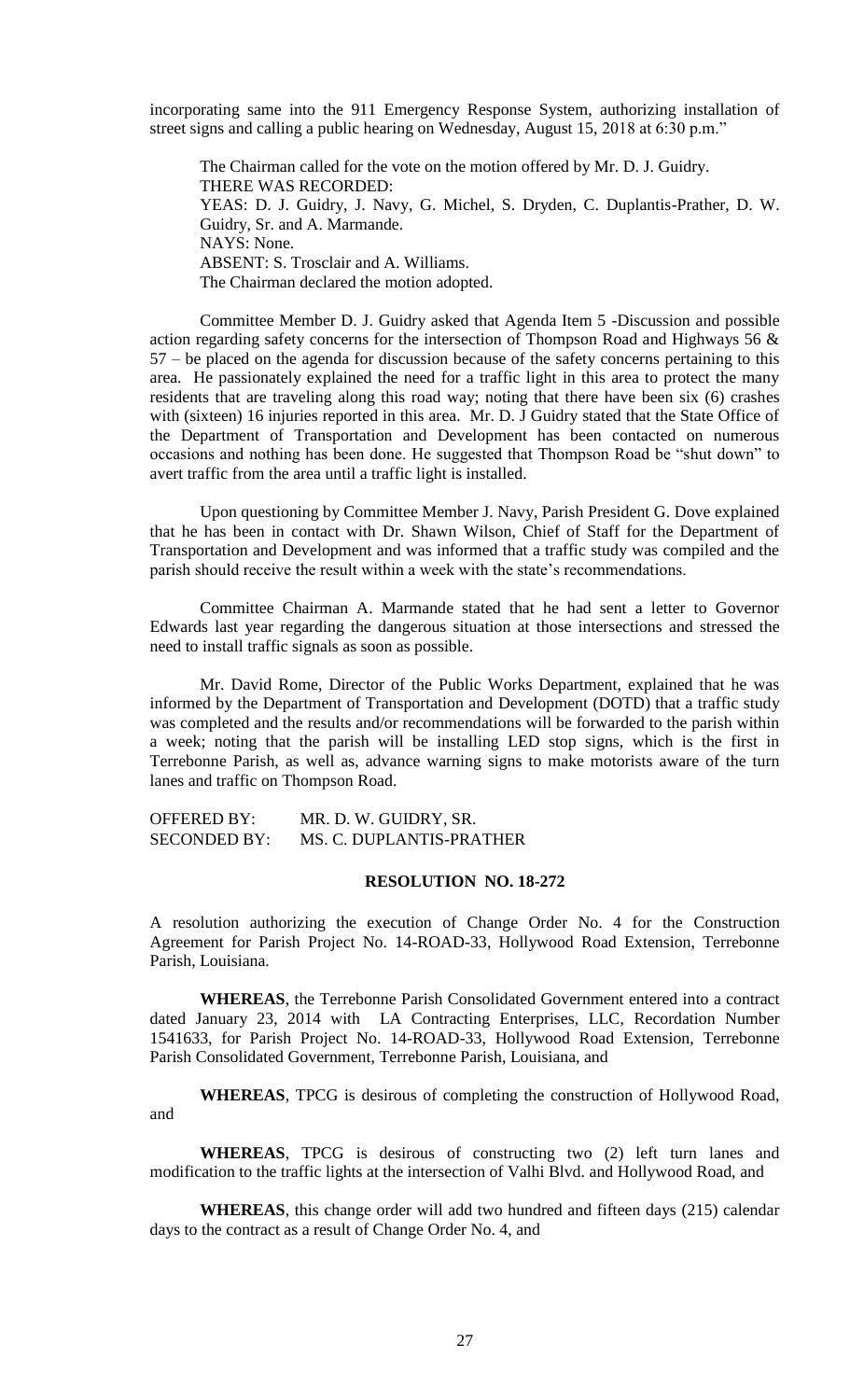incorporating same into the 911 Emergency Response System, authorizing installation of street signs and calling a public hearing on Wednesday, August 15, 2018 at 6:30 p.m."

The Chairman called for the vote on the motion offered by Mr. D. J. Guidry.
THERE WAS RECORDED:
YEAS: D. J. Guidry, J. Navy, G. Michel, S. Dryden, C. Duplantis-Prather, D. W. Guidry, Sr. and A. Marmande.
NAYS: None.
ABSENT: S. Trosclair and A. Williams.
The Chairman declared the motion adopted.

Committee Member D. J. Guidry asked that Agenda Item 5 -Discussion and possible action regarding safety concerns for the intersection of Thompson Road and Highways 56 & 57 – be placed on the agenda for discussion because of the safety concerns pertaining to this area. He passionately explained the need for a traffic light in this area to protect the many residents that are traveling along this road way; noting that there have been six (6) crashes with (sixteen) 16 injuries reported in this area. Mr. D. J Guidry stated that the State Office of the Department of Transportation and Development has been contacted on numerous occasions and nothing has been done. He suggested that Thompson Road be "shut down" to avert traffic from the area until a traffic light is installed.

Upon questioning by Committee Member J. Navy, Parish President G. Dove explained that he has been in contact with Dr. Shawn Wilson, Chief of Staff for the Department of Transportation and Development and was informed that a traffic study was compiled and the parish should receive the result within a week with the state's recommendations.

Committee Chairman A. Marmande stated that he had sent a letter to Governor Edwards last year regarding the dangerous situation at those intersections and stressed the need to install traffic signals as soon as possible.

Mr. David Rome, Director of the Public Works Department, explained that he was informed by the Department of Transportation and Development (DOTD) that a traffic study was completed and the results and/or recommendations will be forwarded to the parish within a week; noting that the parish will be installing LED stop signs, which is the first in Terrebonne Parish, as well as, advance warning signs to make motorists aware of the turn lanes and traffic on Thompson Road.

OFFERED BY: MR. D. W. GUIDRY, SR.
SECONDED BY: MS. C. DUPLANTIS-PRATHER

## RESOLUTION NO. 18-272

A resolution authorizing the execution of Change Order No. 4 for the Construction Agreement for Parish Project No. 14-ROAD-33, Hollywood Road Extension, Terrebonne Parish, Louisiana.

**WHEREAS**, the Terrebonne Parish Consolidated Government entered into a contract dated January 23, 2014 with LA Contracting Enterprises, LLC, Recordation Number 1541633, for Parish Project No. 14-ROAD-33, Hollywood Road Extension, Terrebonne Parish Consolidated Government, Terrebonne Parish, Louisiana, and

**WHEREAS**, TPCG is desirous of completing the construction of Hollywood Road, and

**WHEREAS**, TPCG is desirous of constructing two (2) left turn lanes and modification to the traffic lights at the intersection of Valhi Blvd. and Hollywood Road, and

**WHEREAS**, this change order will add two hundred and fifteen days (215) calendar days to the contract as a result of Change Order No. 4, and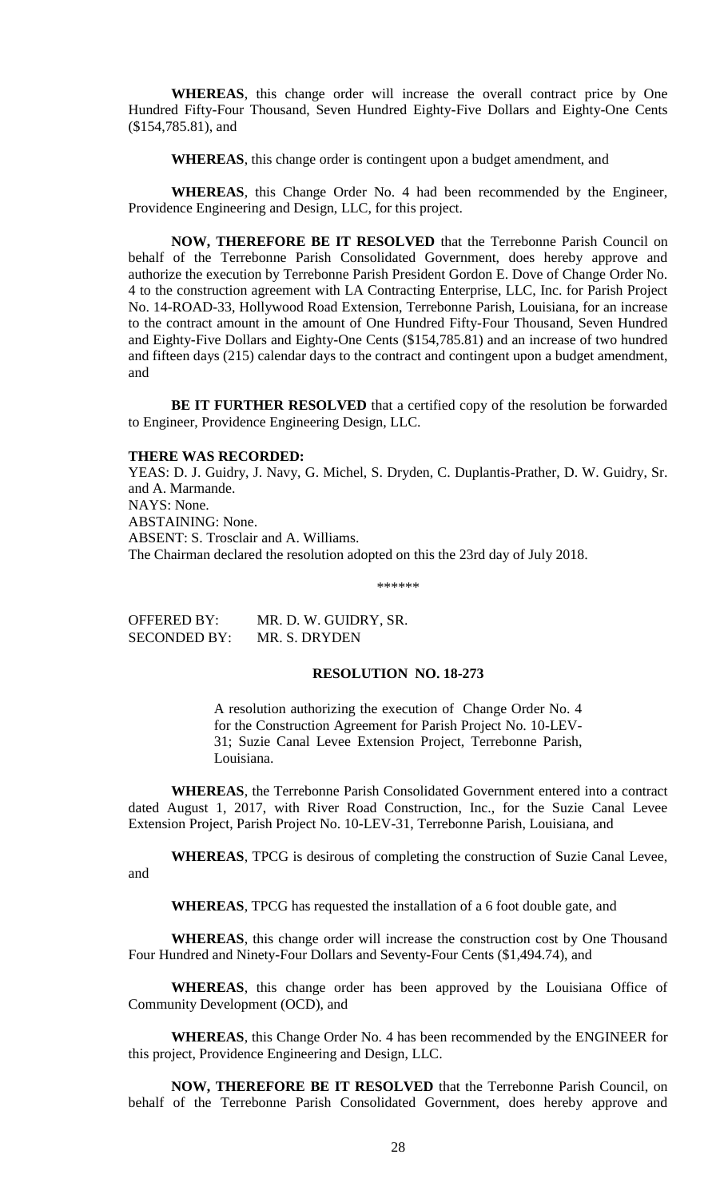**WHEREAS**, this change order will increase the overall contract price by One Hundred Fifty-Four Thousand, Seven Hundred Eighty-Five Dollars and Eighty-One Cents ($154,785.81), and

**WHEREAS**, this change order is contingent upon a budget amendment, and

**WHEREAS**, this Change Order No. 4 had been recommended by the Engineer, Providence Engineering and Design, LLC, for this project.

**NOW, THEREFORE BE IT RESOLVED** that the Terrebonne Parish Council on behalf of the Terrebonne Parish Consolidated Government, does hereby approve and authorize the execution by Terrebonne Parish President Gordon E. Dove of Change Order No. 4 to the construction agreement with LA Contracting Enterprise, LLC, Inc. for Parish Project No. 14-ROAD-33, Hollywood Road Extension, Terrebonne Parish, Louisiana, for an increase to the contract amount in the amount of One Hundred Fifty-Four Thousand, Seven Hundred and Eighty-Five Dollars and Eighty-One Cents ($154,785.81) and an increase of two hundred and fifteen days (215) calendar days to the contract and contingent upon a budget amendment, and

**BE IT FURTHER RESOLVED** that a certified copy of the resolution be forwarded to Engineer, Providence Engineering Design, LLC.

**THERE WAS RECORDED:**
YEAS: D. J. Guidry, J. Navy, G. Michel, S. Dryden, C. Duplantis-Prather, D. W. Guidry, Sr. and A. Marmande.
NAYS: None.
ABSTAINING: None.
ABSENT: S. Trosclair and A. Williams.
The Chairman declared the resolution adopted on this the 23rd day of July 2018.

\*\*\*\*\*\*

OFFERED BY: MR. D. W. GUIDRY, SR.
SECONDED BY: MR. S. DRYDEN

**RESOLUTION NO. 18-273**

A resolution authorizing the execution of Change Order No. 4 for the Construction Agreement for Parish Project No. 10-LEV-31; Suzie Canal Levee Extension Project, Terrebonne Parish, Louisiana.

**WHEREAS**, the Terrebonne Parish Consolidated Government entered into a contract dated August 1, 2017, with River Road Construction, Inc., for the Suzie Canal Levee Extension Project, Parish Project No. 10-LEV-31, Terrebonne Parish, Louisiana, and

**WHEREAS**, TPCG is desirous of completing the construction of Suzie Canal Levee, and

**WHEREAS**, TPCG has requested the installation of a 6 foot double gate, and

**WHEREAS**, this change order will increase the construction cost by One Thousand Four Hundred and Ninety-Four Dollars and Seventy-Four Cents ($1,494.74), and

**WHEREAS**, this change order has been approved by the Louisiana Office of Community Development (OCD), and

**WHEREAS**, this Change Order No. 4 has been recommended by the ENGINEER for this project, Providence Engineering and Design, LLC.

**NOW, THEREFORE BE IT RESOLVED** that the Terrebonne Parish Council, on behalf of the Terrebonne Parish Consolidated Government, does hereby approve and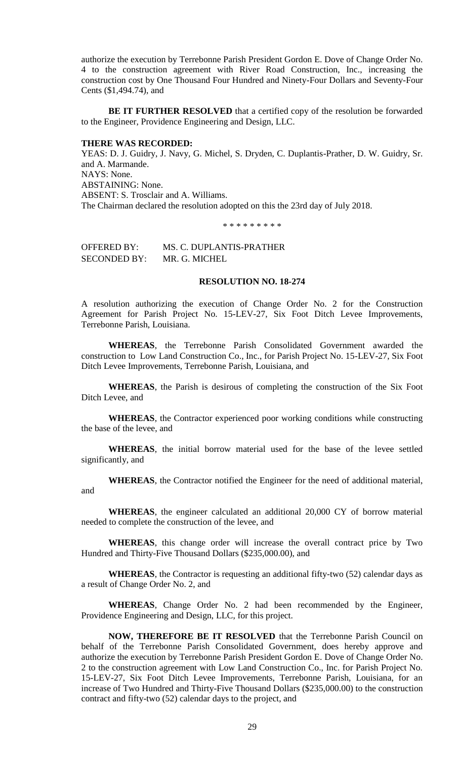authorize the execution by Terrebonne Parish President Gordon E. Dove of Change Order No. 4 to the construction agreement with River Road Construction, Inc., increasing the construction cost by One Thousand Four Hundred and Ninety-Four Dollars and Seventy-Four Cents ($1,494.74), and

**BE IT FURTHER RESOLVED** that a certified copy of the resolution be forwarded to the Engineer, Providence Engineering and Design, LLC.

**THERE WAS RECORDED:**
YEAS: D. J. Guidry, J. Navy, G. Michel, S. Dryden, C. Duplantis-Prather, D. W. Guidry, Sr. and A. Marmande.
NAYS: None.
ABSTAINING: None.
ABSENT: S. Trosclair and A. Williams.
The Chairman declared the resolution adopted on this the 23rd day of July 2018.

\* \* \* \* \* \* \* \* \*

OFFERED BY: MS. C. DUPLANTIS-PRATHER
SECONDED BY: MR. G. MICHEL

**RESOLUTION NO. 18-274**

A resolution authorizing the execution of Change Order No. 2 for the Construction Agreement for Parish Project No. 15-LEV-27, Six Foot Ditch Levee Improvements, Terrebonne Parish, Louisiana.

**WHEREAS**, the Terrebonne Parish Consolidated Government awarded the construction to Low Land Construction Co., Inc., for Parish Project No. 15-LEV-27, Six Foot Ditch Levee Improvements, Terrebonne Parish, Louisiana, and

**WHEREAS**, the Parish is desirous of completing the construction of the Six Foot Ditch Levee, and

**WHEREAS**, the Contractor experienced poor working conditions while constructing the base of the levee, and

**WHEREAS**, the initial borrow material used for the base of the levee settled significantly, and

**WHEREAS**, the Contractor notified the Engineer for the need of additional material, and

**WHEREAS**, the engineer calculated an additional 20,000 CY of borrow material needed to complete the construction of the levee, and

**WHEREAS**, this change order will increase the overall contract price by Two Hundred and Thirty-Five Thousand Dollars ($235,000.00), and

**WHEREAS**, the Contractor is requesting an additional fifty-two (52) calendar days as a result of Change Order No. 2, and

**WHEREAS**, Change Order No. 2 had been recommended by the Engineer, Providence Engineering and Design, LLC, for this project.

**NOW, THEREFORE BE IT RESOLVED** that the Terrebonne Parish Council on behalf of the Terrebonne Parish Consolidated Government, does hereby approve and authorize the execution by Terrebonne Parish President Gordon E. Dove of Change Order No. 2 to the construction agreement with Low Land Construction Co., Inc. for Parish Project No. 15-LEV-27, Six Foot Ditch Levee Improvements, Terrebonne Parish, Louisiana, for an increase of Two Hundred and Thirty-Five Thousand Dollars ($235,000.00) to the construction contract and fifty-two (52) calendar days to the project, and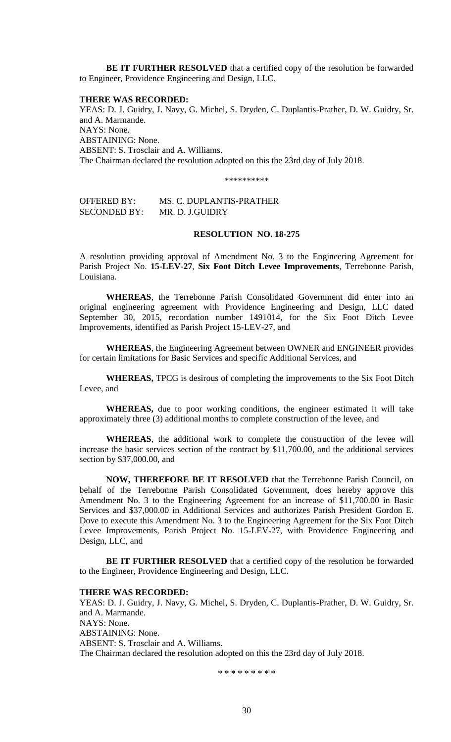**BE IT FURTHER RESOLVED** that a certified copy of the resolution be forwarded to Engineer, Providence Engineering and Design, LLC.

**THERE WAS RECORDED:**
YEAS: D. J. Guidry, J. Navy, G. Michel, S. Dryden, C. Duplantis-Prather, D. W. Guidry, Sr. and A. Marmande.
NAYS: None.
ABSTAINING: None.
ABSENT: S. Trosclair and A. Williams.
The Chairman declared the resolution adopted on this the 23rd day of July 2018.

\*\*\*\*\*\*\*\*\*\*

OFFERED BY: MS. C. DUPLANTIS-PRATHER
SECONDED BY: MR. D. J.GUIDRY

**RESOLUTION NO. 18-275**

A resolution providing approval of Amendment No. 3 to the Engineering Agreement for Parish Project No. **15-LEV-27**, **Six Foot Ditch Levee Improvements**, Terrebonne Parish, Louisiana.

**WHEREAS**, the Terrebonne Parish Consolidated Government did enter into an original engineering agreement with Providence Engineering and Design, LLC dated September 30, 2015, recordation number 1491014, for the Six Foot Ditch Levee Improvements, identified as Parish Project 15-LEV-27, and

**WHEREAS**, the Engineering Agreement between OWNER and ENGINEER provides for certain limitations for Basic Services and specific Additional Services, and

**WHEREAS,** TPCG is desirous of completing the improvements to the Six Foot Ditch Levee, and

**WHEREAS,** due to poor working conditions, the engineer estimated it will take approximately three (3) additional months to complete construction of the levee, and

**WHEREAS**, the additional work to complete the construction of the levee will increase the basic services section of the contract by $11,700.00, and the additional services section by $37,000.00, and

**NOW, THEREFORE BE IT RESOLVED** that the Terrebonne Parish Council, on behalf of the Terrebonne Parish Consolidated Government, does hereby approve this Amendment No. 3 to the Engineering Agreement for an increase of $11,700.00 in Basic Services and $37,000.00 in Additional Services and authorizes Parish President Gordon E. Dove to execute this Amendment No. 3 to the Engineering Agreement for the Six Foot Ditch Levee Improvements, Parish Project No. 15-LEV-27, with Providence Engineering and Design, LLC, and

**BE IT FURTHER RESOLVED** that a certified copy of the resolution be forwarded to the Engineer, Providence Engineering and Design, LLC.

**THERE WAS RECORDED:**
YEAS: D. J. Guidry, J. Navy, G. Michel, S. Dryden, C. Duplantis-Prather, D. W. Guidry, Sr. and A. Marmande.
NAYS: None.
ABSTAINING: None.
ABSENT: S. Trosclair and A. Williams.
The Chairman declared the resolution adopted on this the 23rd day of July 2018.

\* \* \* \* \* \* \* \* \*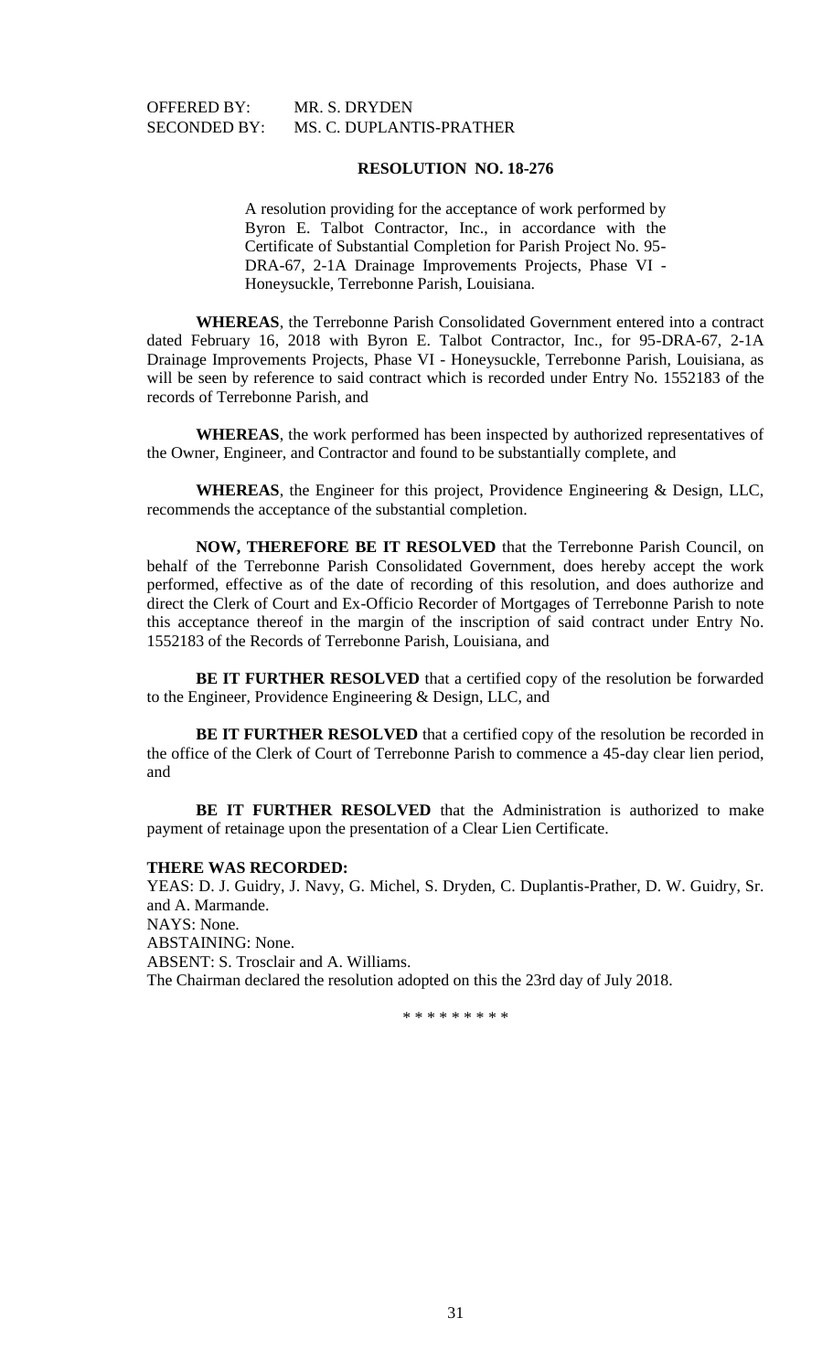OFFERED BY: MR. S. DRYDEN
SECONDED BY: MS. C. DUPLANTIS-PRATHER

**RESOLUTION NO. 18-276**

A resolution providing for the acceptance of work performed by Byron E. Talbot Contractor, Inc., in accordance with the Certificate of Substantial Completion for Parish Project No. 95-DRA-67, 2-1A Drainage Improvements Projects, Phase VI - Honeysuckle, Terrebonne Parish, Louisiana.

**WHEREAS**, the Terrebonne Parish Consolidated Government entered into a contract dated February 16, 2018 with Byron E. Talbot Contractor, Inc., for 95-DRA-67, 2-1A Drainage Improvements Projects, Phase VI - Honeysuckle, Terrebonne Parish, Louisiana, as will be seen by reference to said contract which is recorded under Entry No. 1552183 of the records of Terrebonne Parish, and

**WHEREAS**, the work performed has been inspected by authorized representatives of the Owner, Engineer, and Contractor and found to be substantially complete, and

**WHEREAS**, the Engineer for this project, Providence Engineering & Design, LLC, recommends the acceptance of the substantial completion.

**NOW, THEREFORE BE IT RESOLVED** that the Terrebonne Parish Council, on behalf of the Terrebonne Parish Consolidated Government, does hereby accept the work performed, effective as of the date of recording of this resolution, and does authorize and direct the Clerk of Court and Ex-Officio Recorder of Mortgages of Terrebonne Parish to note this acceptance thereof in the margin of the inscription of said contract under Entry No. 1552183 of the Records of Terrebonne Parish, Louisiana, and

**BE IT FURTHER RESOLVED** that a certified copy of the resolution be forwarded to the Engineer, Providence Engineering & Design, LLC, and

**BE IT FURTHER RESOLVED** that a certified copy of the resolution be recorded in the office of the Clerk of Court of Terrebonne Parish to commence a 45-day clear lien period, and

**BE IT FURTHER RESOLVED** that the Administration is authorized to make payment of retainage upon the presentation of a Clear Lien Certificate.

**THERE WAS RECORDED:**

YEAS: D. J. Guidry, J. Navy, G. Michel, S. Dryden, C. Duplantis-Prather, D. W. Guidry, Sr. and A. Marmande.
NAYS: None.
ABSTAINING: None.
ABSENT: S. Trosclair and A. Williams.
The Chairman declared the resolution adopted on this the 23rd day of July 2018.

\* \* \* \* \* \* \* \* \*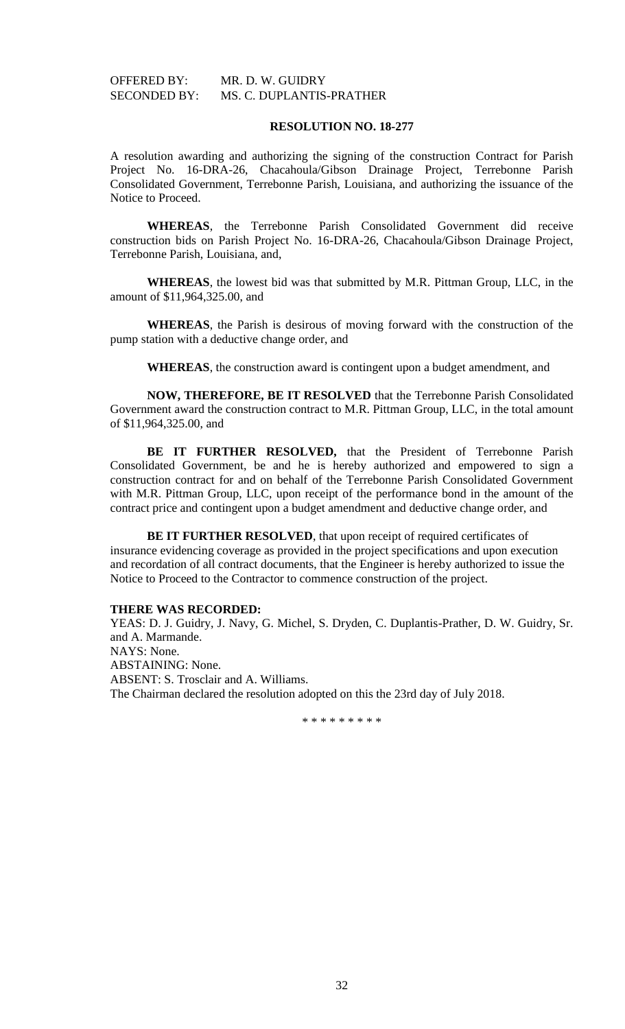OFFERED BY: MR. D. W. GUIDRY
SECONDED BY: MS. C. DUPLANTIS-PRATHER

**RESOLUTION NO. 18-277**

A resolution awarding and authorizing the signing of the construction Contract for Parish Project No. 16-DRA-26, Chacahoula/Gibson Drainage Project, Terrebonne Parish Consolidated Government, Terrebonne Parish, Louisiana, and authorizing the issuance of the Notice to Proceed.

**WHEREAS**, the Terrebonne Parish Consolidated Government did receive construction bids on Parish Project No. 16-DRA-26, Chacahoula/Gibson Drainage Project, Terrebonne Parish, Louisiana, and,

**WHEREAS**, the lowest bid was that submitted by M.R. Pittman Group, LLC, in the amount of $11,964,325.00, and

**WHEREAS**, the Parish is desirous of moving forward with the construction of the pump station with a deductive change order, and

**WHEREAS**, the construction award is contingent upon a budget amendment, and

**NOW, THEREFORE, BE IT RESOLVED** that the Terrebonne Parish Consolidated Government award the construction contract to M.R. Pittman Group, LLC, in the total amount of $11,964,325.00, and

**BE IT FURTHER RESOLVED,** that the President of Terrebonne Parish Consolidated Government, be and he is hereby authorized and empowered to sign a construction contract for and on behalf of the Terrebonne Parish Consolidated Government with M.R. Pittman Group, LLC, upon receipt of the performance bond in the amount of the contract price and contingent upon a budget amendment and deductive change order, and

**BE IT FURTHER RESOLVED**, that upon receipt of required certificates of insurance evidencing coverage as provided in the project specifications and upon execution and recordation of all contract documents, that the Engineer is hereby authorized to issue the Notice to Proceed to the Contractor to commence construction of the project.

**THERE WAS RECORDED:**
YEAS: D. J. Guidry, J. Navy, G. Michel, S. Dryden, C. Duplantis-Prather, D. W. Guidry, Sr. and A. Marmande.
NAYS: None.
ABSTAINING: None.
ABSENT: S. Trosclair and A. Williams.
The Chairman declared the resolution adopted on this the 23rd day of July 2018.

\* \* \* \* \* \* \* \* \*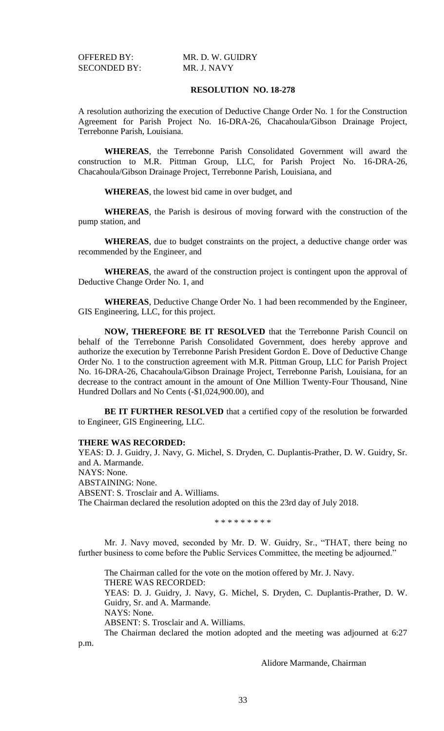OFFERED BY: MR. D. W. GUIDRY
SECONDED BY: MR. J. NAVY

**RESOLUTION NO. 18-278**

A resolution authorizing the execution of Deductive Change Order No. 1 for the Construction Agreement for Parish Project No. 16-DRA-26, Chacahoula/Gibson Drainage Project, Terrebonne Parish, Louisiana.

**WHEREAS**, the Terrebonne Parish Consolidated Government will award the construction to M.R. Pittman Group, LLC, for Parish Project No. 16-DRA-26, Chacahoula/Gibson Drainage Project, Terrebonne Parish, Louisiana, and

**WHEREAS**, the lowest bid came in over budget, and

**WHEREAS**, the Parish is desirous of moving forward with the construction of the pump station, and

**WHEREAS**, due to budget constraints on the project, a deductive change order was recommended by the Engineer, and

**WHEREAS**, the award of the construction project is contingent upon the approval of Deductive Change Order No. 1, and

**WHEREAS**, Deductive Change Order No. 1 had been recommended by the Engineer, GIS Engineering, LLC, for this project.

**NOW, THEREFORE BE IT RESOLVED** that the Terrebonne Parish Council on behalf of the Terrebonne Parish Consolidated Government, does hereby approve and authorize the execution by Terrebonne Parish President Gordon E. Dove of Deductive Change Order No. 1 to the construction agreement with M.R. Pittman Group, LLC for Parish Project No. 16-DRA-26, Chacahoula/Gibson Drainage Project, Terrebonne Parish, Louisiana, for an decrease to the contract amount in the amount of One Million Twenty-Four Thousand, Nine Hundred Dollars and No Cents (-$1,024,900.00), and

**BE IT FURTHER RESOLVED** that a certified copy of the resolution be forwarded to Engineer, GIS Engineering, LLC.

**THERE WAS RECORDED:**
YEAS: D. J. Guidry, J. Navy, G. Michel, S. Dryden, C. Duplantis-Prather, D. W. Guidry, Sr. and A. Marmande.
NAYS: None.
ABSTAINING: None.
ABSENT: S. Trosclair and A. Williams.
The Chairman declared the resolution adopted on this the 23rd day of July 2018.

\* \* \* \* \* \* \* \* \*

Mr. J. Navy moved, seconded by Mr. D. W. Guidry, Sr., "THAT, there being no further business to come before the Public Services Committee, the meeting be adjourned."

The Chairman called for the vote on the motion offered by Mr. J. Navy.
THERE WAS RECORDED:
YEAS: D. J. Guidry, J. Navy, G. Michel, S. Dryden, C. Duplantis-Prather, D. W. Guidry, Sr. and A. Marmande.
NAYS: None.
ABSENT: S. Trosclair and A. Williams.
The Chairman declared the motion adopted and the meeting was adjourned at 6:27 p.m.

Alidore Marmande, Chairman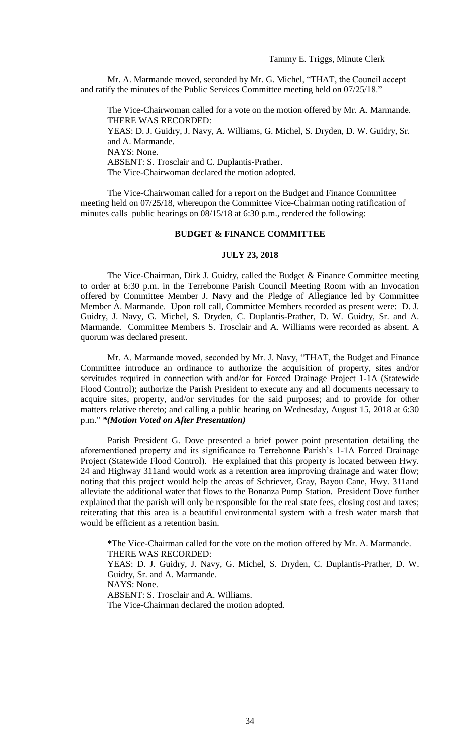Tammy E. Triggs, Minute Clerk

Mr. A. Marmande moved, seconded by Mr. G. Michel, "THAT, the Council accept and ratify the minutes of the Public Services Committee meeting held on 07/25/18."

The Vice-Chairwoman called for a vote on the motion offered by Mr. A. Marmande.
THERE WAS RECORDED:
YEAS: D. J. Guidry, J. Navy, A. Williams, G. Michel, S. Dryden, D. W. Guidry, Sr. and A. Marmande.
NAYS: None.
ABSENT: S. Trosclair and C. Duplantis-Prather.
The Vice-Chairwoman declared the motion adopted.

The Vice-Chairwoman called for a report on the Budget and Finance Committee meeting held on 07/25/18, whereupon the Committee Vice-Chairman noting ratification of minutes calls public hearings on 08/15/18 at 6:30 p.m., rendered the following:

## BUDGET & FINANCE COMMITTEE

## JULY 23, 2018

The Vice-Chairman, Dirk J. Guidry, called the Budget & Finance Committee meeting to order at 6:30 p.m. in the Terrebonne Parish Council Meeting Room with an Invocation offered by Committee Member J. Navy and the Pledge of Allegiance led by Committee Member A. Marmande. Upon roll call, Committee Members recorded as present were: D. J. Guidry, J. Navy, G. Michel, S. Dryden, C. Duplantis-Prather, D. W. Guidry, Sr. and A. Marmande. Committee Members S. Trosclair and A. Williams were recorded as absent. A quorum was declared present.

Mr. A. Marmande moved, seconded by Mr. J. Navy, "THAT, the Budget and Finance Committee introduce an ordinance to authorize the acquisition of property, sites and/or servitudes required in connection with and/or for Forced Drainage Project 1-1A (Statewide Flood Control); authorize the Parish President to execute any and all documents necessary to acquire sites, property, and/or servitudes for the said purposes; and to provide for other matters relative thereto; and calling a public hearing on Wednesday, August 15, 2018 at 6:30 p.m." ***(Motion Voted on After Presentation)***

Parish President G. Dove presented a brief power point presentation detailing the aforementioned property and its significance to Terrebonne Parish's 1-1A Forced Drainage Project (Statewide Flood Control). He explained that this property is located between Hwy. 24 and Highway 311and would work as a retention area improving drainage and water flow; noting that this project would help the areas of Schriever, Gray, Bayou Cane, Hwy. 311and alleviate the additional water that flows to the Bonanza Pump Station. President Dove further explained that the parish will only be responsible for the real state fees, closing cost and taxes; reiterating that this area is a beautiful environmental system with a fresh water marsh that would be efficient as a retention basin.

**\***The Vice-Chairman called for the vote on the motion offered by Mr. A. Marmande.
THERE WAS RECORDED:
YEAS: D. J. Guidry, J. Navy, G. Michel, S. Dryden, C. Duplantis-Prather, D. W. Guidry, Sr. and A. Marmande.
NAYS: None.
ABSENT: S. Trosclair and A. Williams.
The Vice-Chairman declared the motion adopted.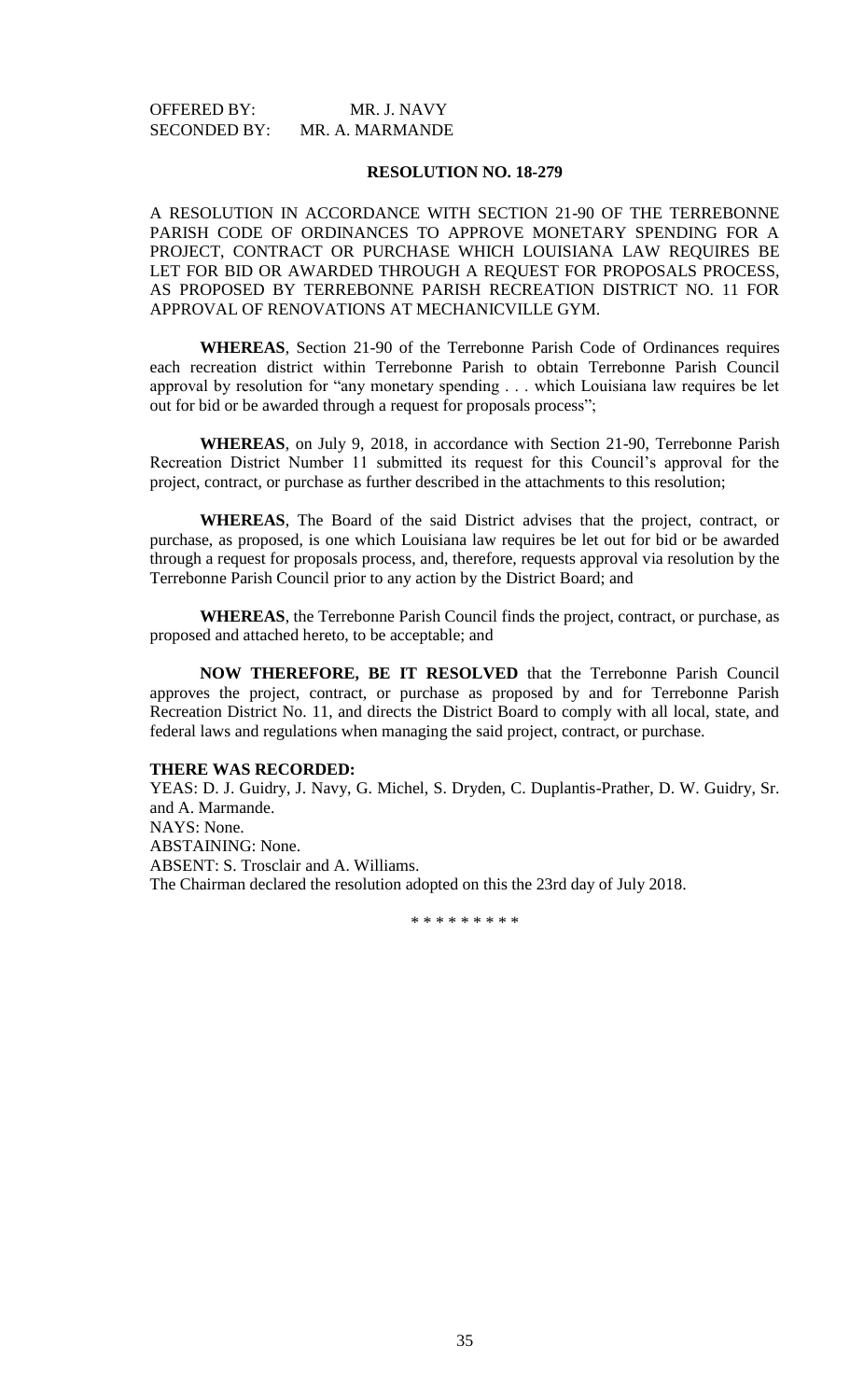OFFERED BY: MR. J. NAVY
SECONDED BY: MR. A. MARMANDE

**RESOLUTION NO. 18-279**

A RESOLUTION IN ACCORDANCE WITH SECTION 21-90 OF THE TERREBONNE PARISH CODE OF ORDINANCES TO APPROVE MONETARY SPENDING FOR A PROJECT, CONTRACT OR PURCHASE WHICH LOUISIANA LAW REQUIRES BE LET FOR BID OR AWARDED THROUGH A REQUEST FOR PROPOSALS PROCESS, AS PROPOSED BY TERREBONNE PARISH RECREATION DISTRICT NO. 11 FOR APPROVAL OF RENOVATIONS AT MECHANICVILLE GYM.

**WHEREAS**, Section 21-90 of the Terrebonne Parish Code of Ordinances requires each recreation district within Terrebonne Parish to obtain Terrebonne Parish Council approval by resolution for "any monetary spending . . . which Louisiana law requires be let out for bid or be awarded through a request for proposals process";

**WHEREAS**, on July 9, 2018, in accordance with Section 21-90, Terrebonne Parish Recreation District Number 11 submitted its request for this Council's approval for the project, contract, or purchase as further described in the attachments to this resolution;

**WHEREAS**, The Board of the said District advises that the project, contract, or purchase, as proposed, is one which Louisiana law requires be let out for bid or be awarded through a request for proposals process, and, therefore, requests approval via resolution by the Terrebonne Parish Council prior to any action by the District Board; and

**WHEREAS**, the Terrebonne Parish Council finds the project, contract, or purchase, as proposed and attached hereto, to be acceptable; and

**NOW THEREFORE, BE IT RESOLVED** that the Terrebonne Parish Council approves the project, contract, or purchase as proposed by and for Terrebonne Parish Recreation District No. 11, and directs the District Board to comply with all local, state, and federal laws and regulations when managing the said project, contract, or purchase.

**THERE WAS RECORDED:**

YEAS: D. J. Guidry, J. Navy, G. Michel, S. Dryden, C. Duplantis-Prather, D. W. Guidry, Sr. and A. Marmande.
NAYS: None.
ABSTAINING: None.
ABSENT: S. Trosclair and A. Williams.
The Chairman declared the resolution adopted on this the 23rd day of July 2018.

\* \* \* \* \* \* \* \* \*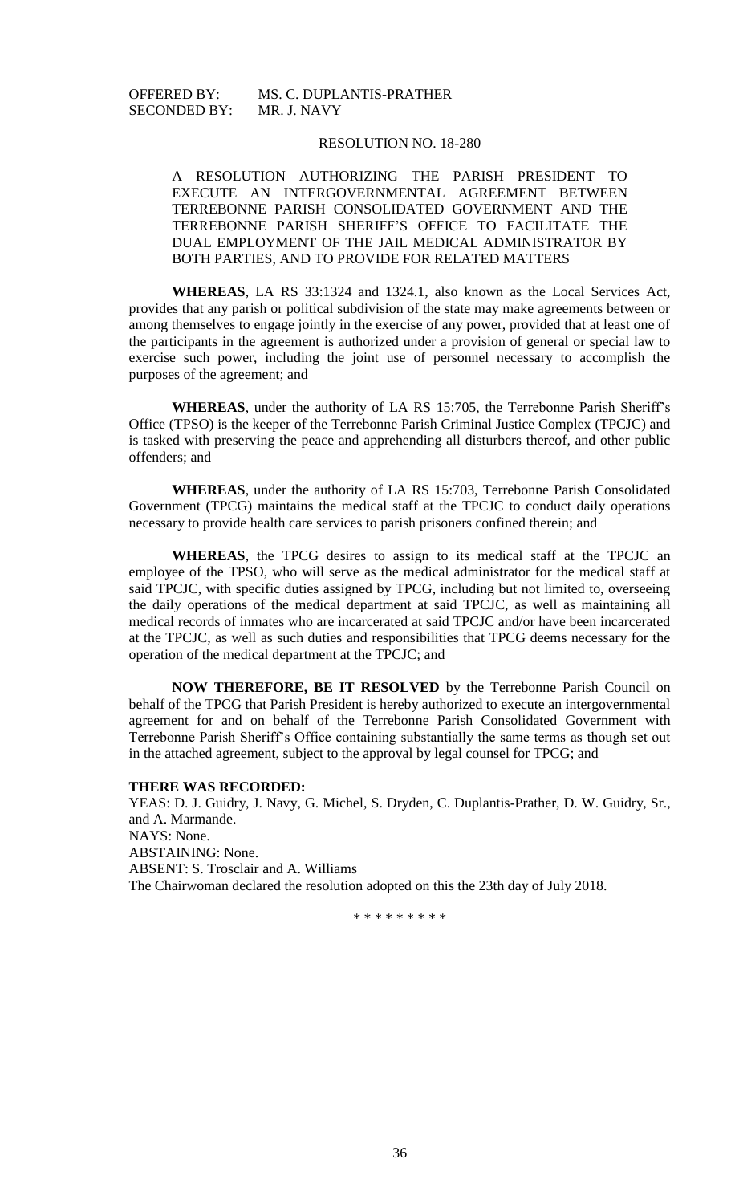OFFERED BY: MS. C. DUPLANTIS-PRATHER
SECONDED BY: MR. J. NAVY

RESOLUTION NO. 18-280

A RESOLUTION AUTHORIZING THE PARISH PRESIDENT TO EXECUTE AN INTERGOVERNMENTAL AGREEMENT BETWEEN TERREBONNE PARISH CONSOLIDATED GOVERNMENT AND THE TERREBONNE PARISH SHERIFF'S OFFICE TO FACILITATE THE DUAL EMPLOYMENT OF THE JAIL MEDICAL ADMINISTRATOR BY BOTH PARTIES, AND TO PROVIDE FOR RELATED MATTERS

**WHEREAS**, LA RS 33:1324 and 1324.1, also known as the Local Services Act, provides that any parish or political subdivision of the state may make agreements between or among themselves to engage jointly in the exercise of any power, provided that at least one of the participants in the agreement is authorized under a provision of general or special law to exercise such power, including the joint use of personnel necessary to accomplish the purposes of the agreement; and

**WHEREAS**, under the authority of LA RS 15:705, the Terrebonne Parish Sheriff's Office (TPSO) is the keeper of the Terrebonne Parish Criminal Justice Complex (TPCJC) and is tasked with preserving the peace and apprehending all disturbers thereof, and other public offenders; and

**WHEREAS**, under the authority of LA RS 15:703, Terrebonne Parish Consolidated Government (TPCG) maintains the medical staff at the TPCJC to conduct daily operations necessary to provide health care services to parish prisoners confined therein; and

**WHEREAS**, the TPCG desires to assign to its medical staff at the TPCJC an employee of the TPSO, who will serve as the medical administrator for the medical staff at said TPCJC, with specific duties assigned by TPCG, including but not limited to, overseeing the daily operations of the medical department at said TPCJC, as well as maintaining all medical records of inmates who are incarcerated at said TPCJC and/or have been incarcerated at the TPCJC, as well as such duties and responsibilities that TPCG deems necessary for the operation of the medical department at the TPCJC; and

**NOW THEREFORE, BE IT RESOLVED** by the Terrebonne Parish Council on behalf of the TPCG that Parish President is hereby authorized to execute an intergovernmental agreement for and on behalf of the Terrebonne Parish Consolidated Government with Terrebonne Parish Sheriff's Office containing substantially the same terms as though set out in the attached agreement, subject to the approval by legal counsel for TPCG; and

**THERE WAS RECORDED:**

YEAS: D. J. Guidry, J. Navy, G. Michel, S. Dryden, C. Duplantis-Prather, D. W. Guidry, Sr., and A. Marmande.

NAYS: None.

ABSTAINING: None.

ABSENT: S. Trosclair and A. Williams

The Chairwoman declared the resolution adopted on this the 23th day of July 2018.

\* \* \* \* \* \* \* \* \*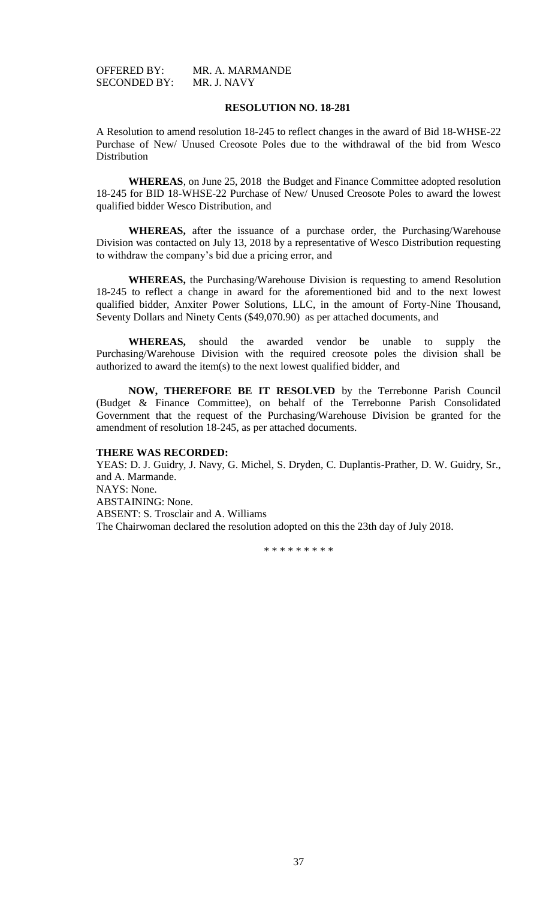OFFERED BY: MR. A. MARMANDE
SECONDED BY: MR. J. NAVY

**RESOLUTION NO. 18-281**

A Resolution to amend resolution 18-245 to reflect changes in the award of Bid 18-WHSE-22 Purchase of New/ Unused Creosote Poles due to the withdrawal of the bid from Wesco Distribution

**WHEREAS**, on June 25, 2018 the Budget and Finance Committee adopted resolution 18-245 for BID 18-WHSE-22 Purchase of New/ Unused Creosote Poles to award the lowest qualified bidder Wesco Distribution, and

**WHEREAS,** after the issuance of a purchase order, the Purchasing/Warehouse Division was contacted on July 13, 2018 by a representative of Wesco Distribution requesting to withdraw the company's bid due a pricing error, and

**WHEREAS,** the Purchasing/Warehouse Division is requesting to amend Resolution 18-245 to reflect a change in award for the aforementioned bid and to the next lowest qualified bidder, Anxiter Power Solutions, LLC, in the amount of Forty-Nine Thousand, Seventy Dollars and Ninety Cents ($49,070.90) as per attached documents, and

**WHEREAS,** should the awarded vendor be unable to supply the Purchasing/Warehouse Division with the required creosote poles the division shall be authorized to award the item(s) to the next lowest qualified bidder, and

**NOW, THEREFORE BE IT RESOLVED** by the Terrebonne Parish Council (Budget & Finance Committee), on behalf of the Terrebonne Parish Consolidated Government that the request of the Purchasing/Warehouse Division be granted for the amendment of resolution 18-245, as per attached documents.

**THERE WAS RECORDED:**
YEAS: D. J. Guidry, J. Navy, G. Michel, S. Dryden, C. Duplantis-Prather, D. W. Guidry, Sr., and A. Marmande.
NAYS: None.
ABSTAINING: None.
ABSENT: S. Trosclair and A. Williams
The Chairwoman declared the resolution adopted on this the 23th day of July 2018.

\* \* \* \* \* \* \* \* \*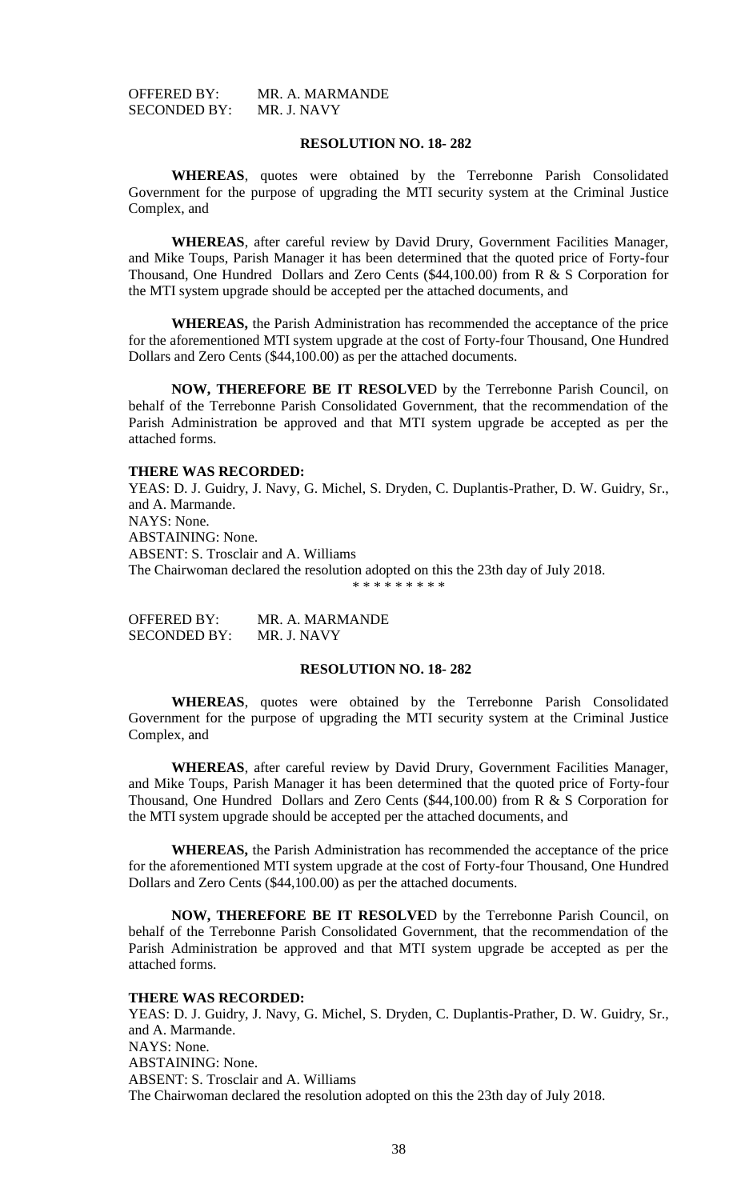OFFERED BY: MR. A. MARMANDE
SECONDED BY: MR. J. NAVY

**RESOLUTION NO. 18- 282**

**WHEREAS**, quotes were obtained by the Terrebonne Parish Consolidated Government for the purpose of upgrading the MTI security system at the Criminal Justice Complex, and

**WHEREAS**, after careful review by David Drury, Government Facilities Manager, and Mike Toups, Parish Manager it has been determined that the quoted price of Forty-four Thousand, One Hundred Dollars and Zero Cents ($44,100.00) from R & S Corporation for the MTI system upgrade should be accepted per the attached documents, and

**WHEREAS,** the Parish Administration has recommended the acceptance of the price for the aforementioned MTI system upgrade at the cost of Forty-four Thousand, One Hundred Dollars and Zero Cents ($44,100.00) as per the attached documents.

**NOW, THEREFORE BE IT RESOLVE**D by the Terrebonne Parish Council, on behalf of the Terrebonne Parish Consolidated Government, that the recommendation of the Parish Administration be approved and that MTI system upgrade be accepted as per the attached forms.

**THERE WAS RECORDED:**

YEAS: D. J. Guidry, J. Navy, G. Michel, S. Dryden, C. Duplantis-Prather, D. W. Guidry, Sr., and A. Marmande.
NAYS: None.
ABSTAINING: None.
ABSENT: S. Trosclair and A. Williams
The Chairwoman declared the resolution adopted on this the 23th day of July 2018.

\* \* \* \* \* \* \* \* \*

OFFERED BY: MR. A. MARMANDE
SECONDED BY: MR. J. NAVY

**RESOLUTION NO. 18- 282**

**WHEREAS**, quotes were obtained by the Terrebonne Parish Consolidated Government for the purpose of upgrading the MTI security system at the Criminal Justice Complex, and

**WHEREAS**, after careful review by David Drury, Government Facilities Manager, and Mike Toups, Parish Manager it has been determined that the quoted price of Forty-four Thousand, One Hundred Dollars and Zero Cents ($44,100.00) from R & S Corporation for the MTI system upgrade should be accepted per the attached documents, and

**WHEREAS,** the Parish Administration has recommended the acceptance of the price for the aforementioned MTI system upgrade at the cost of Forty-four Thousand, One Hundred Dollars and Zero Cents ($44,100.00) as per the attached documents.

**NOW, THEREFORE BE IT RESOLVE**D by the Terrebonne Parish Council, on behalf of the Terrebonne Parish Consolidated Government, that the recommendation of the Parish Administration be approved and that MTI system upgrade be accepted as per the attached forms.

**THERE WAS RECORDED:**

YEAS: D. J. Guidry, J. Navy, G. Michel, S. Dryden, C. Duplantis-Prather, D. W. Guidry, Sr., and A. Marmande.
NAYS: None.
ABSTAINING: None.
ABSENT: S. Trosclair and A. Williams
The Chairwoman declared the resolution adopted on this the 23th day of July 2018.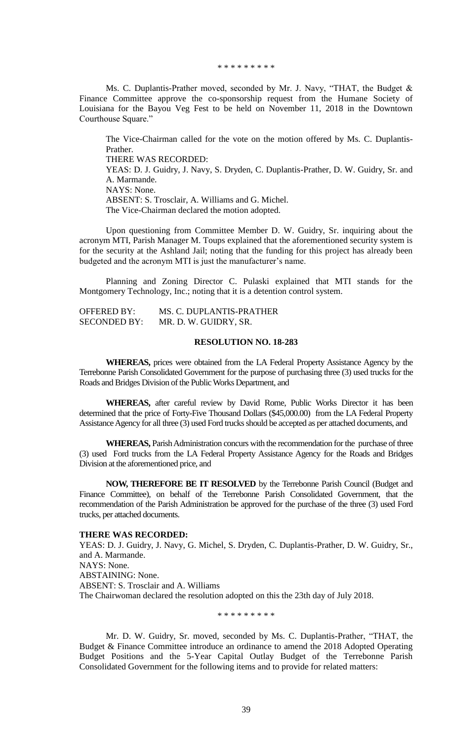\* \* \* \* \* \* \* \* \*

Ms. C. Duplantis-Prather moved, seconded by Mr. J. Navy, "THAT, the Budget & Finance Committee approve the co-sponsorship request from the Humane Society of Louisiana for the Bayou Veg Fest to be held on November 11, 2018 in the Downtown Courthouse Square."

The Vice-Chairman called for the vote on the motion offered by Ms. C. Duplantis-Prather.
THERE WAS RECORDED:
YEAS: D. J. Guidry, J. Navy, S. Dryden, C. Duplantis-Prather, D. W. Guidry, Sr. and A. Marmande.
NAYS: None.
ABSENT: S. Trosclair, A. Williams and G. Michel.
The Vice-Chairman declared the motion adopted.

Upon questioning from Committee Member D. W. Guidry, Sr. inquiring about the acronym MTI, Parish Manager M. Toups explained that the aforementioned security system is for the security at the Ashland Jail; noting that the funding for this project has already been budgeted and the acronym MTI is just the manufacturer's name.

Planning and Zoning Director C. Pulaski explained that MTI stands for the Montgomery Technology, Inc.; noting that it is a detention control system.

OFFERED BY: MS. C. DUPLANTIS-PRATHER
SECONDED BY: MR. D. W. GUIDRY, SR.

**RESOLUTION NO. 18-283**

**WHEREAS,** prices were obtained from the LA Federal Property Assistance Agency by the Terrebonne Parish Consolidated Government for the purpose of purchasing three (3) used trucks for the Roads and Bridges Division of the Public Works Department, and

**WHEREAS,** after careful review by David Rome, Public Works Director it has been determined that the price of Forty-Five Thousand Dollars ($45,000.00) from the LA Federal Property Assistance Agency for all three (3) used Ford trucks should be accepted as per attached documents, and

**WHEREAS,** Parish Administration concurs with the recommendation for the purchase of three (3) used Ford trucks from the LA Federal Property Assistance Agency for the Roads and Bridges Division at the aforementioned price, and

**NOW, THEREFORE BE IT RESOLVED** by the Terrebonne Parish Council (Budget and Finance Committee), on behalf of the Terrebonne Parish Consolidated Government, that the recommendation of the Parish Administration be approved for the purchase of the three (3) used Ford trucks, per attached documents.

**THERE WAS RECORDED:**
YEAS: D. J. Guidry, J. Navy, G. Michel, S. Dryden, C. Duplantis-Prather, D. W. Guidry, Sr., and A. Marmande.
NAYS: None.
ABSTAINING: None.
ABSENT: S. Trosclair and A. Williams
The Chairwoman declared the resolution adopted on this the 23th day of July 2018.

\* \* \* \* \* \* \* \* \*

Mr. D. W. Guidry, Sr. moved, seconded by Ms. C. Duplantis-Prather, "THAT, the Budget & Finance Committee introduce an ordinance to amend the 2018 Adopted Operating Budget Positions and the 5-Year Capital Outlay Budget of the Terrebonne Parish Consolidated Government for the following items and to provide for related matters: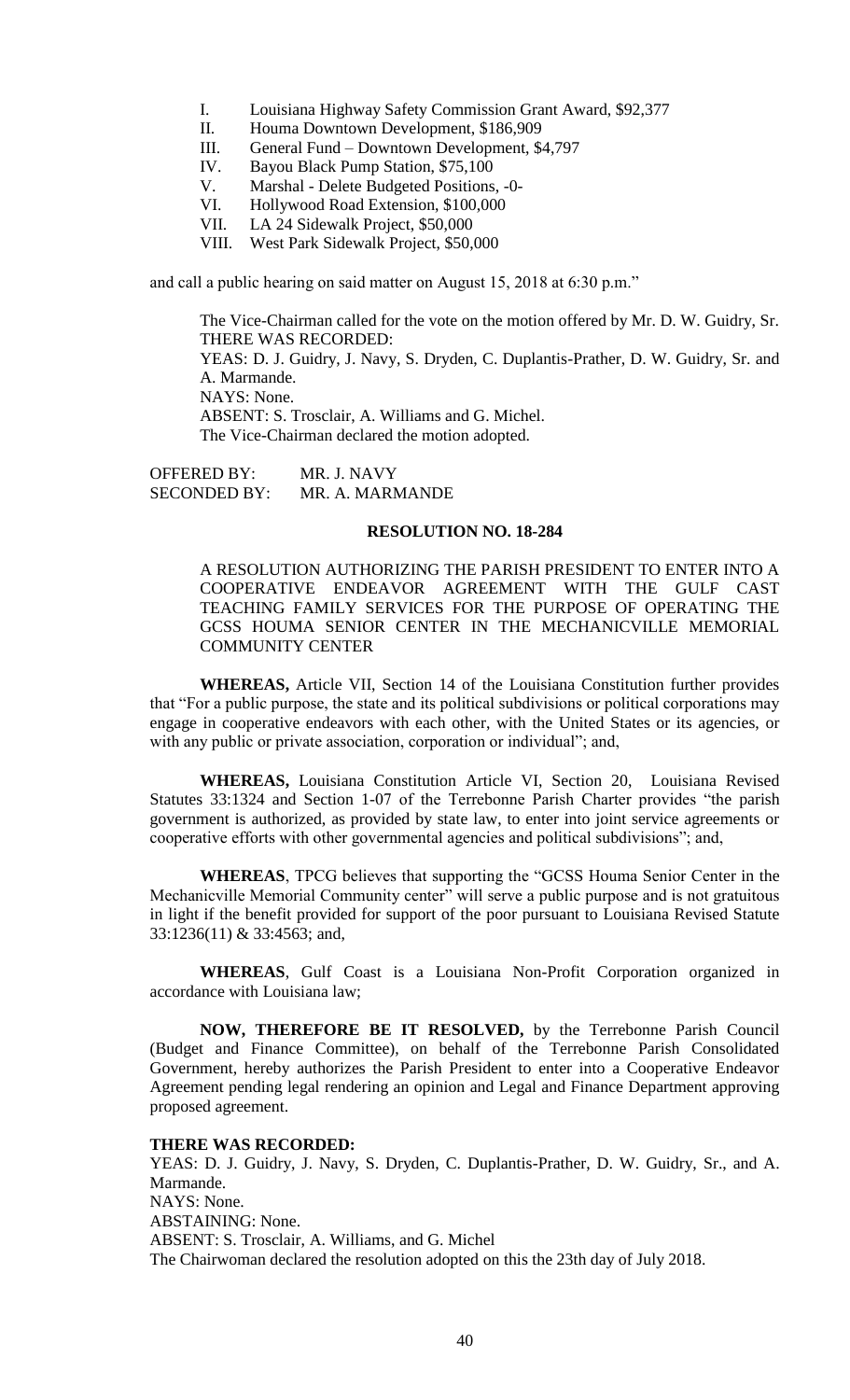I. Louisiana Highway Safety Commission Grant Award, $92,377
II. Houma Downtown Development, $186,909
III. General Fund – Downtown Development, $4,797
IV. Bayou Black Pump Station, $75,100
V. Marshal - Delete Budgeted Positions, -0-
VI. Hollywood Road Extension, $100,000
VII. LA 24 Sidewalk Project, $50,000
VIII. West Park Sidewalk Project, $50,000

and call a public hearing on said matter on August 15, 2018 at 6:30 p.m."

The Vice-Chairman called for the vote on the motion offered by Mr. D. W. Guidry, Sr. THERE WAS RECORDED:
YEAS: D. J. Guidry, J. Navy, S. Dryden, C. Duplantis-Prather, D. W. Guidry, Sr. and A. Marmande.
NAYS: None.
ABSENT: S. Trosclair, A. Williams and G. Michel.
The Vice-Chairman declared the motion adopted.

OFFERED BY: MR. J. NAVY
SECONDED BY: MR. A. MARMANDE

**RESOLUTION NO. 18-284**

A RESOLUTION AUTHORIZING THE PARISH PRESIDENT TO ENTER INTO A COOPERATIVE ENDEAVOR AGREEMENT WITH THE GULF CAST TEACHING FAMILY SERVICES FOR THE PURPOSE OF OPERATING THE GCSS HOUMA SENIOR CENTER IN THE MECHANICVILLE MEMORIAL COMMUNITY CENTER

**WHEREAS,** Article VII, Section 14 of the Louisiana Constitution further provides that "For a public purpose, the state and its political subdivisions or political corporations may engage in cooperative endeavors with each other, with the United States or its agencies, or with any public or private association, corporation or individual"; and,

**WHEREAS,** Louisiana Constitution Article VI, Section 20, Louisiana Revised Statutes 33:1324 and Section 1-07 of the Terrebonne Parish Charter provides "the parish government is authorized, as provided by state law, to enter into joint service agreements or cooperative efforts with other governmental agencies and political subdivisions"; and,

**WHEREAS**, TPCG believes that supporting the "GCSS Houma Senior Center in the Mechanicville Memorial Community center" will serve a public purpose and is not gratuitous in light if the benefit provided for support of the poor pursuant to Louisiana Revised Statute 33:1236(11) & 33:4563; and,

**WHEREAS**, Gulf Coast is a Louisiana Non-Profit Corporation organized in accordance with Louisiana law;

**NOW, THEREFORE BE IT RESOLVED,** by the Terrebonne Parish Council (Budget and Finance Committee), on behalf of the Terrebonne Parish Consolidated Government, hereby authorizes the Parish President to enter into a Cooperative Endeavor Agreement pending legal rendering an opinion and Legal and Finance Department approving proposed agreement.

**THERE WAS RECORDED:**
YEAS: D. J. Guidry, J. Navy, S. Dryden, C. Duplantis-Prather, D. W. Guidry, Sr., and A. Marmande.
NAYS: None.
ABSTAINING: None.
ABSENT: S. Trosclair, A. Williams, and G. Michel
The Chairwoman declared the resolution adopted on this the 23th day of July 2018.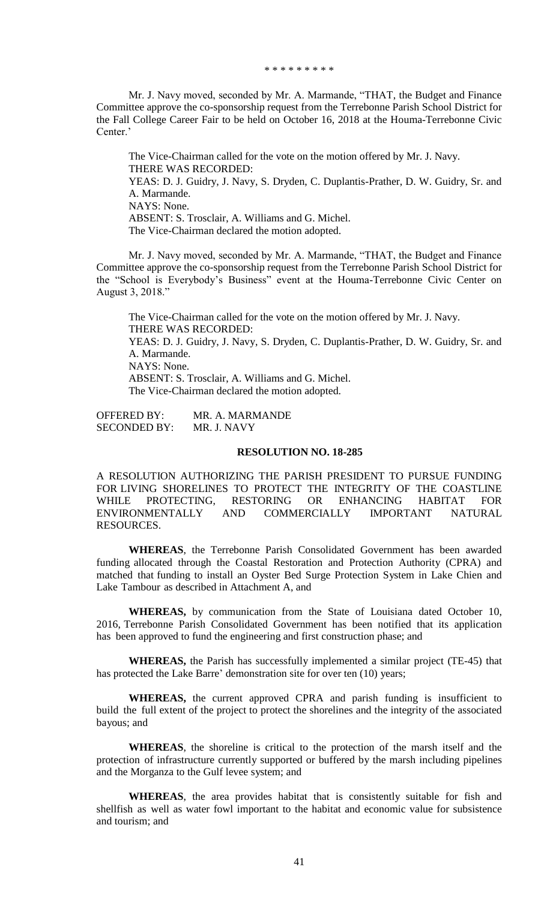\* \* \* \* \* \* \* \* \*

Mr. J. Navy moved, seconded by Mr. A. Marmande, "THAT, the Budget and Finance Committee approve the co-sponsorship request from the Terrebonne Parish School District for the Fall College Career Fair to be held on October 16, 2018 at the Houma-Terrebonne Civic Center.'

The Vice-Chairman called for the vote on the motion offered by Mr. J. Navy.
THERE WAS RECORDED:
YEAS: D. J. Guidry, J. Navy, S. Dryden, C. Duplantis-Prather, D. W. Guidry, Sr. and A. Marmande.
NAYS: None.
ABSENT: S. Trosclair, A. Williams and G. Michel.
The Vice-Chairman declared the motion adopted.

Mr. J. Navy moved, seconded by Mr. A. Marmande, "THAT, the Budget and Finance Committee approve the co-sponsorship request from the Terrebonne Parish School District for the "School is Everybody's Business" event at the Houma-Terrebonne Civic Center on August 3, 2018."

The Vice-Chairman called for the vote on the motion offered by Mr. J. Navy.
THERE WAS RECORDED:
YEAS: D. J. Guidry, J. Navy, S. Dryden, C. Duplantis-Prather, D. W. Guidry, Sr. and A. Marmande.
NAYS: None.
ABSENT: S. Trosclair, A. Williams and G. Michel.
The Vice-Chairman declared the motion adopted.

OFFERED BY: MR. A. MARMANDE
SECONDED BY: MR. J. NAVY

**RESOLUTION NO. 18-285**

A RESOLUTION AUTHORIZING THE PARISH PRESIDENT TO PURSUE FUNDING FOR LIVING SHORELINES TO PROTECT THE INTEGRITY OF THE COASTLINE WHILE PROTECTING, RESTORING OR ENHANCING HABITAT FOR ENVIRONMENTALLY AND COMMERCIALLY IMPORTANT NATURAL RESOURCES.

**WHEREAS**, the Terrebonne Parish Consolidated Government has been awarded funding allocated through the Coastal Restoration and Protection Authority (CPRA) and matched that funding to install an Oyster Bed Surge Protection System in Lake Chien and Lake Tambour as described in Attachment A, and

**WHEREAS,** by communication from the State of Louisiana dated October 10, 2016, Terrebonne Parish Consolidated Government has been notified that its application has been approved to fund the engineering and first construction phase; and

**WHEREAS,** the Parish has successfully implemented a similar project (TE-45) that has protected the Lake Barre' demonstration site for over ten (10) years;

**WHEREAS,** the current approved CPRA and parish funding is insufficient to build the full extent of the project to protect the shorelines and the integrity of the associated bayous; and

**WHEREAS**, the shoreline is critical to the protection of the marsh itself and the protection of infrastructure currently supported or buffered by the marsh including pipelines and the Morganza to the Gulf levee system; and

**WHEREAS**, the area provides habitat that is consistently suitable for fish and shellfish as well as water fowl important to the habitat and economic value for subsistence and tourism; and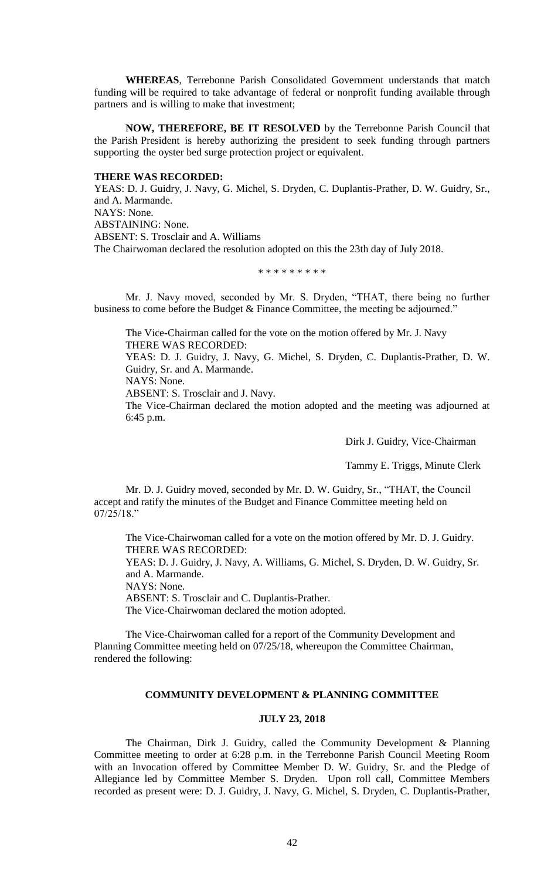**WHEREAS**, Terrebonne Parish Consolidated Government understands that match funding will be required to take advantage of federal or nonprofit funding available through partners and is willing to make that investment;

**NOW, THEREFORE, BE IT RESOLVED** by the Terrebonne Parish Council that the Parish President is hereby authorizing the president to seek funding through partners supporting the oyster bed surge protection project or equivalent.

**THERE WAS RECORDED:**
YEAS: D. J. Guidry, J. Navy, G. Michel, S. Dryden, C. Duplantis-Prather, D. W. Guidry, Sr., and A. Marmande.
NAYS: None.
ABSTAINING: None.
ABSENT: S. Trosclair and A. Williams
The Chairwoman declared the resolution adopted on this the 23th day of July 2018.

\* \* \* \* \* \* \* \* \*

Mr. J. Navy moved, seconded by Mr. S. Dryden, "THAT, there being no further business to come before the Budget & Finance Committee, the meeting be adjourned."

The Vice-Chairman called for the vote on the motion offered by Mr. J. Navy
THERE WAS RECORDED:
YEAS: D. J. Guidry, J. Navy, G. Michel, S. Dryden, C. Duplantis-Prather, D. W. Guidry, Sr. and A. Marmande.
NAYS: None.
ABSENT: S. Trosclair and J. Navy.
The Vice-Chairman declared the motion adopted and the meeting was adjourned at 6:45 p.m.

Dirk J. Guidry, Vice-Chairman

Tammy E. Triggs, Minute Clerk

Mr. D. J. Guidry moved, seconded by Mr. D. W. Guidry, Sr., "THAT, the Council accept and ratify the minutes of the Budget and Finance Committee meeting held on 07/25/18."

The Vice-Chairwoman called for a vote on the motion offered by Mr. D. J. Guidry.
THERE WAS RECORDED:
YEAS: D. J. Guidry, J. Navy, A. Williams, G. Michel, S. Dryden, D. W. Guidry, Sr. and A. Marmande.
NAYS: None.
ABSENT: S. Trosclair and C. Duplantis-Prather.
The Vice-Chairwoman declared the motion adopted.

The Vice-Chairwoman called for a report of the Community Development and Planning Committee meeting held on 07/25/18, whereupon the Committee Chairman, rendered the following:

## COMMUNITY DEVELOPMENT & PLANNING COMMITTEE

### JULY 23, 2018

The Chairman, Dirk J. Guidry, called the Community Development & Planning Committee meeting to order at 6:28 p.m. in the Terrebonne Parish Council Meeting Room with an Invocation offered by Committee Member D. W. Guidry, Sr. and the Pledge of Allegiance led by Committee Member S. Dryden. Upon roll call, Committee Members recorded as present were: D. J. Guidry, J. Navy, G. Michel, S. Dryden, C. Duplantis-Prather,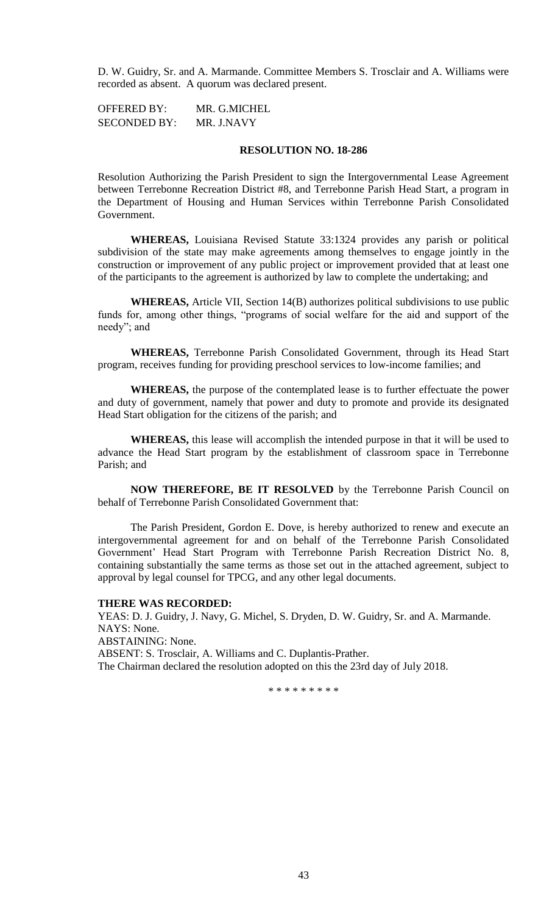D. W. Guidry, Sr. and A. Marmande. Committee Members S. Trosclair and A. Williams were recorded as absent. A quorum was declared present.

OFFERED BY: MR. G.MICHEL
SECONDED BY: MR. J.NAVY

**RESOLUTION NO. 18-286**

Resolution Authorizing the Parish President to sign the Intergovernmental Lease Agreement between Terrebonne Recreation District #8, and Terrebonne Parish Head Start, a program in the Department of Housing and Human Services within Terrebonne Parish Consolidated Government.

**WHEREAS,** Louisiana Revised Statute 33:1324 provides any parish or political subdivision of the state may make agreements among themselves to engage jointly in the construction or improvement of any public project or improvement provided that at least one of the participants to the agreement is authorized by law to complete the undertaking; and

**WHEREAS,** Article VII, Section 14(B) authorizes political subdivisions to use public funds for, among other things, "programs of social welfare for the aid and support of the needy"; and

**WHEREAS,** Terrebonne Parish Consolidated Government, through its Head Start program, receives funding for providing preschool services to low-income families; and

**WHEREAS,** the purpose of the contemplated lease is to further effectuate the power and duty of government, namely that power and duty to promote and provide its designated Head Start obligation for the citizens of the parish; and

**WHEREAS,** this lease will accomplish the intended purpose in that it will be used to advance the Head Start program by the establishment of classroom space in Terrebonne Parish; and

**NOW THEREFORE, BE IT RESOLVED** by the Terrebonne Parish Council on behalf of Terrebonne Parish Consolidated Government that:

The Parish President, Gordon E. Dove, is hereby authorized to renew and execute an intergovernmental agreement for and on behalf of the Terrebonne Parish Consolidated Government' Head Start Program with Terrebonne Parish Recreation District No. 8, containing substantially the same terms as those set out in the attached agreement, subject to approval by legal counsel for TPCG, and any other legal documents.

**THERE WAS RECORDED:**
YEAS: D. J. Guidry, J. Navy, G. Michel, S. Dryden, D. W. Guidry, Sr. and A. Marmande.
NAYS: None.
ABSTAINING: None.
ABSENT: S. Trosclair, A. Williams and C. Duplantis-Prather.
The Chairman declared the resolution adopted on this the 23rd day of July 2018.

\* \* \* \* \* \* \* \* \*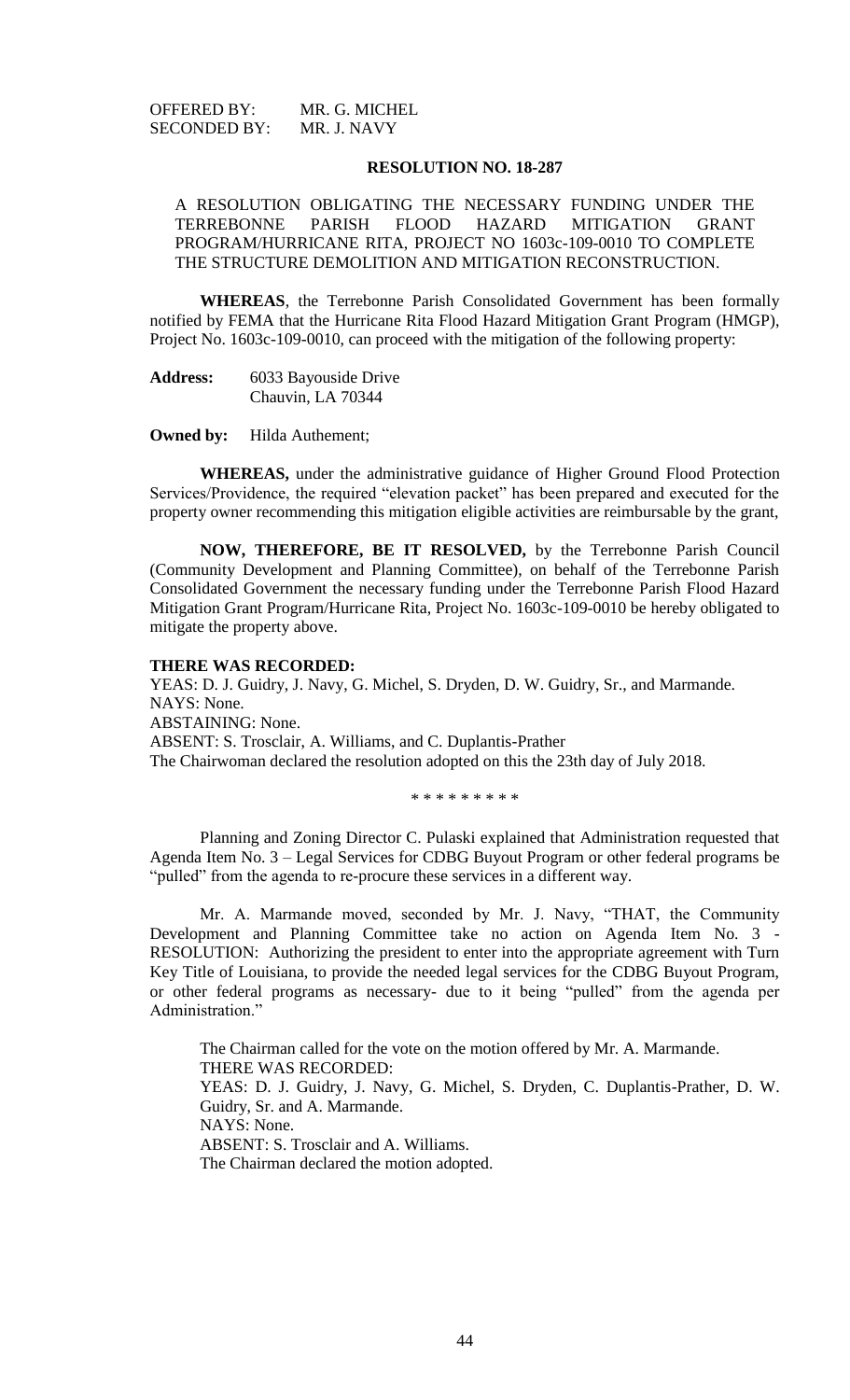OFFERED BY: MR. G. MICHEL
SECONDED BY: MR. J. NAVY

**RESOLUTION NO. 18-287**

A RESOLUTION OBLIGATING THE NECESSARY FUNDING UNDER THE TERREBONNE PARISH FLOOD HAZARD MITIGATION GRANT PROGRAM/HURRICANE RITA, PROJECT NO 1603c-109-0010 TO COMPLETE THE STRUCTURE DEMOLITION AND MITIGATION RECONSTRUCTION.

**WHEREAS**, the Terrebonne Parish Consolidated Government has been formally notified by FEMA that the Hurricane Rita Flood Hazard Mitigation Grant Program (HMGP), Project No. 1603c-109-0010, can proceed with the mitigation of the following property:

**Address:** 6033 Bayouside Drive
Chauvin, LA 70344

**Owned by:** Hilda Authement;

**WHEREAS,** under the administrative guidance of Higher Ground Flood Protection Services/Providence, the required "elevation packet" has been prepared and executed for the property owner recommending this mitigation eligible activities are reimbursable by the grant,

**NOW, THEREFORE, BE IT RESOLVED,** by the Terrebonne Parish Council (Community Development and Planning Committee), on behalf of the Terrebonne Parish Consolidated Government the necessary funding under the Terrebonne Parish Flood Hazard Mitigation Grant Program/Hurricane Rita, Project No. 1603c-109-0010 be hereby obligated to mitigate the property above.

**THERE WAS RECORDED:**
YEAS: D. J. Guidry, J. Navy, G. Michel, S. Dryden, D. W. Guidry, Sr., and Marmande.
NAYS: None.
ABSTAINING: None.
ABSENT: S. Trosclair, A. Williams, and C. Duplantis-Prather
The Chairwoman declared the resolution adopted on this the 23th day of July 2018.

\* \* \* \* \* \* \* \* \*

Planning and Zoning Director C. Pulaski explained that Administration requested that Agenda Item No. 3 – Legal Services for CDBG Buyout Program or other federal programs be "pulled" from the agenda to re-procure these services in a different way.

Mr. A. Marmande moved, seconded by Mr. J. Navy, "THAT, the Community Development and Planning Committee take no action on Agenda Item No. 3 - RESOLUTION: Authorizing the president to enter into the appropriate agreement with Turn Key Title of Louisiana, to provide the needed legal services for the CDBG Buyout Program, or other federal programs as necessary- due to it being "pulled" from the agenda per Administration."

The Chairman called for the vote on the motion offered by Mr. A. Marmande.
THERE WAS RECORDED:
YEAS: D. J. Guidry, J. Navy, G. Michel, S. Dryden, C. Duplantis-Prather, D. W. Guidry, Sr. and A. Marmande.
NAYS: None.
ABSENT: S. Trosclair and A. Williams.
The Chairman declared the motion adopted.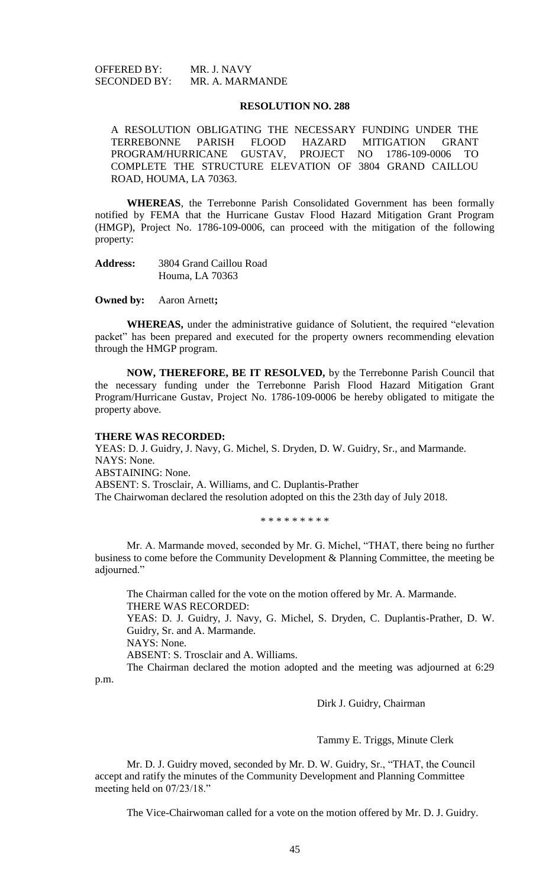OFFERED BY: MR. J. NAVY
SECONDED BY: MR. A. MARMANDE

**RESOLUTION NO. 288**

A RESOLUTION OBLIGATING THE NECESSARY FUNDING UNDER THE TERREBONNE PARISH FLOOD HAZARD MITIGATION GRANT PROGRAM/HURRICANE GUSTAV, PROJECT NO 1786-109-0006 TO COMPLETE THE STRUCTURE ELEVATION OF 3804 GRAND CAILLOU ROAD, HOUMA, LA 70363.

**WHEREAS**, the Terrebonne Parish Consolidated Government has been formally notified by FEMA that the Hurricane Gustav Flood Hazard Mitigation Grant Program (HMGP), Project No. 1786-109-0006, can proceed with the mitigation of the following property:

**Address:** 3804 Grand Caillou Road
Houma, LA 70363

**Owned by:** Aaron Arnett**;**

**WHEREAS,** under the administrative guidance of Solutient, the required "elevation packet" has been prepared and executed for the property owners recommending elevation through the HMGP program.

**NOW, THEREFORE, BE IT RESOLVED,** by the Terrebonne Parish Council that the necessary funding under the Terrebonne Parish Flood Hazard Mitigation Grant Program/Hurricane Gustav, Project No. 1786-109-0006 be hereby obligated to mitigate the property above.

**THERE WAS RECORDED:**
YEAS: D. J. Guidry, J. Navy, G. Michel, S. Dryden, D. W. Guidry, Sr., and Marmande.
NAYS: None.
ABSTAINING: None.
ABSENT: S. Trosclair, A. Williams, and C. Duplantis-Prather
The Chairwoman declared the resolution adopted on this the 23th day of July 2018.

\* \* \* \* \* \* \* \* \*

Mr. A. Marmande moved, seconded by Mr. G. Michel, "THAT, there being no further business to come before the Community Development & Planning Committee, the meeting be adjourned."

The Chairman called for the vote on the motion offered by Mr. A. Marmande.
THERE WAS RECORDED:
YEAS: D. J. Guidry, J. Navy, G. Michel, S. Dryden, C. Duplantis-Prather, D. W. Guidry, Sr. and A. Marmande.
NAYS: None.
ABSENT: S. Trosclair and A. Williams.
The Chairman declared the motion adopted and the meeting was adjourned at 6:29 p.m.

Dirk J. Guidry, Chairman

Tammy E. Triggs, Minute Clerk

Mr. D. J. Guidry moved, seconded by Mr. D. W. Guidry, Sr., "THAT, the Council accept and ratify the minutes of the Community Development and Planning Committee meeting held on 07/23/18."

The Vice-Chairwoman called for a vote on the motion offered by Mr. D. J. Guidry.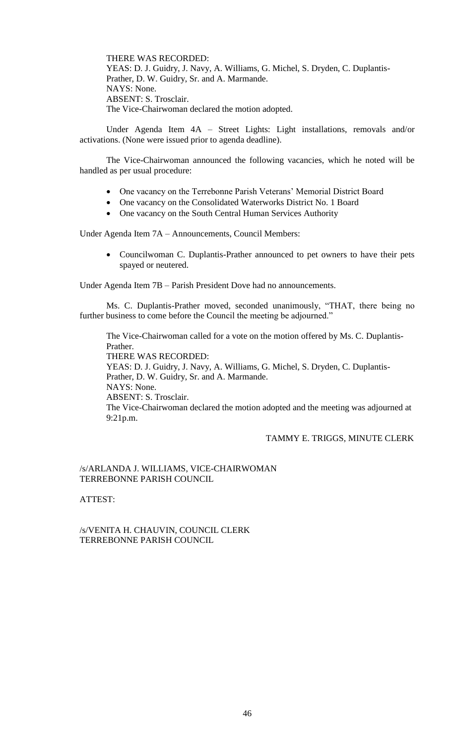THERE WAS RECORDED:
YEAS: D. J. Guidry, J. Navy, A. Williams, G. Michel, S. Dryden, C. Duplantis-Prather, D. W. Guidry, Sr. and A. Marmande.
NAYS: None.
ABSENT: S. Trosclair.
The Vice-Chairwoman declared the motion adopted.

Under Agenda Item 4A – Street Lights: Light installations, removals and/or activations. (None were issued prior to agenda deadline).

The Vice-Chairwoman announced the following vacancies, which he noted will be handled as per usual procedure:

- One vacancy on the Terrebonne Parish Veterans' Memorial District Board
- One vacancy on the Consolidated Waterworks District No. 1 Board
- One vacancy on the South Central Human Services Authority

Under Agenda Item 7A – Announcements, Council Members:

- Councilwoman C. Duplantis-Prather announced to pet owners to have their pets spayed or neutered.

Under Agenda Item 7B – Parish President Dove had no announcements.

Ms. C. Duplantis-Prather moved, seconded unanimously, "THAT, there being no further business to come before the Council the meeting be adjourned."

The Vice-Chairwoman called for a vote on the motion offered by Ms. C. Duplantis-Prather.
THERE WAS RECORDED:
YEAS: D. J. Guidry, J. Navy, A. Williams, G. Michel, S. Dryden, C. Duplantis-Prather, D. W. Guidry, Sr. and A. Marmande.
NAYS: None.
ABSENT: S. Trosclair.
The Vice-Chairwoman declared the motion adopted and the meeting was adjourned at 9:21p.m.

TAMMY E. TRIGGS, MINUTE CLERK

/s/ARLANDA J. WILLIAMS, VICE-CHAIRWOMAN
TERREBONNE PARISH COUNCIL

ATTEST:

/s/VENITA H. CHAUVIN, COUNCIL CLERK
TERREBONNE PARISH COUNCIL